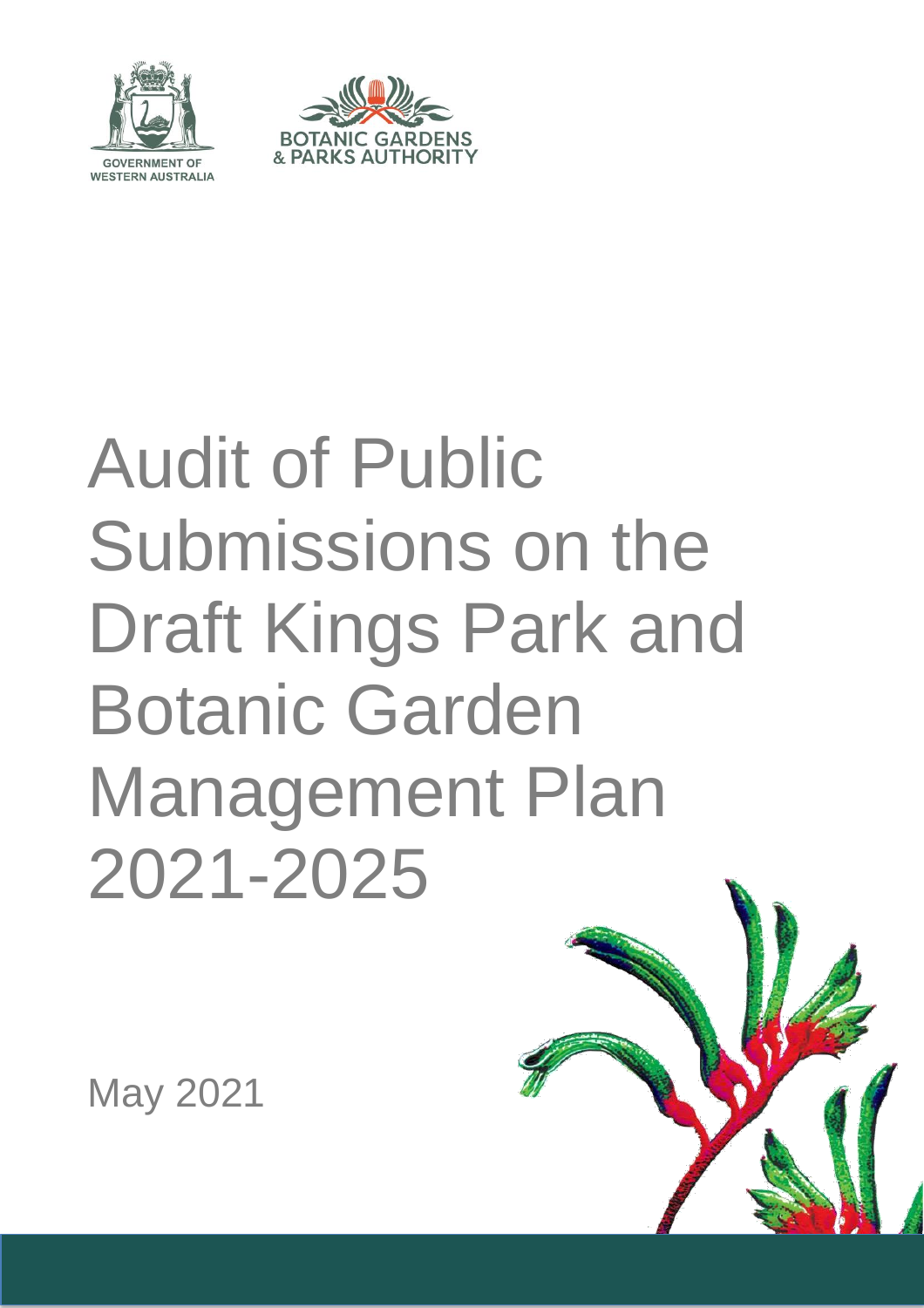GOVERNMENT OF WESTERN AUSTRALIA

BOTANIC GARDENS & PARKS AUTHORITY

# Audit of Public Submissions on the Draft Kings Park and Botanic Garden Management Plan 2021-2025

May 2021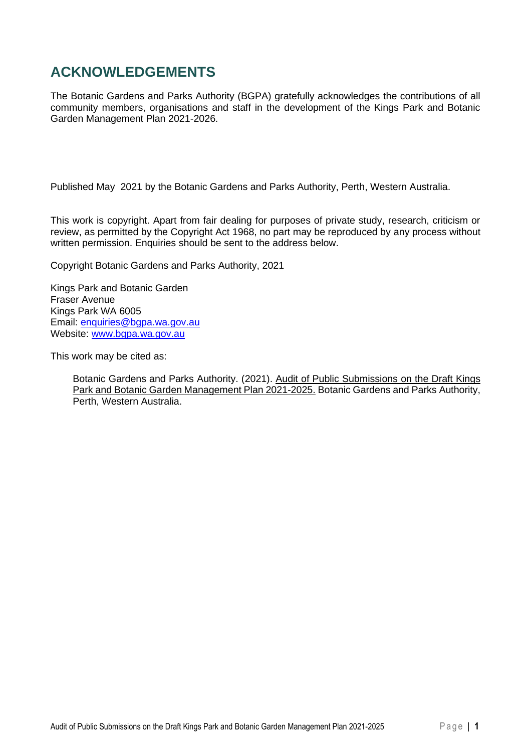# ACKNOWLEDGEMENTS

The Botanic Gardens and Parks Authority (BGPA) gratefully acknowledges the contributions of all community members, organisations and staff in the development of the Kings Park and Botanic Garden Management Plan 2021-2026.

Published May 2021 by the Botanic Gardens and Parks Authority, Perth, Western Australia.

This work is copyright. Apart from fair dealing for purposes of private study, research, criticism or review, as permitted by the Copyright Act 1968, no part may be reproduced by any process without written permission. Enquiries should be sent to the address below.

Copyright Botanic Gardens and Parks Authority, 2021

Kings Park and Botanic Garden
Fraser Avenue
Kings Park WA 6005
Email: enquiries@bgpa.wa.gov.au
Website: www.bgpa.wa.gov.au

This work may be cited as:

> Botanic Gardens and Parks Authority. (2021). Audit of Public Submissions on the Draft Kings Park and Botanic Garden Management Plan 2021-2025. Botanic Gardens and Parks Authority, Perth, Western Australia.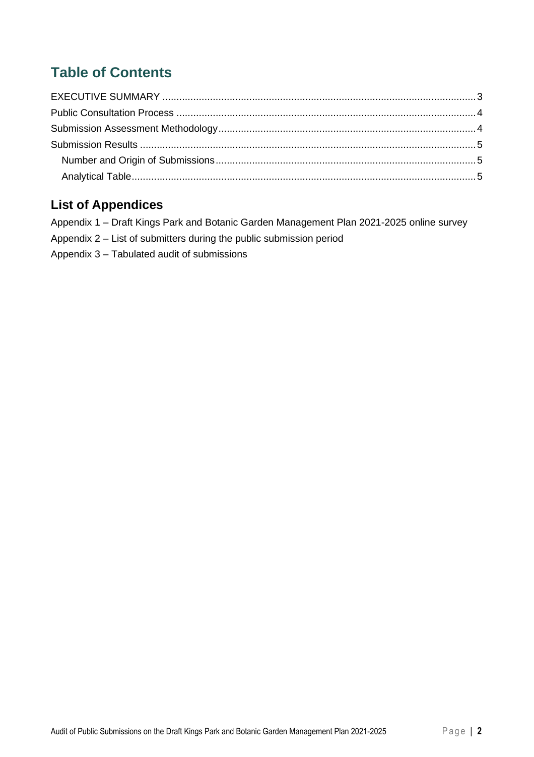## Table of Contents

- EXECUTIVE SUMMARY ..... 3
- Public Consultation Process ..... 4
- Submission Assessment Methodology ..... 4
- Submission Results ..... 5
  - Number and Origin of Submissions ..... 5
  - Analytical Table ..... 5

## List of Appendices

Appendix 1 – Draft Kings Park and Botanic Garden Management Plan 2021-2025 online survey

Appendix 2 – List of submitters during the public submission period

Appendix 3 – Tabulated audit of submissions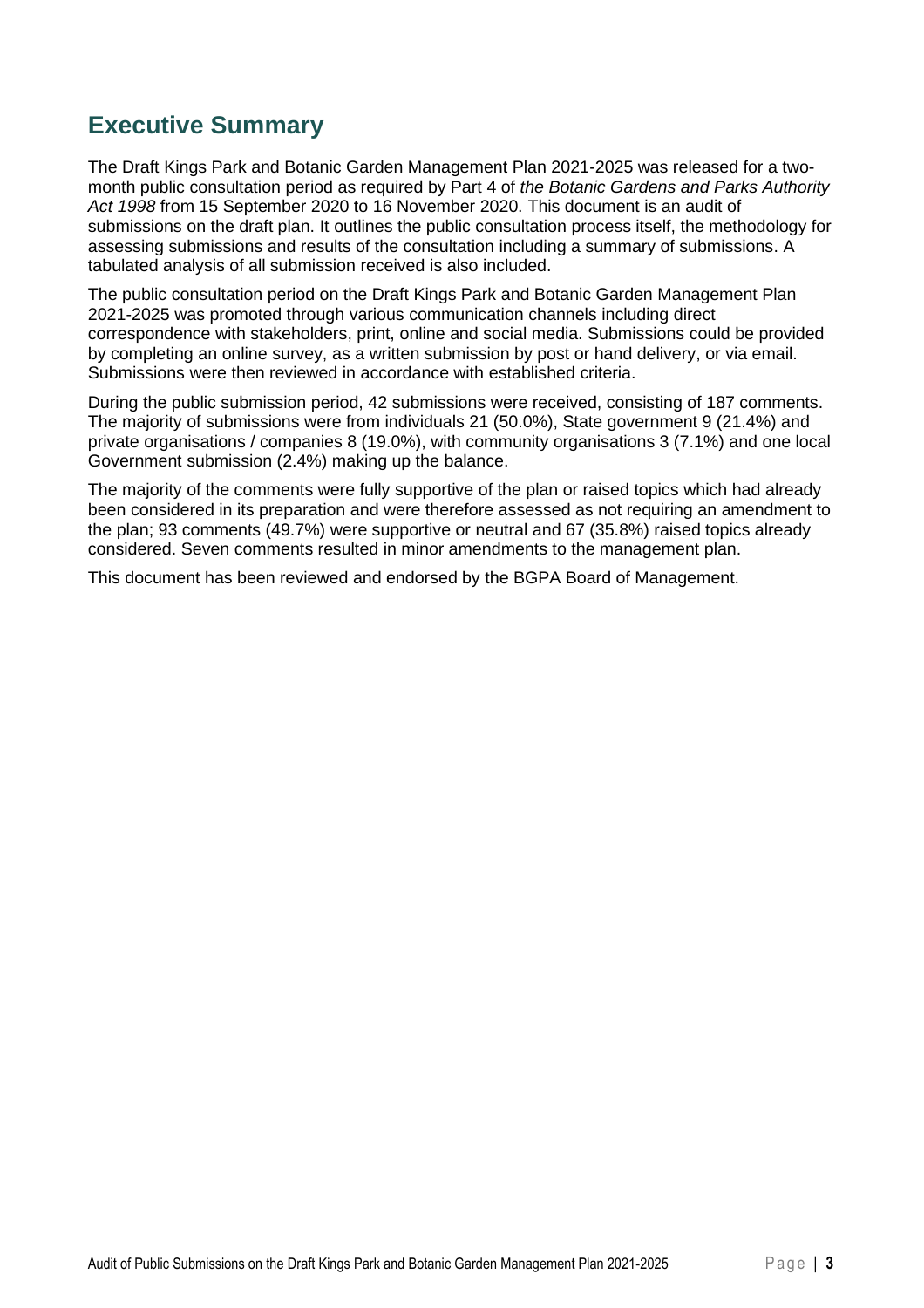## Executive Summary

The Draft Kings Park and Botanic Garden Management Plan 2021-2025 was released for a two-month public consultation period as required by Part 4 of *the Botanic Gardens and Parks Authority Act 1998* from 15 September 2020 to 16 November 2020. This document is an audit of submissions on the draft plan. It outlines the public consultation process itself, the methodology for assessing submissions and results of the consultation including a summary of submissions. A tabulated analysis of all submission received is also included.

The public consultation period on the Draft Kings Park and Botanic Garden Management Plan 2021-2025 was promoted through various communication channels including direct correspondence with stakeholders, print, online and social media. Submissions could be provided by completing an online survey, as a written submission by post or hand delivery, or via email. Submissions were then reviewed in accordance with established criteria.

During the public submission period, 42 submissions were received, consisting of 187 comments. The majority of submissions were from individuals 21 (50.0%), State government 9 (21.4%) and private organisations / companies 8 (19.0%), with community organisations 3 (7.1%) and one local Government submission (2.4%) making up the balance.

The majority of the comments were fully supportive of the plan or raised topics which had already been considered in its preparation and were therefore assessed as not requiring an amendment to the plan; 93 comments (49.7%) were supportive or neutral and 67 (35.8%) raised topics already considered. Seven comments resulted in minor amendments to the management plan.

This document has been reviewed and endorsed by the BGPA Board of Management.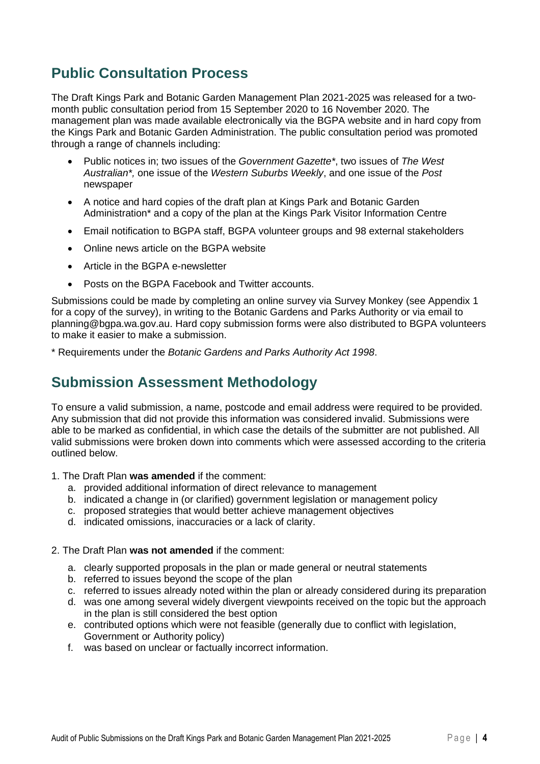## Public Consultation Process

The Draft Kings Park and Botanic Garden Management Plan 2021-2025 was released for a two-month public consultation period from 15 September 2020 to 16 November 2020. The management plan was made available electronically via the BGPA website and in hard copy from the Kings Park and Botanic Garden Administration. The public consultation period was promoted through a range of channels including:

- Public notices in; two issues of the *Government Gazette*\*, two issues of *The West Australian*\*, one issue of the *Western Suburbs Weekly*, and one issue of the *Post* newspaper
- A notice and hard copies of the draft plan at Kings Park and Botanic Garden Administration\* and a copy of the plan at the Kings Park Visitor Information Centre
- Email notification to BGPA staff, BGPA volunteer groups and 98 external stakeholders
- Online news article on the BGPA website
- Article in the BGPA e-newsletter
- Posts on the BGPA Facebook and Twitter accounts.

Submissions could be made by completing an online survey via Survey Monkey (see Appendix 1 for a copy of the survey), in writing to the Botanic Gardens and Parks Authority or via email to planning@bgpa.wa.gov.au. Hard copy submission forms were also distributed to BGPA volunteers to make it easier to make a submission.

\* Requirements under the *Botanic Gardens and Parks Authority Act 1998*.

## Submission Assessment Methodology

To ensure a valid submission, a name, postcode and email address were required to be provided. Any submission that did not provide this information was considered invalid. Submissions were able to be marked as confidential, in which case the details of the submitter are not published. All valid submissions were broken down into comments which were assessed according to the criteria outlined below.

1. The Draft Plan **was amended** if the comment:
   a. provided additional information of direct relevance to management
   b. indicated a change in (or clarified) government legislation or management policy
   c. proposed strategies that would better achieve management objectives
   d. indicated omissions, inaccuracies or a lack of clarity.

2. The Draft Plan **was not amended** if the comment:
   a. clearly supported proposals in the plan or made general or neutral statements
   b. referred to issues beyond the scope of the plan
   c. referred to issues already noted within the plan or already considered during its preparation
   d. was one among several widely divergent viewpoints received on the topic but the approach in the plan is still considered the best option
   e. contributed options which were not feasible (generally due to conflict with legislation, Government or Authority policy)
   f. was based on unclear or factually incorrect information.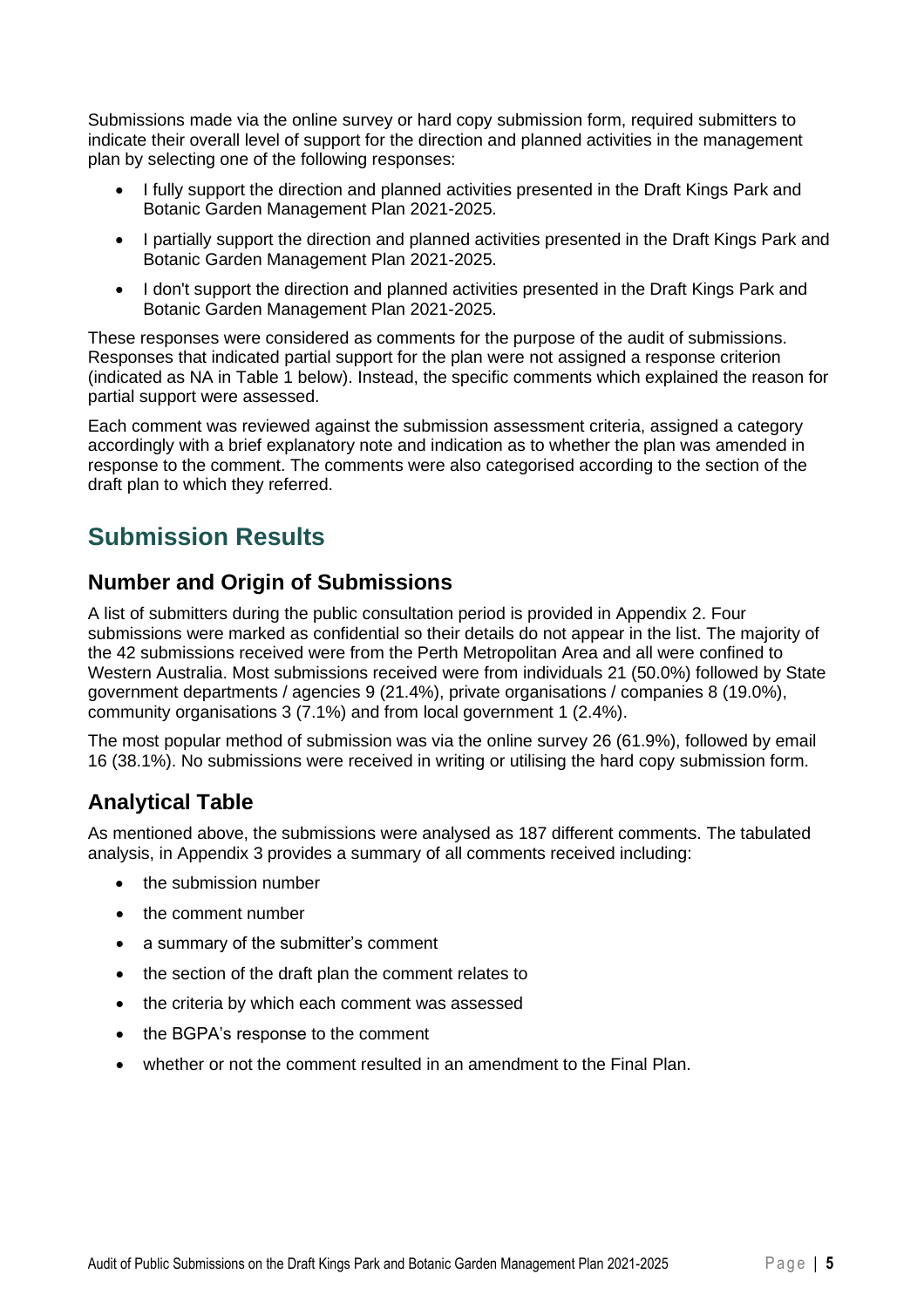Submissions made via the online survey or hard copy submission form, required submitters to indicate their overall level of support for the direction and planned activities in the management plan by selecting one of the following responses:

- I fully support the direction and planned activities presented in the Draft Kings Park and Botanic Garden Management Plan 2021-2025.
- I partially support the direction and planned activities presented in the Draft Kings Park and Botanic Garden Management Plan 2021-2025.
- I don't support the direction and planned activities presented in the Draft Kings Park and Botanic Garden Management Plan 2021-2025.

These responses were considered as comments for the purpose of the audit of submissions. Responses that indicated partial support for the plan were not assigned a response criterion (indicated as NA in Table 1 below). Instead, the specific comments which explained the reason for partial support were assessed.

Each comment was reviewed against the submission assessment criteria, assigned a category accordingly with a brief explanatory note and indication as to whether the plan was amended in response to the comment. The comments were also categorised according to the section of the draft plan to which they referred.

# Submission Results

## Number and Origin of Submissions

A list of submitters during the public consultation period is provided in Appendix 2. Four submissions were marked as confidential so their details do not appear in the list. The majority of the 42 submissions received were from the Perth Metropolitan Area and all were confined to Western Australia. Most submissions received were from individuals 21 (50.0%) followed by State government departments / agencies 9 (21.4%), private organisations / companies 8 (19.0%), community organisations 3 (7.1%) and from local government 1 (2.4%).

The most popular method of submission was via the online survey 26 (61.9%), followed by email 16 (38.1%). No submissions were received in writing or utilising the hard copy submission form.

## Analytical Table

As mentioned above, the submissions were analysed as 187 different comments. The tabulated analysis, in Appendix 3 provides a summary of all comments received including:

- the submission number
- the comment number
- a summary of the submitter's comment
- the section of the draft plan the comment relates to
- the criteria by which each comment was assessed
- the BGPA's response to the comment
- whether or not the comment resulted in an amendment to the Final Plan.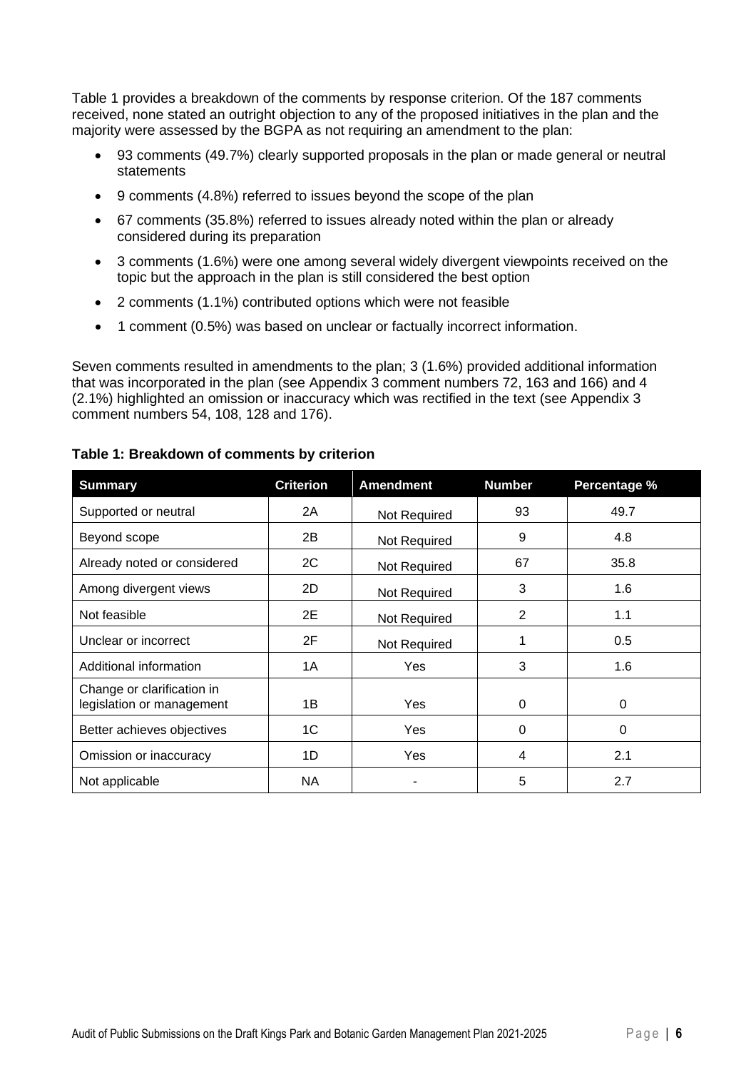Table 1 provides a breakdown of the comments by response criterion. Of the 187 comments received, none stated an outright objection to any of the proposed initiatives in the plan and the majority were assessed by the BGPA as not requiring an amendment to the plan:

- 93 comments (49.7%) clearly supported proposals in the plan or made general or neutral statements
- 9 comments (4.8%) referred to issues beyond the scope of the plan
- 67 comments (35.8%) referred to issues already noted within the plan or already considered during its preparation
- 3 comments (1.6%) were one among several widely divergent viewpoints received on the topic but the approach in the plan is still considered the best option
- 2 comments (1.1%) contributed options which were not feasible
- 1 comment (0.5%) was based on unclear or factually incorrect information.

Seven comments resulted in amendments to the plan; 3 (1.6%) provided additional information that was incorporated in the plan (see Appendix 3 comment numbers 72, 163 and 166) and 4 (2.1%) highlighted an omission or inaccuracy which was rectified in the text (see Appendix 3 comment numbers 54, 108, 128 and 176).

**Table 1: Breakdown of comments by criterion**

| Summary | Criterion | Amendment | Number | Percentage % |
|---|---|---|---|---|
| Supported or neutral | 2A | Not Required | 93 | 49.7 |
| Beyond scope | 2B | Not Required | 9 | 4.8 |
| Already noted or considered | 2C | Not Required | 67 | 35.8 |
| Among divergent views | 2D | Not Required | 3 | 1.6 |
| Not feasible | 2E | Not Required | 2 | 1.1 |
| Unclear or incorrect | 2F | Not Required | 1 | 0.5 |
| Additional information | 1A | Yes | 3 | 1.6 |
| Change or clarification in legislation or management | 1B | Yes | 0 | 0 |
| Better achieves objectives | 1C | Yes | 0 | 0 |
| Omission or inaccuracy | 1D | Yes | 4 | 2.1 |
| Not applicable | NA | - | 5 | 2.7 |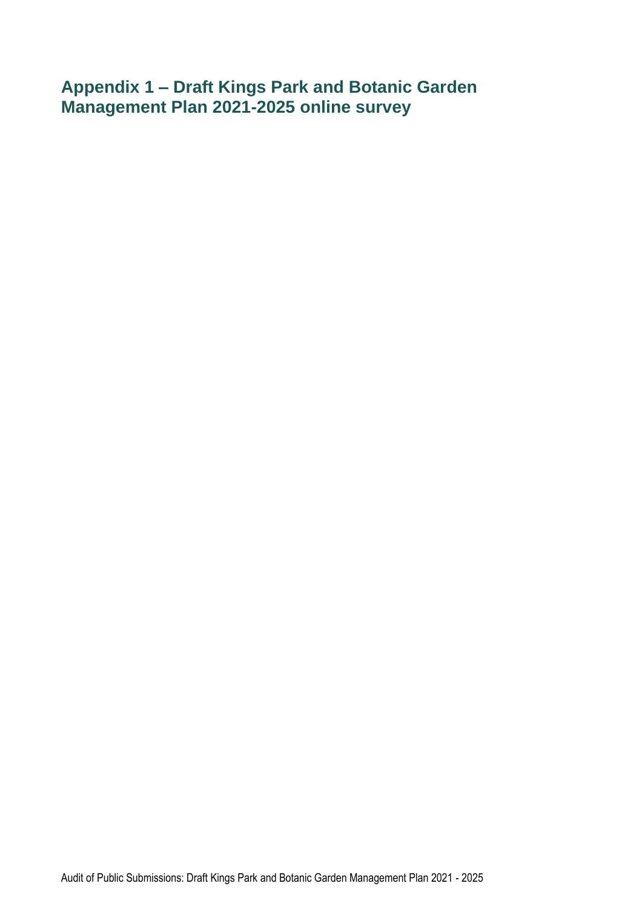# Appendix 1 – Draft Kings Park and Botanic Garden Management Plan 2021-2025 online survey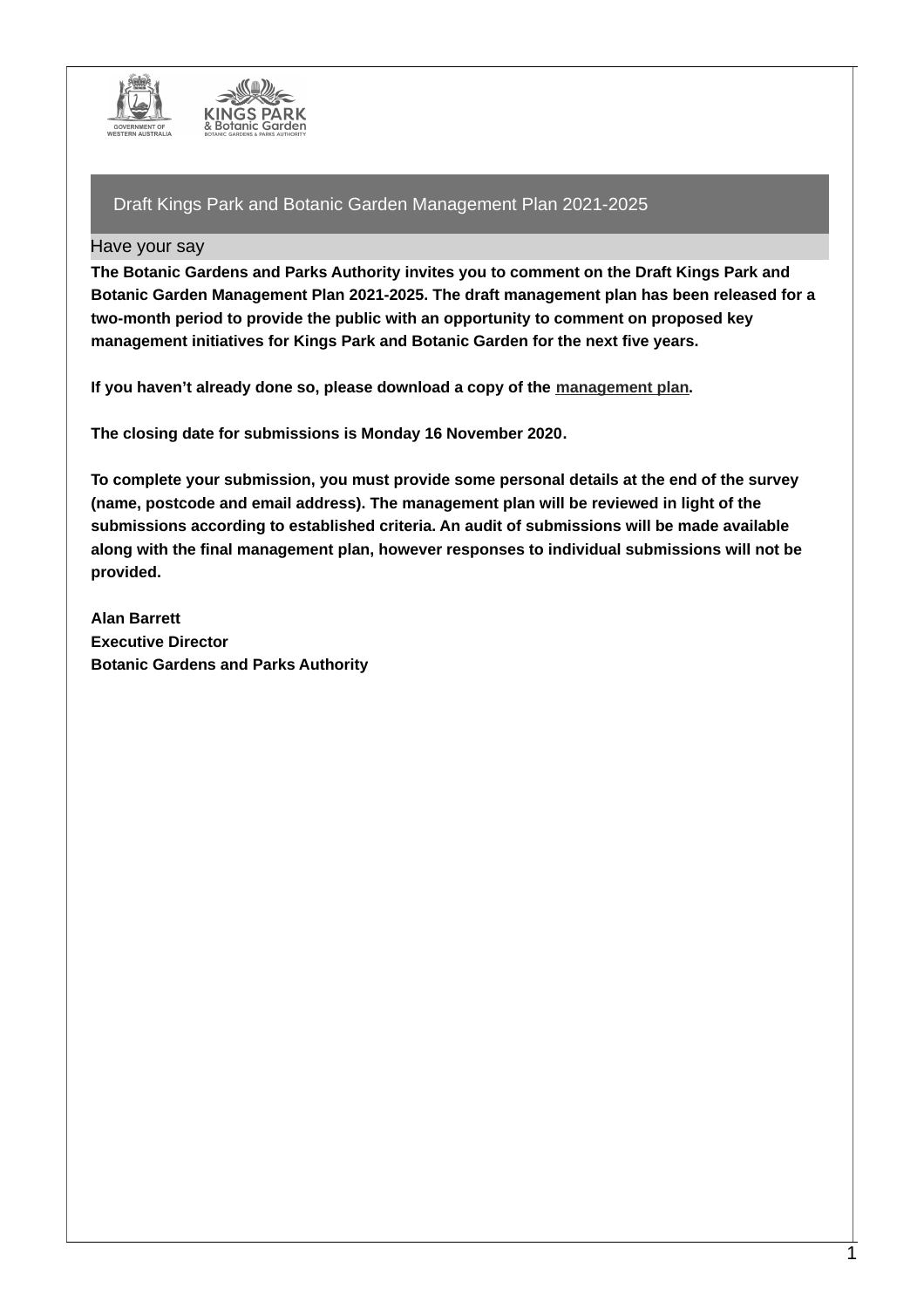# Draft Kings Park and Botanic Garden Management Plan 2021-2025

## Have your say

**The Botanic Gardens and Parks Authority invites you to comment on the Draft Kings Park and Botanic Garden Management Plan 2021-2025. The draft management plan has been released for a two-month period to provide the public with an opportunity to comment on proposed key management initiatives for Kings Park and Botanic Garden for the next five years.**

**If you haven't already done so, please download a copy of the management plan.**

**The closing date for submissions is Monday 16 November 2020.**

**To complete your submission, you must provide some personal details at the end of the survey (name, postcode and email address). The management plan will be reviewed in light of the submissions according to established criteria. An audit of submissions will be made available along with the final management plan, however responses to individual submissions will not be provided.**

**Alan Barrett**
**Executive Director**
**Botanic Gardens and Parks Authority**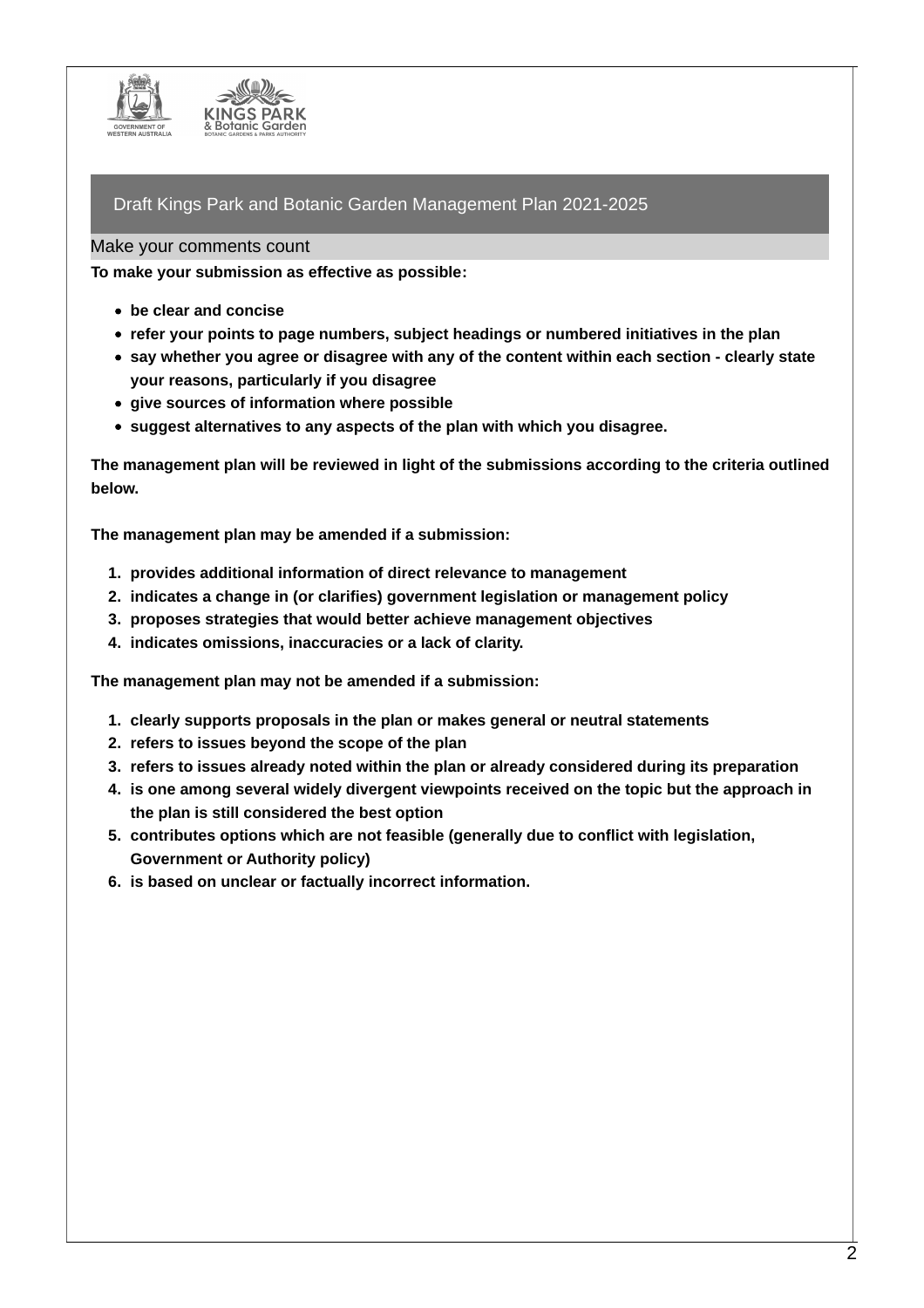## Draft Kings Park and Botanic Garden Management Plan 2021-2025

### Make your comments count

**To make your submission as effective as possible:**

- **be clear and concise**
- **refer your points to page numbers, subject headings or numbered initiatives in the plan**
- **say whether you agree or disagree with any of the content within each section - clearly state your reasons, particularly if you disagree**
- **give sources of information where possible**
- **suggest alternatives to any aspects of the plan with which you disagree.**

**The management plan will be reviewed in light of the submissions according to the criteria outlined below.**

**The management plan may be amended if a submission:**

1. **provides additional information of direct relevance to management**
2. **indicates a change in (or clarifies) government legislation or management policy**
3. **proposes strategies that would better achieve management objectives**
4. **indicates omissions, inaccuracies or a lack of clarity.**

**The management plan may not be amended if a submission:**

1. **clearly supports proposals in the plan or makes general or neutral statements**
2. **refers to issues beyond the scope of the plan**
3. **refers to issues already noted within the plan or already considered during its preparation**
4. **is one among several widely divergent viewpoints received on the topic but the approach in the plan is still considered the best option**
5. **contributes options which are not feasible (generally due to conflict with legislation, Government or Authority policy)**
6. **is based on unclear or factually incorrect information.**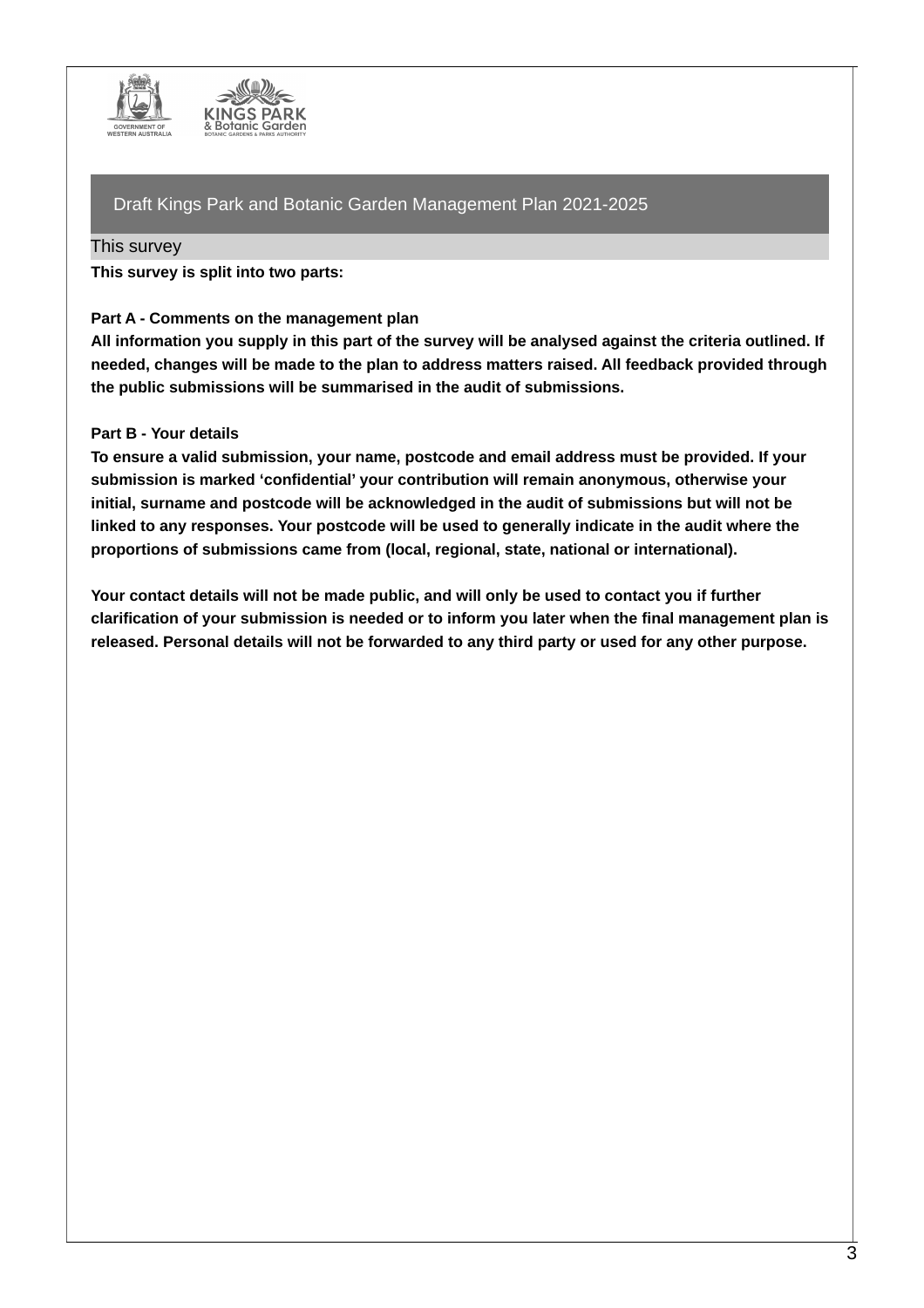# Draft Kings Park and Botanic Garden Management Plan 2021-2025

## This survey

**This survey is split into two parts:**

**Part A - Comments on the management plan**
**All information you supply in this part of the survey will be analysed against the criteria outlined. If needed, changes will be made to the plan to address matters raised. All feedback provided through the public submissions will be summarised in the audit of submissions.**

**Part B - Your details**
**To ensure a valid submission, your name, postcode and email address must be provided. If your submission is marked 'confidential' your contribution will remain anonymous, otherwise your initial, surname and postcode will be acknowledged in the audit of submissions but will not be linked to any responses. Your postcode will be used to generally indicate in the audit where the proportions of submissions came from (local, regional, state, national or international).**

**Your contact details will not be made public, and will only be used to contact you if further clarification of your submission is needed or to inform you later when the final management plan is released. Personal details will not be forwarded to any third party or used for any other purpose.**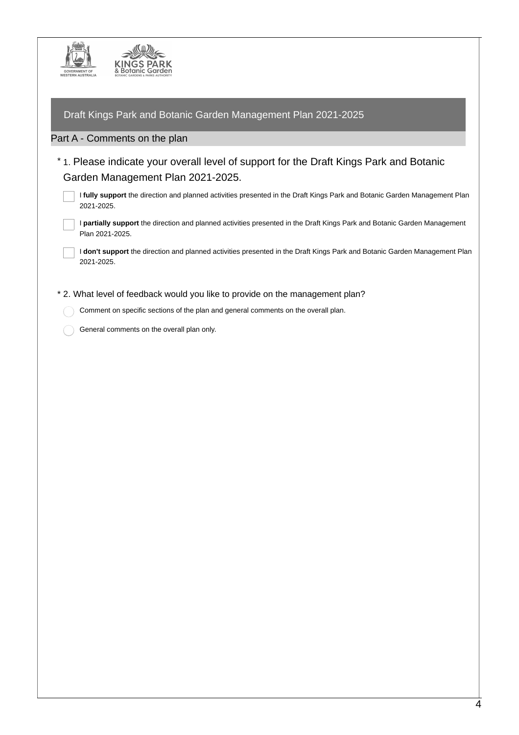# Draft Kings Park and Botanic Garden Management Plan 2021-2025

## Part A - Comments on the plan

\* 1. Please indicate your overall level of support for the Draft Kings Park and Botanic Garden Management Plan 2021-2025.

- [ ] I **fully support** the direction and planned activities presented in the Draft Kings Park and Botanic Garden Management Plan 2021-2025.
- [ ] I **partially support** the direction and planned activities presented in the Draft Kings Park and Botanic Garden Management Plan 2021-2025.
- [ ] I **don't support** the direction and planned activities presented in the Draft Kings Park and Botanic Garden Management Plan 2021-2025.

\* 2. What level of feedback would you like to provide on the management plan?

- ◯ Comment on specific sections of the plan and general comments on the overall plan.
- ◯ General comments on the overall plan only.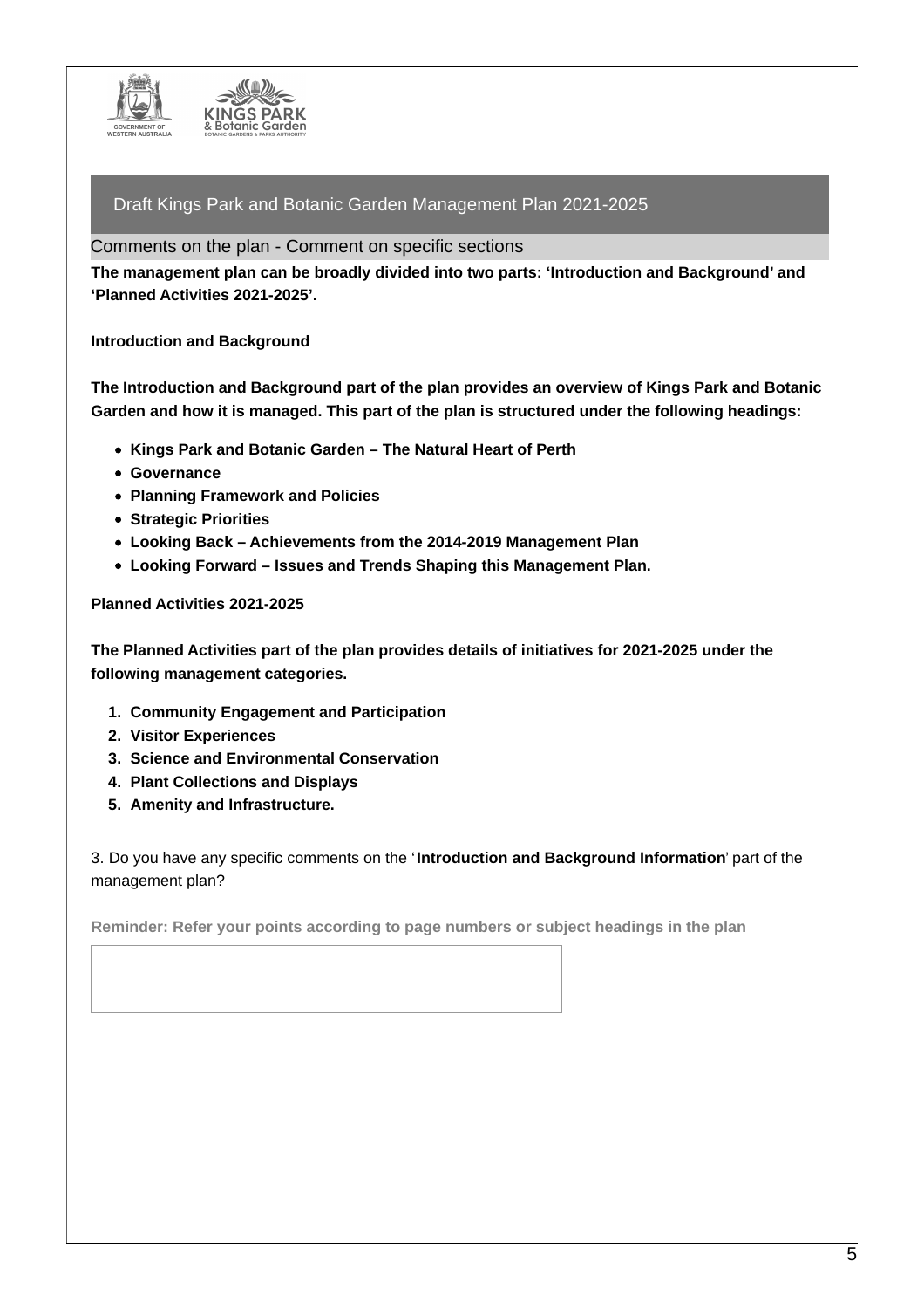## Draft Kings Park and Botanic Garden Management Plan 2021-2025

### Comments on the plan - Comment on specific sections

**The management plan can be broadly divided into two parts: 'Introduction and Background' and 'Planned Activities 2021-2025'.**

**Introduction and Background**

**The Introduction and Background part of the plan provides an overview of Kings Park and Botanic Garden and how it is managed. This part of the plan is structured under the following headings:**

- **Kings Park and Botanic Garden – The Natural Heart of Perth**
- **Governance**
- **Planning Framework and Policies**
- **Strategic Priorities**
- **Looking Back – Achievements from the 2014-2019 Management Plan**
- **Looking Forward – Issues and Trends Shaping this Management Plan.**

**Planned Activities 2021-2025**

**The Planned Activities part of the plan provides details of initiatives for 2021-2025 under the following management categories.**

1. **Community Engagement and Participation**
2. **Visitor Experiences**
3. **Science and Environmental Conservation**
4. **Plant Collections and Displays**
5. **Amenity and Infrastructure.**

3. Do you have any specific comments on the '**Introduction and Background Information**' part of the management plan?

**Reminder: Refer your points according to page numbers or subject headings in the plan**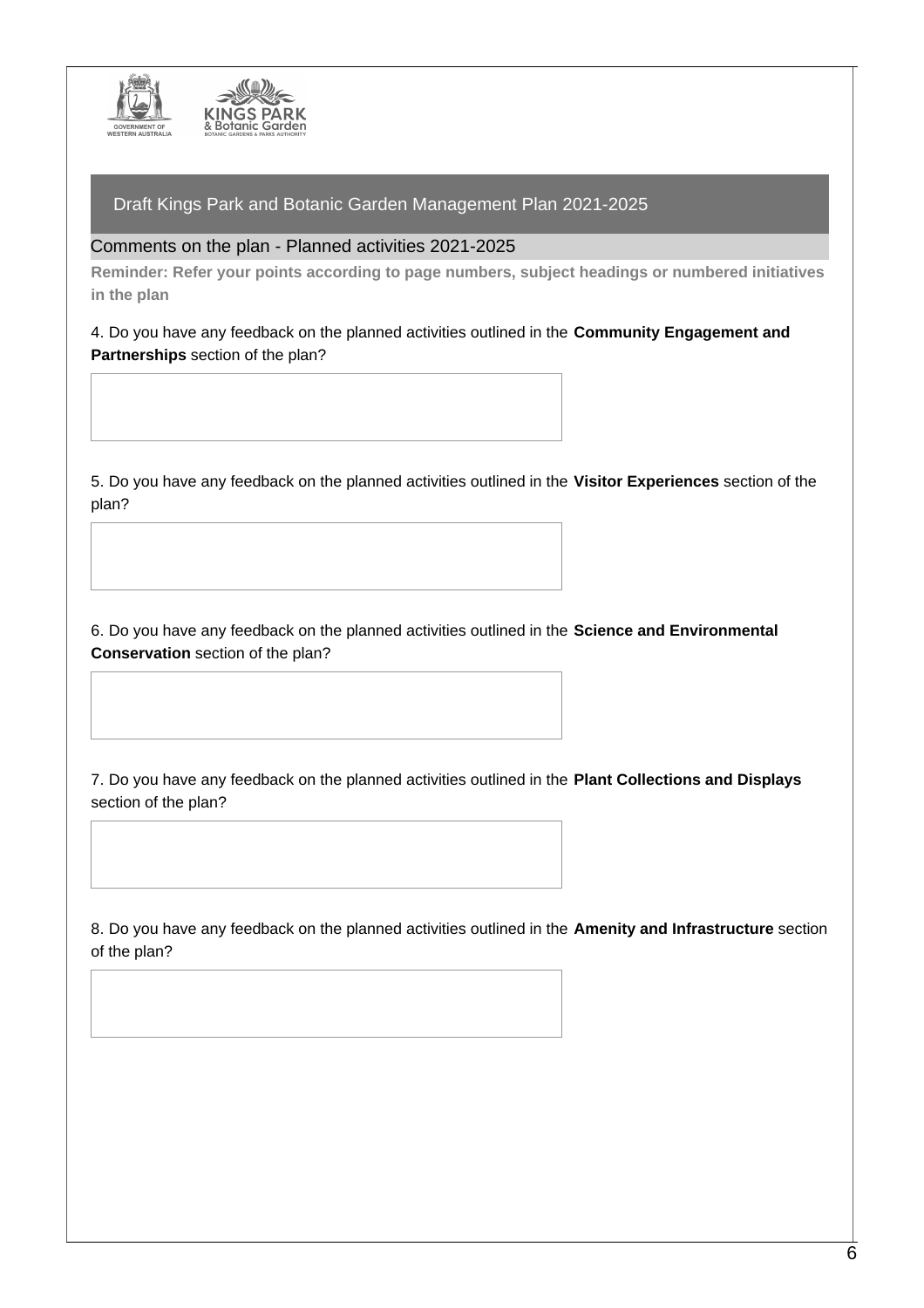## Draft Kings Park and Botanic Garden Management Plan 2021-2025

### Comments on the plan - Planned activities 2021-2025

**Reminder: Refer your points according to page numbers, subject headings or numbered initiatives in the plan**

4. Do you have any feedback on the planned activities outlined in the **Community Engagement and Partnerships** section of the plan?

5. Do you have any feedback on the planned activities outlined in the **Visitor Experiences** section of the plan?

6. Do you have any feedback on the planned activities outlined in the **Science and Environmental Conservation** section of the plan?

7. Do you have any feedback on the planned activities outlined in the **Plant Collections and Displays** section of the plan?

8. Do you have any feedback on the planned activities outlined in the **Amenity and Infrastructure** section of the plan?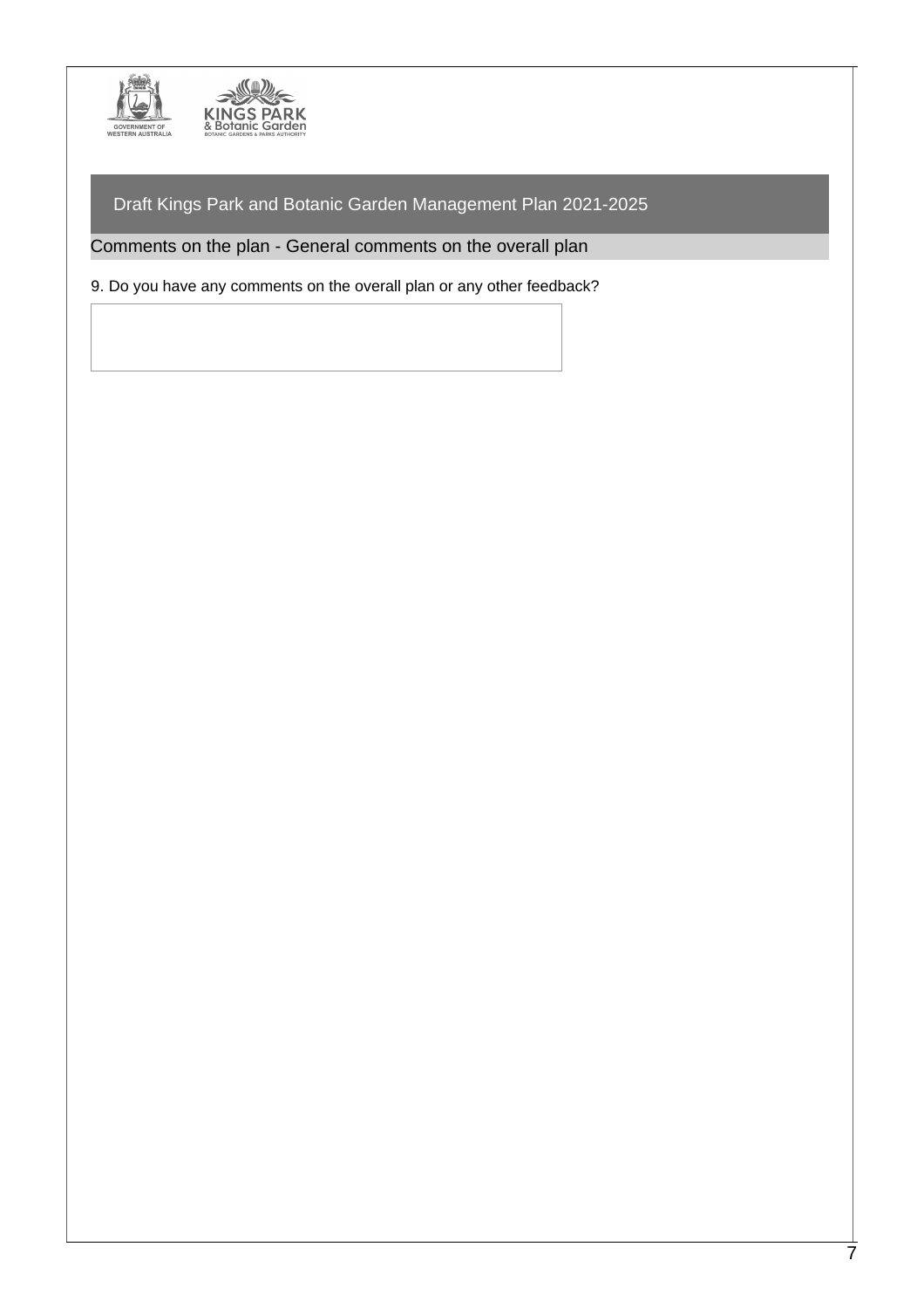## Draft Kings Park and Botanic Garden Management Plan 2021-2025

### Comments on the plan - General comments on the overall plan

9. Do you have any comments on the overall plan or any other feedback?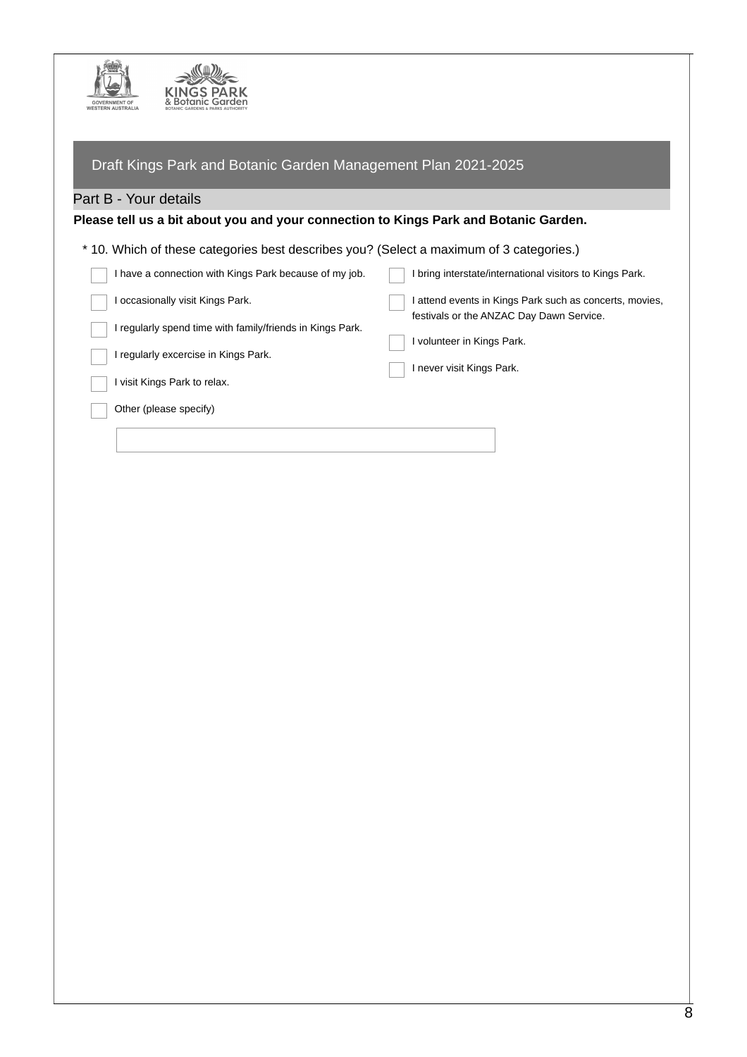# Draft Kings Park and Botanic Garden Management Plan 2021-2025

## Part B - Your details

**Please tell us a bit about you and your connection to Kings Park and Botanic Garden.**

* 10. Which of these categories best describes you? (Select a maximum of 3 categories.)

- [ ] I have a connection with Kings Park because of my job.
- [ ] I occasionally visit Kings Park.
- [ ] I regularly spend time with family/friends in Kings Park.
- [ ] I regularly excercise in Kings Park.
- [ ] I visit Kings Park to relax.
- [ ] Other (please specify)
- [ ] I bring interstate/international visitors to Kings Park.
- [ ] I attend events in Kings Park such as concerts, movies, festivals or the ANZAC Day Dawn Service.
- [ ] I volunteer in Kings Park.
- [ ] I never visit Kings Park.

\_\_\_\_\_\_\_\_\_\_\_\_\_\_\_\_\_\_\_\_\_\_\_\_\_\_\_\_\_\_\_\_\_\_\_\_\_\_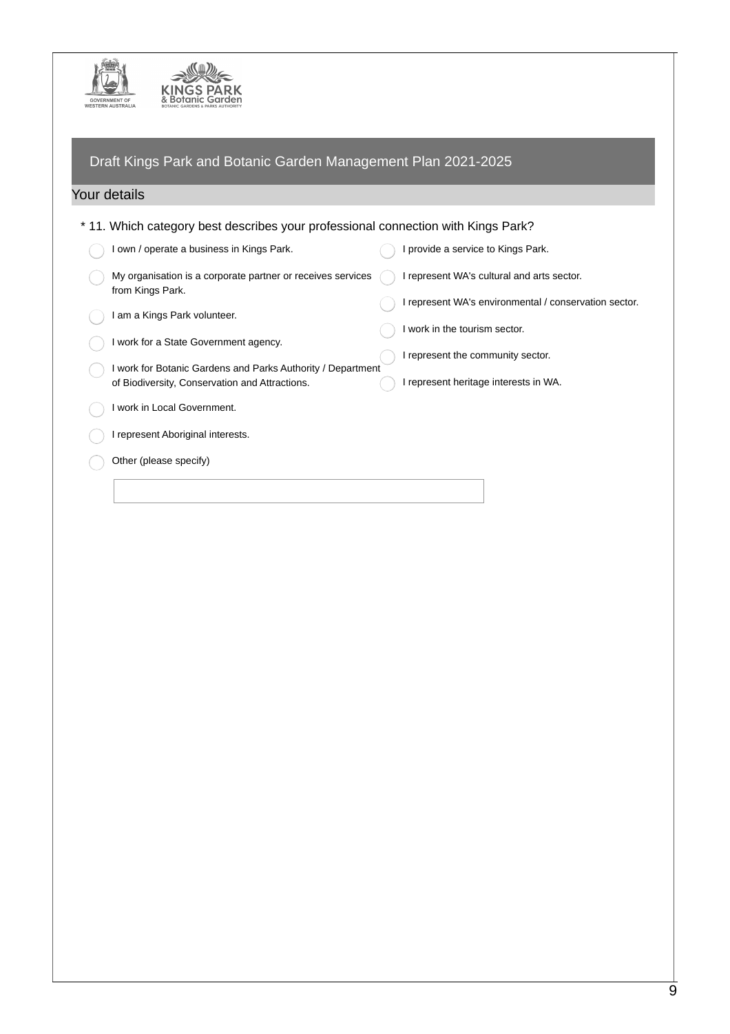# Draft Kings Park and Botanic Garden Management Plan 2021-2025

## Your details

\* 11. Which category best describes your professional connection with Kings Park?

- ◯ I own / operate a business in Kings Park.
- ◯ My organisation is a corporate partner or receives services from Kings Park.
- ◯ I am a Kings Park volunteer.
- ◯ I work for a State Government agency.
- ◯ I work for Botanic Gardens and Parks Authority / Department of Biodiversity, Conservation and Attractions.
- ◯ I work in Local Government.
- ◯ I represent Aboriginal interests.
- ◯ I provide a service to Kings Park.
- ◯ I represent WA's cultural and arts sector.
- ◯ I represent WA's environmental / conservation sector.
- ◯ I work in the tourism sector.
- ◯ I represent the community sector.
- ◯ I represent heritage interests in WA.
- ◯ Other (please specify)

\_\_\_\_\_\_\_\_\_\_\_\_\_\_\_\_\_\_\_\_\_\_\_\_\_\_\_\_\_\_\_\_\_\_\_\_\_\_\_\_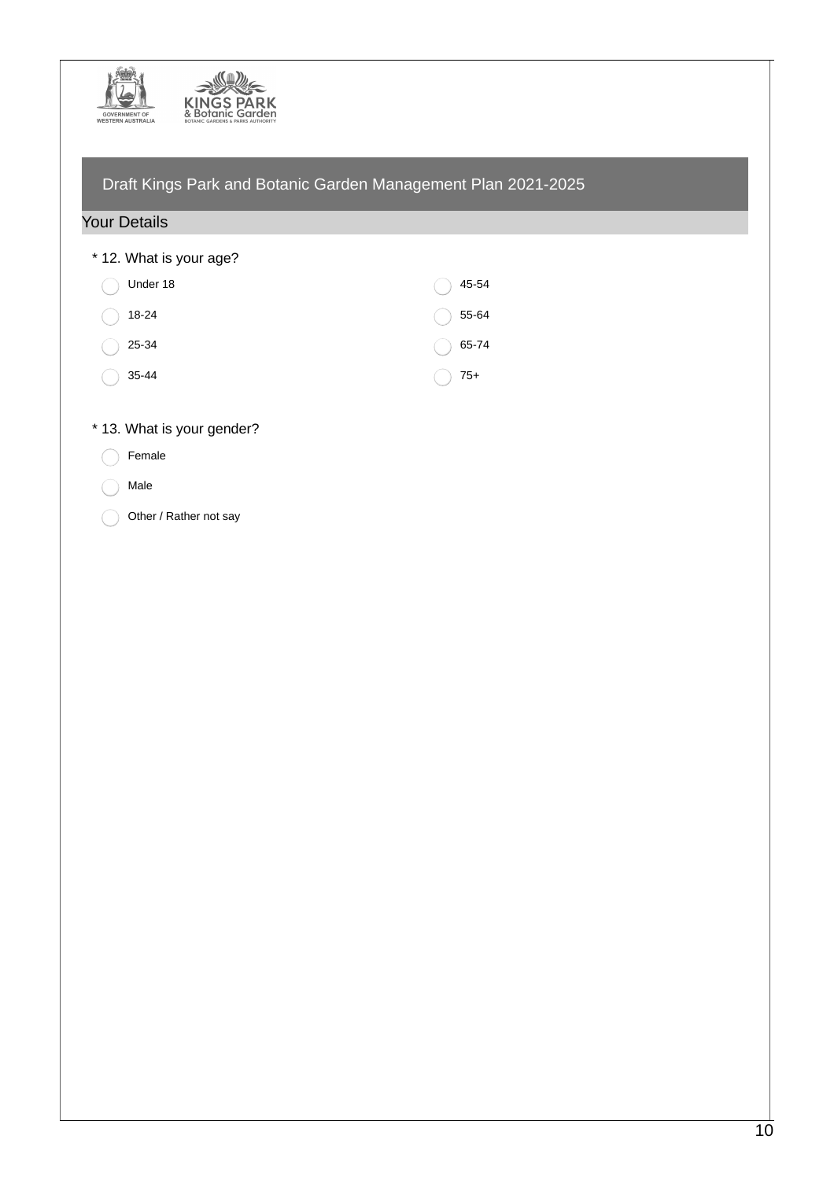## Draft Kings Park and Botanic Garden Management Plan 2021-2025

### Your Details

\* 12. What is your age?

- Under 18
- 18-24
- 25-34
- 35-44
- 45-54
- 55-64
- 65-74
- 75+

\* 13. What is your gender?

- Female
- Male
- Other / Rather not say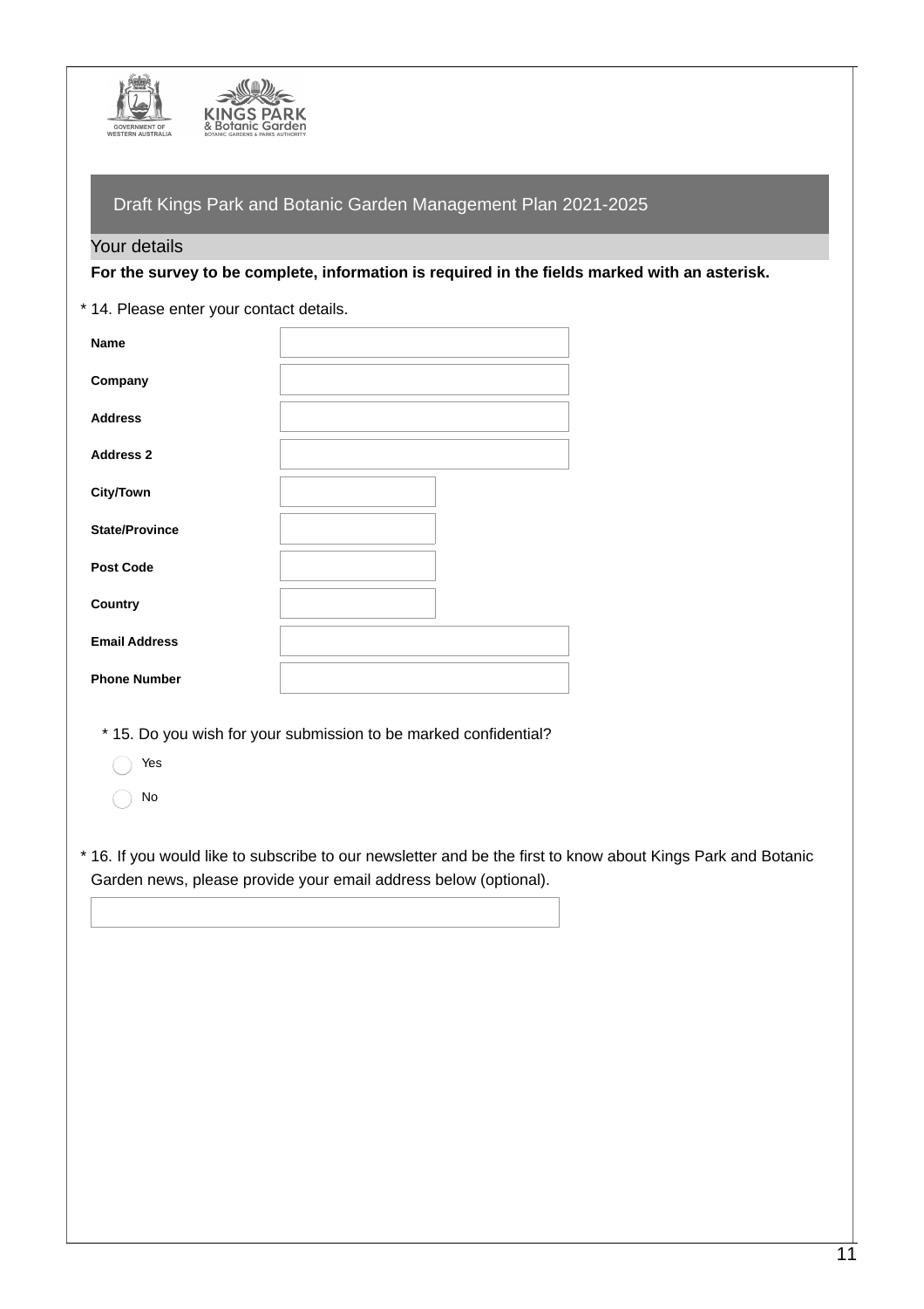## Draft Kings Park and Botanic Garden Management Plan 2021-2025

### Your details

**For the survey to be complete, information is required in the fields marked with an asterisk.**

\* 14. Please enter your contact details.

| | |
|---|---|
| **Name** | |
| **Company** | |
| **Address** | |
| **Address 2** | |
| **City/Town** | |
| **State/Province** | |
| **Post Code** | |
| **Country** | |
| **Email Address** | |
| **Phone Number** | |

\* 15. Do you wish for your submission to be marked confidential?

- ◯ Yes
- ◯ No

\* 16. If you would like to subscribe to our newsletter and be the first to know about Kings Park and Botanic Garden news, please provide your email address below (optional).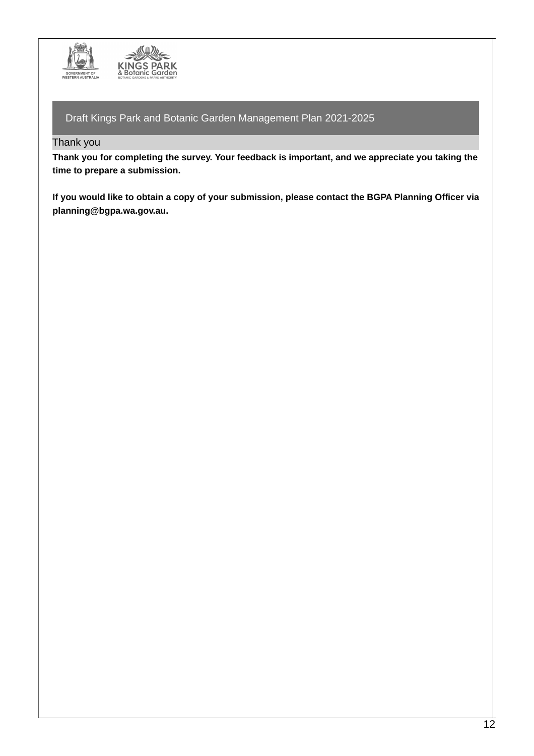## Draft Kings Park and Botanic Garden Management Plan 2021-2025

### Thank you

**Thank you for completing the survey. Your feedback is important, and we appreciate you taking the time to prepare a submission.**

**If you would like to obtain a copy of your submission, please contact the BGPA Planning Officer via planning@bgpa.wa.gov.au.**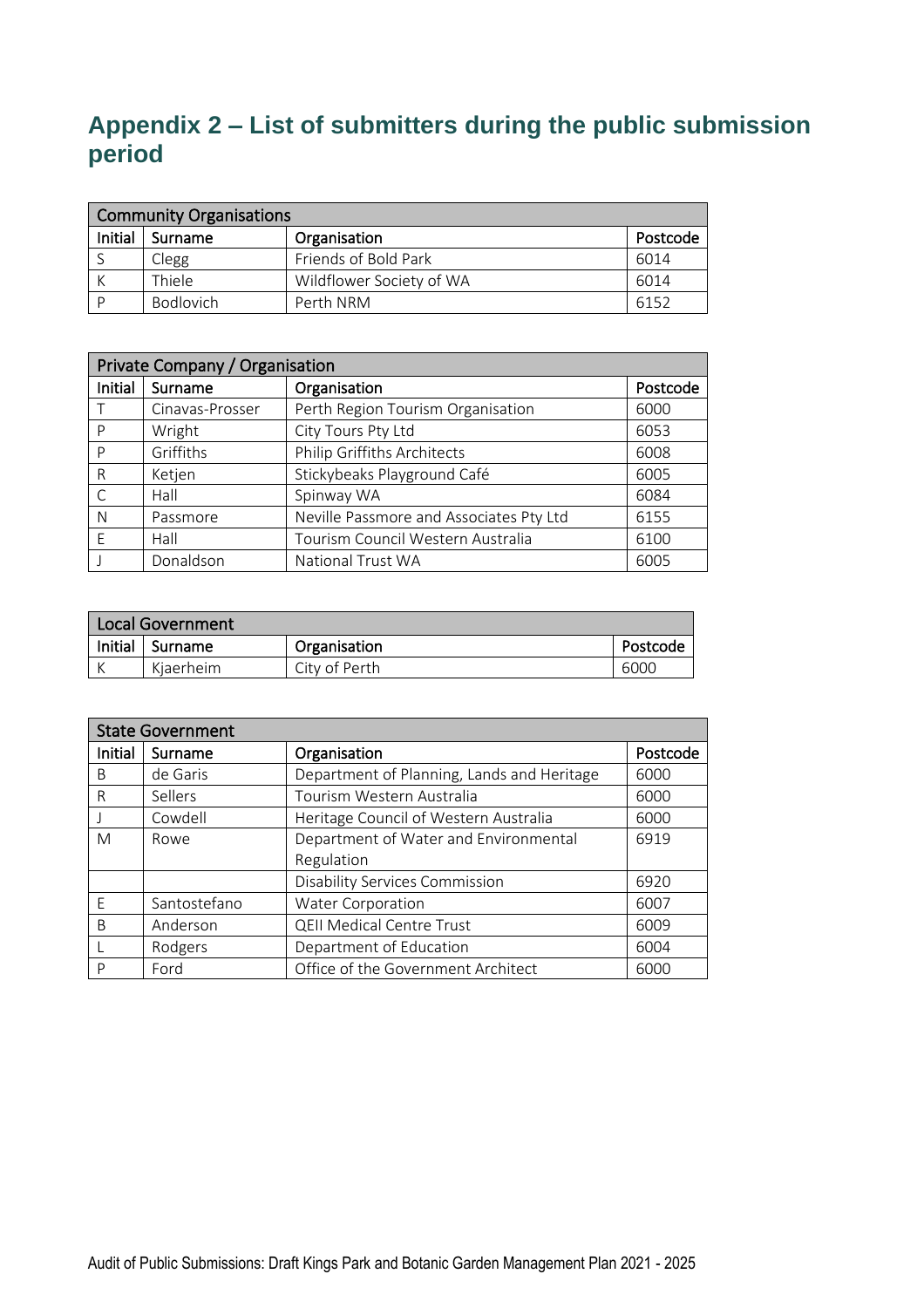# Appendix 2 – List of submitters during the public submission period

| Community Organisations | | | |
|---|---|---|---|
| Initial | Surname | Organisation | Postcode |
| S | Clegg | Friends of Bold Park | 6014 |
| K | Thiele | Wildflower Society of WA | 6014 |
| P | Bodlovich | Perth NRM | 6152 |

| Private Company / Organisation | | | |
|---|---|---|---|
| Initial | Surname | Organisation | Postcode |
| T | Cinavas-Prosser | Perth Region Tourism Organisation | 6000 |
| P | Wright | City Tours Pty Ltd | 6053 |
| P | Griffiths | Philip Griffiths Architects | 6008 |
| R | Ketjen | Stickybeaks Playground Café | 6005 |
| C | Hall | Spinway WA | 6084 |
| N | Passmore | Neville Passmore and Associates Pty Ltd | 6155 |
| E | Hall | Tourism Council Western Australia | 6100 |
| J | Donaldson | National Trust WA | 6005 |

| Local Government | | | |
|---|---|---|---|
| Initial | Surname | Organisation | Postcode |
| K | Kjaerheim | City of Perth | 6000 |

| State Government | | | |
|---|---|---|---|
| Initial | Surname | Organisation | Postcode |
| B | de Garis | Department of Planning, Lands and Heritage | 6000 |
| R | Sellers | Tourism Western Australia | 6000 |
| J | Cowdell | Heritage Council of Western Australia | 6000 |
| M | Rowe | Department of Water and Environmental Regulation | 6919 |
| | | Disability Services Commission | 6920 |
| E | Santostefano | Water Corporation | 6007 |
| B | Anderson | QEII Medical Centre Trust | 6009 |
| L | Rodgers | Department of Education | 6004 |
| P | Ford | Office of the Government Architect | 6000 |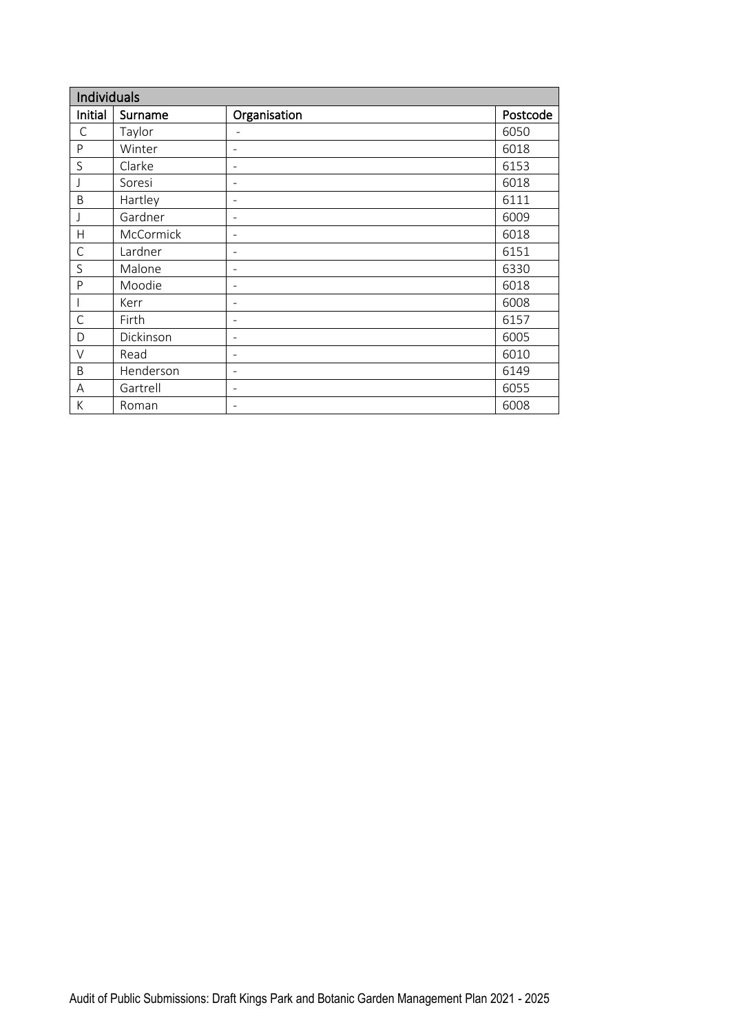| Individuals | | | |
|---|---|---|---|
| Initial | Surname | Organisation | Postcode |
| C | Taylor | - | 6050 |
| P | Winter | - | 6018 |
| S | Clarke | - | 6153 |
| J | Soresi | - | 6018 |
| B | Hartley | - | 6111 |
| J | Gardner | - | 6009 |
| H | McCormick | - | 6018 |
| C | Lardner | - | 6151 |
| S | Malone | - | 6330 |
| P | Moodie | - | 6018 |
| I | Kerr | - | 6008 |
| C | Firth | - | 6157 |
| D | Dickinson | - | 6005 |
| V | Read | - | 6010 |
| B | Henderson | - | 6149 |
| A | Gartrell | - | 6055 |
| K | Roman | - | 6008 |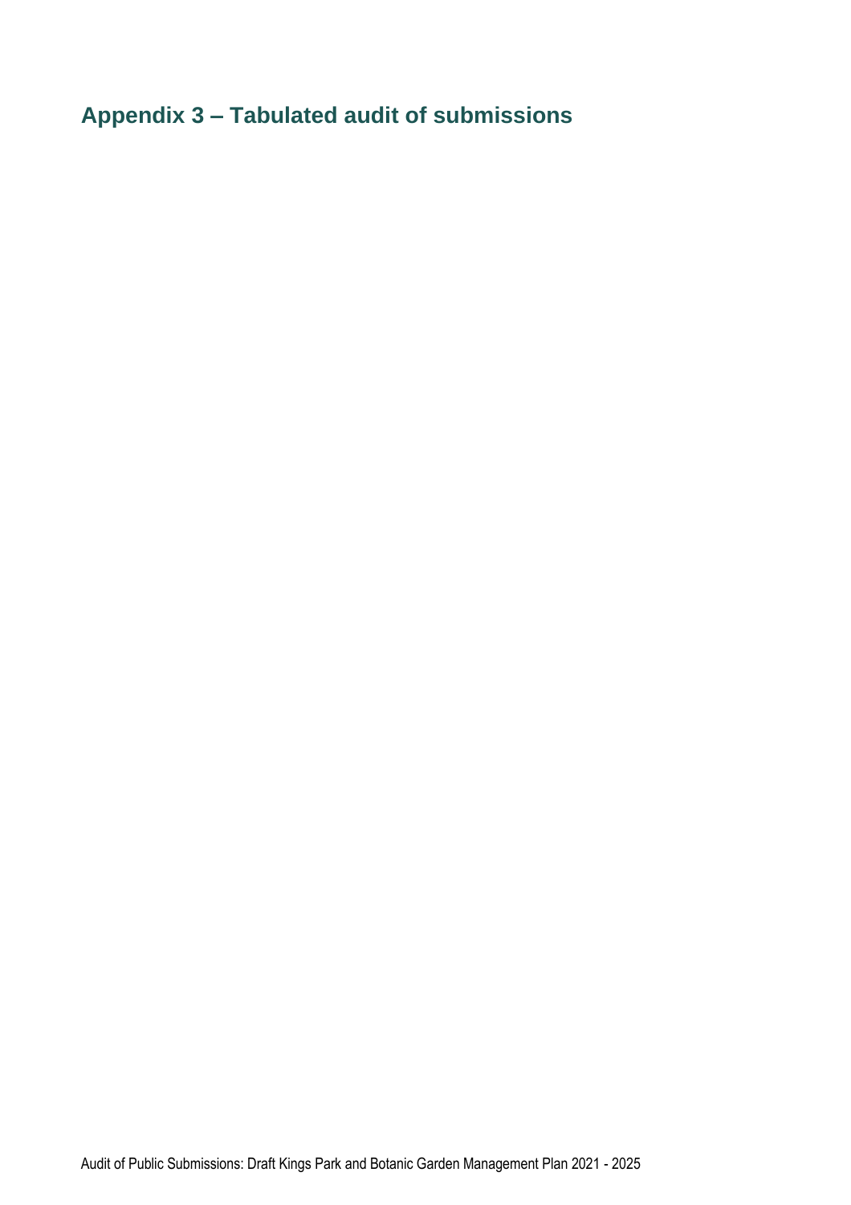## Appendix 3 – Tabulated audit of submissions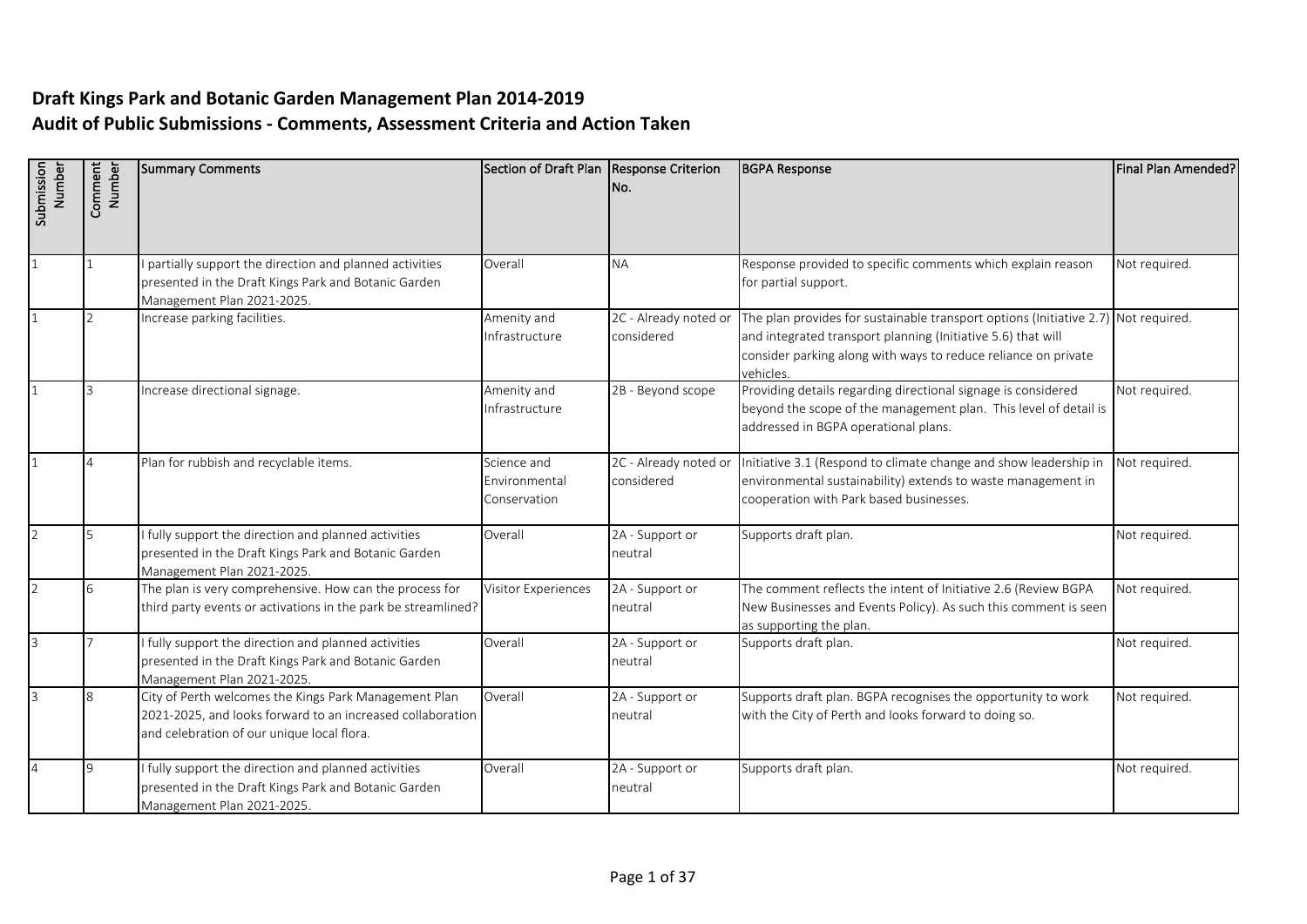## Draft Kings Park and Botanic Garden Management Plan 2014-2019
## Audit of Public Submissions - Comments, Assessment Criteria and Action Taken

| Submission Number | Comment Number | Summary Comments | Section of Draft Plan | Response Criterion No. | BGPA Response | Final Plan Amended? |
|---|---|---|---|---|---|---|
| 1 | 1 | I partially support the direction and planned activities presented in the Draft Kings Park and Botanic Garden Management Plan 2021-2025. | Overall | NA | Response provided to specific comments which explain reason for partial support. | Not required. |
| 1 | 2 | Increase parking facilities. | Amenity and Infrastructure | 2C - Already noted or considered | The plan provides for sustainable transport options (Initiative 2.7) and integrated transport planning (Initiative 5.6) that will consider parking along with ways to reduce reliance on private vehicles. | Not required. |
| 1 | 3 | Increase directional signage. | Amenity and Infrastructure | 2B - Beyond scope | Providing details regarding directional signage is considered beyond the scope of the management plan. This level of detail is addressed in BGPA operational plans. | Not required. |
| 1 | 4 | Plan for rubbish and recyclable items. | Science and Environmental Conservation | 2C - Already noted or considered | Initiative 3.1 (Respond to climate change and show leadership in environmental sustainability) extends to waste management in cooperation with Park based businesses. | Not required. |
| 2 | 5 | I fully support the direction and planned activities presented in the Draft Kings Park and Botanic Garden Management Plan 2021-2025. | Overall | 2A - Support or neutral | Supports draft plan. | Not required. |
| 2 | 6 | The plan is very comprehensive. How can the process for third party events or activations in the park be streamlined? | Visitor Experiences | 2A - Support or neutral | The comment reflects the intent of Initiative 2.6 (Review BGPA New Businesses and Events Policy). As such this comment is seen as supporting the plan. | Not required. |
| 3 | 7 | I fully support the direction and planned activities presented in the Draft Kings Park and Botanic Garden Management Plan 2021-2025. | Overall | 2A - Support or neutral | Supports draft plan. | Not required. |
| 3 | 8 | City of Perth welcomes the Kings Park Management Plan 2021-2025, and looks forward to an increased collaboration and celebration of our unique local flora. | Overall | 2A - Support or neutral | Supports draft plan. BGPA recognises the opportunity to work with the City of Perth and looks forward to doing so. | Not required. |
| 4 | 9 | I fully support the direction and planned activities presented in the Draft Kings Park and Botanic Garden Management Plan 2021-2025. | Overall | 2A - Support or neutral | Supports draft plan. | Not required. |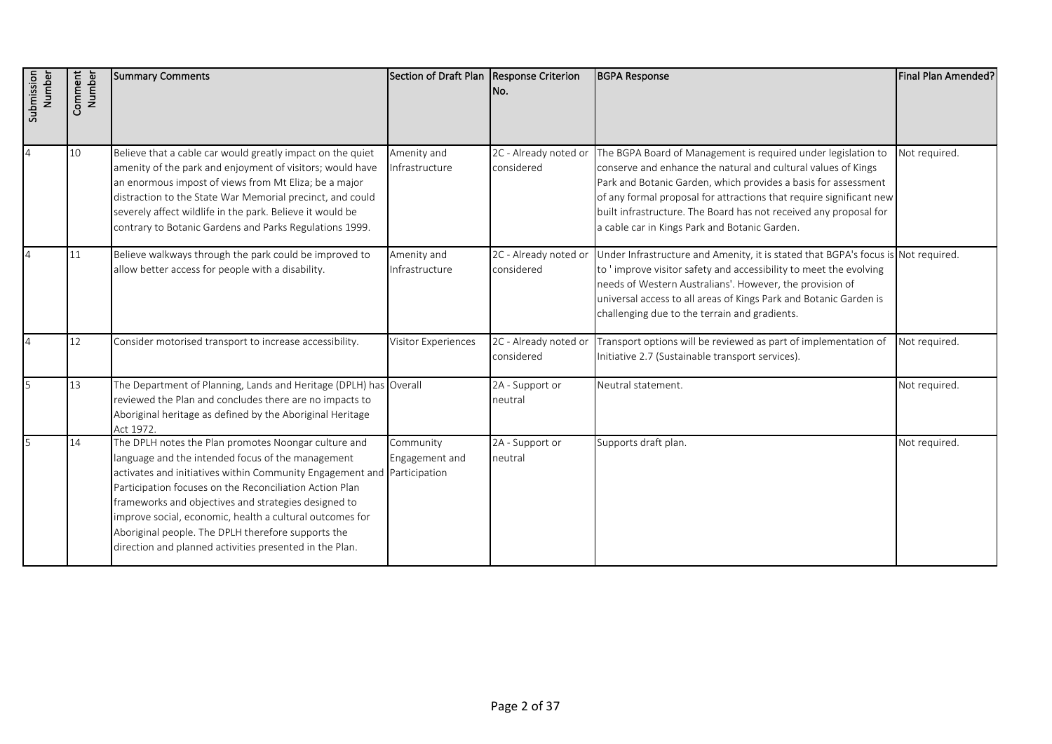| Submission Number | Comment Number | Summary Comments | Section of Draft Plan | Response Criterion No. | BGPA Response | Final Plan Amended? |
|---|---|---|---|---|---|---|
| 4 | 10 | Believe that a cable car would greatly impact on the quiet amenity of the park and enjoyment of visitors; would have an enormous impost of views from Mt Eliza; be a major distraction to the State War Memorial precinct, and could severely affect wildlife in the park. Believe it would be contrary to Botanic Gardens and Parks Regulations 1999. | Amenity and Infrastructure | 2C - Already noted or considered | The BGPA Board of Management is required under legislation to conserve and enhance the natural and cultural values of Kings Park and Botanic Garden, which provides a basis for assessment of any formal proposal for attractions that require significant new built infrastructure. The Board has not received any proposal for a cable car in Kings Park and Botanic Garden. | Not required. |
| 4 | 11 | Believe walkways through the park could be improved to allow better access for people with a disability. | Amenity and Infrastructure | 2C - Already noted or considered | Under Infrastructure and Amenity, it is stated that BGPA's focus is to ' improve visitor safety and accessibility to meet the evolving needs of Western Australians'. However, the provision of universal access to all areas of Kings Park and Botanic Garden is challenging due to the terrain and gradients. | Not required. |
| 4 | 12 | Consider motorised transport to increase accessibility. | Visitor Experiences | 2C - Already noted or considered | Transport options will be reviewed as part of implementation of Initiative 2.7 (Sustainable transport services). | Not required. |
| 5 | 13 | The Department of Planning, Lands and Heritage (DPLH) has reviewed the Plan and concludes there are no impacts to Aboriginal heritage as defined by the Aboriginal Heritage Act 1972. | Overall | 2A - Support or neutral | Neutral statement. | Not required. |
| 5 | 14 | The DPLH notes the Plan promotes Noongar culture and language and the intended focus of the management activates and initiatives within Community Engagement and Participation focuses on the Reconciliation Action Plan frameworks and objectives and strategies designed to improve social, economic, health a cultural outcomes for Aboriginal people. The DPLH therefore supports the direction and planned activities presented in the Plan. | Community Engagement and Participation | 2A - Support or neutral | Supports draft plan. | Not required. |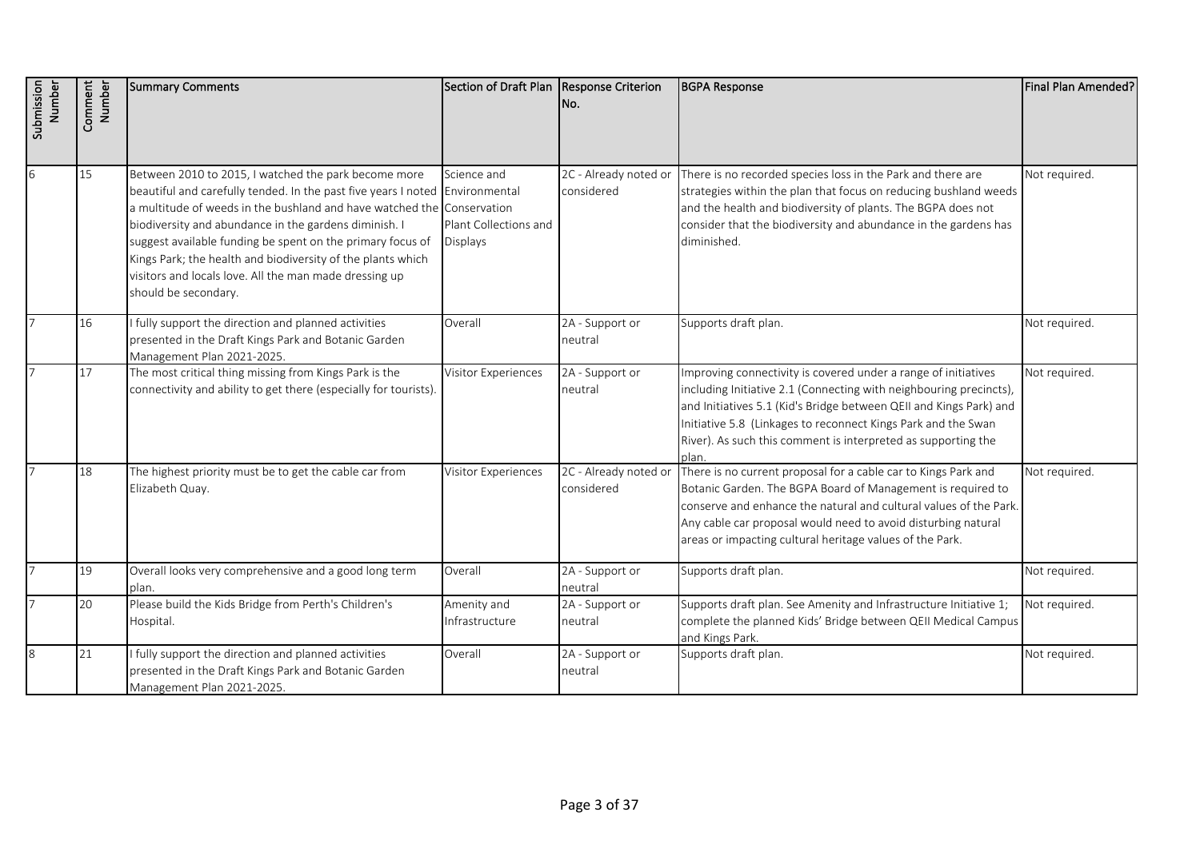| Submission Number | Comment Number | Summary Comments | Section of Draft Plan | Response Criterion No. | BGPA Response | Final Plan Amended? |
|---|---|---|---|---|---|---|
| 6 | 15 | Between 2010 to 2015, I watched the park become more beautiful and carefully tended. In the past five years I noted a multitude of weeds in the bushland and have watched the biodiversity and abundance in the gardens diminish. I suggest available funding be spent on the primary focus of Kings Park; the health and biodiversity of the plants which visitors and locals love. All the man made dressing up should be secondary. | Science and Environmental Conservation Plant Collections and Displays | 2C - Already noted or considered | There is no recorded species loss in the Park and there are strategies within the plan that focus on reducing bushland weeds and the health and biodiversity of plants. The BGPA does not consider that the biodiversity and abundance in the gardens has diminished. | Not required. |
| 7 | 16 | I fully support the direction and planned activities presented in the Draft Kings Park and Botanic Garden Management Plan 2021-2025. | Overall | 2A - Support or neutral | Supports draft plan. | Not required. |
| 7 | 17 | The most critical thing missing from Kings Park is the connectivity and ability to get there (especially for tourists). | Visitor Experiences | 2A - Support or neutral | Improving connectivity is covered under a range of initiatives including Initiative 2.1 (Connecting with neighbouring precincts), and Initiatives 5.1 (Kid's Bridge between QEII and Kings Park) and Initiative 5.8 (Linkages to reconnect Kings Park and the Swan River). As such this comment is interpreted as supporting the plan. | Not required. |
| 7 | 18 | The highest priority must be to get the cable car from Elizabeth Quay. | Visitor Experiences | 2C - Already noted or considered | There is no current proposal for a cable car to Kings Park and Botanic Garden. The BGPA Board of Management is required to conserve and enhance the natural and cultural values of the Park. Any cable car proposal would need to avoid disturbing natural areas or impacting cultural heritage values of the Park. | Not required. |
| 7 | 19 | Overall looks very comprehensive and a good long term plan. | Overall | 2A - Support or neutral | Supports draft plan. | Not required. |
| 7 | 20 | Please build the Kids Bridge from Perth's Children's Hospital. | Amenity and Infrastructure | 2A - Support or neutral | Supports draft plan. See Amenity and Infrastructure Initiative 1; complete the planned Kids' Bridge between QEII Medical Campus and Kings Park. | Not required. |
| 8 | 21 | I fully support the direction and planned activities presented in the Draft Kings Park and Botanic Garden Management Plan 2021-2025. | Overall | 2A - Support or neutral | Supports draft plan. | Not required. |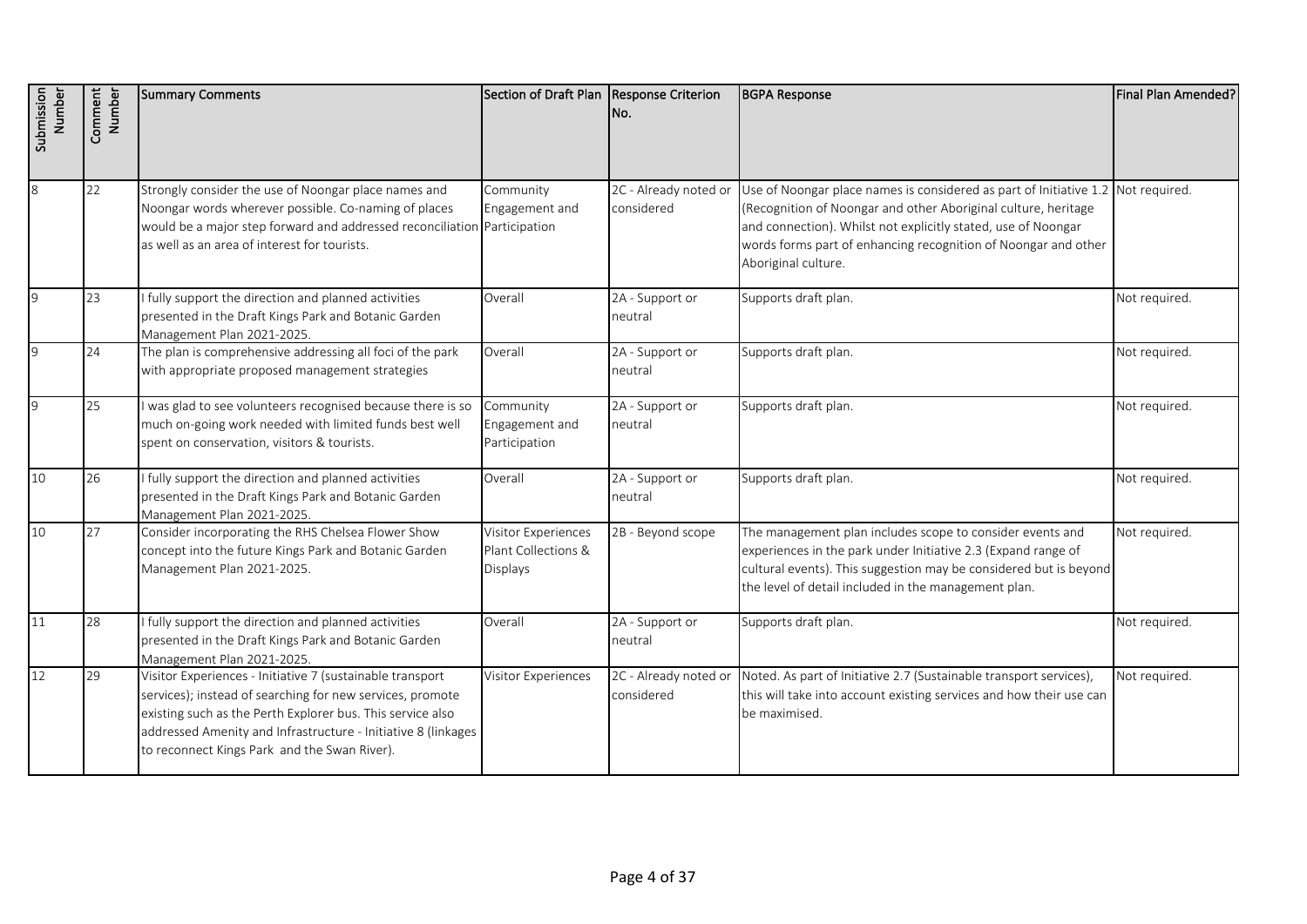| Submission Number | Comment Number | Summary Comments | Section of Draft Plan | Response Criterion No. | BGPA Response | Final Plan Amended? |
|---|---|---|---|---|---|---|
| 8 | 22 | Strongly consider the use of Noongar place names and Noongar words wherever possible. Co-naming of places would be a major step forward and addressed reconciliation as well as an area of interest for tourists. | Community Engagement and Participation | 2C - Already noted or considered | Use of Noongar place names is considered as part of Initiative 1.2 (Recognition of Noongar and other Aboriginal culture, heritage and connection). Whilst not explicitly stated, use of Noongar words forms part of enhancing recognition of Noongar and other Aboriginal culture. | Not required. |
| 9 | 23 | I fully support the direction and planned activities presented in the Draft Kings Park and Botanic Garden Management Plan 2021-2025. | Overall | 2A - Support or neutral | Supports draft plan. | Not required. |
| 9 | 24 | The plan is comprehensive addressing all foci of the park with appropriate proposed management strategies | Overall | 2A - Support or neutral | Supports draft plan. | Not required. |
| 9 | 25 | I was glad to see volunteers recognised because there is so much on-going work needed with limited funds best well spent on conservation, visitors & tourists. | Community Engagement and Participation | 2A - Support or neutral | Supports draft plan. | Not required. |
| 10 | 26 | I fully support the direction and planned activities presented in the Draft Kings Park and Botanic Garden Management Plan 2021-2025. | Overall | 2A - Support or neutral | Supports draft plan. | Not required. |
| 10 | 27 | Consider incorporating the RHS Chelsea Flower Show concept into the future Kings Park and Botanic Garden Management Plan 2021-2025. | Visitor Experiences Plant Collections & Displays | 2B - Beyond scope | The management plan includes scope to consider events and experiences in the park under Initiative 2.3 (Expand range of cultural events). This suggestion may be considered but is beyond the level of detail included in the management plan. | Not required. |
| 11 | 28 | I fully support the direction and planned activities presented in the Draft Kings Park and Botanic Garden Management Plan 2021-2025. | Overall | 2A - Support or neutral | Supports draft plan. | Not required. |
| 12 | 29 | Visitor Experiences - Initiative 7 (sustainable transport services); instead of searching for new services, promote existing such as the Perth Explorer bus. This service also addressed Amenity and Infrastructure - Initiative 8 (linkages to reconnect Kings Park and the Swan River). | Visitor Experiences | 2C - Already noted or considered | Noted. As part of Initiative 2.7 (Sustainable transport services), this will take into account existing services and how their use can be maximised. | Not required. |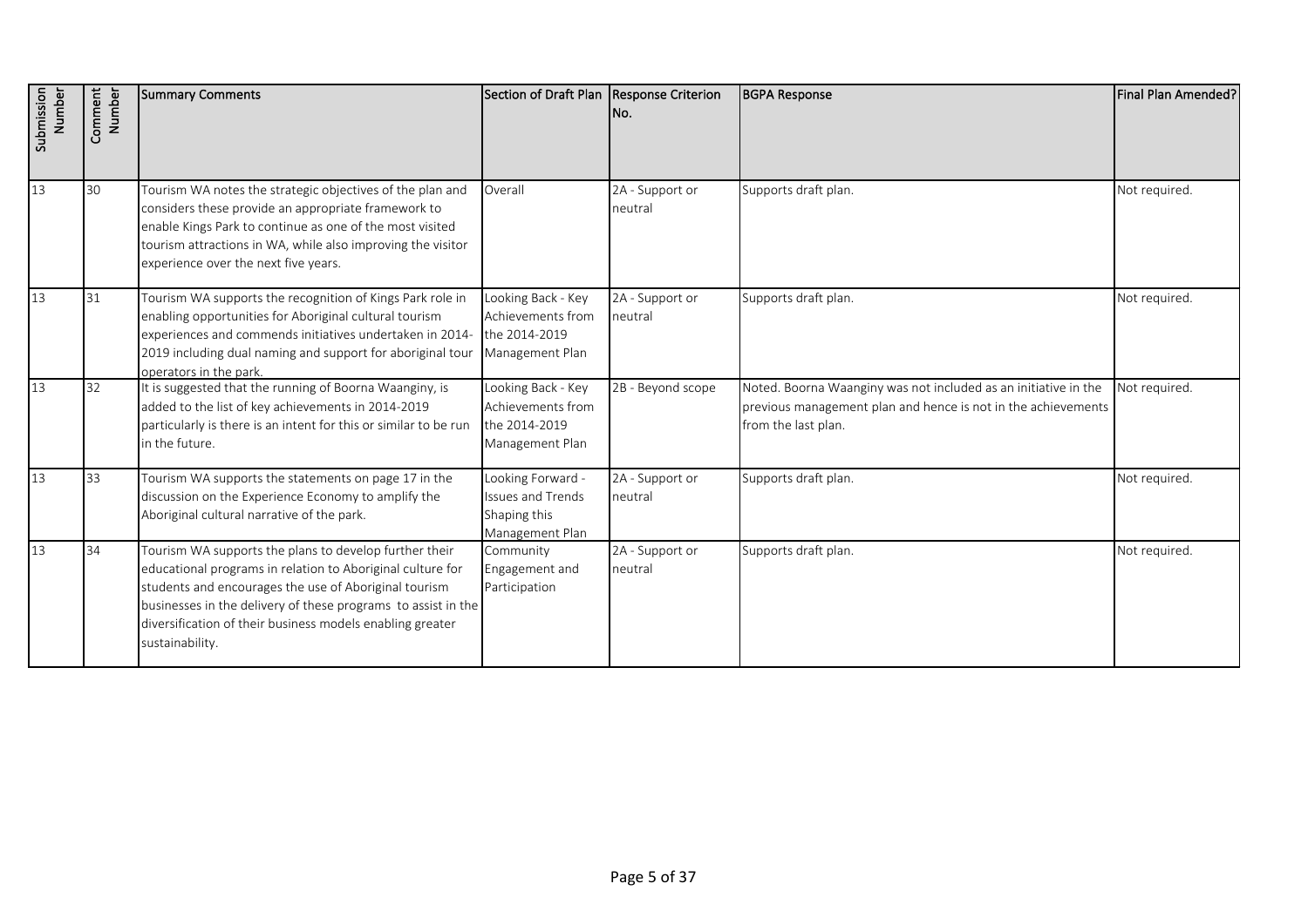| Submission Number | Comment Number | Summary Comments | Section of Draft Plan | Response Criterion No. | BGPA Response | Final Plan Amended? |
|---|---|---|---|---|---|---|
| 13 | 30 | Tourism WA notes the strategic objectives of the plan and considers these provide an appropriate framework to enable Kings Park to continue as one of the most visited tourism attractions in WA, while also improving the visitor experience over the next five years. | Overall | 2A - Support or neutral | Supports draft plan. | Not required. |
| 13 | 31 | Tourism WA supports the recognition of Kings Park role in enabling opportunities for Aboriginal cultural tourism experiences and commends initiatives undertaken in 2014-2019 including dual naming and support for aboriginal tour operators in the park. | Looking Back - Key Achievements from the 2014-2019 Management Plan | 2A - Support or neutral | Supports draft plan. | Not required. |
| 13 | 32 | It is suggested that the running of Boorna Waanginy, is added to the list of key achievements in 2014-2019 particularly is there is an intent for this or similar to be run in the future. | Looking Back - Key Achievements from the 2014-2019 Management Plan | 2B - Beyond scope | Noted. Boorna Waanginy was not included as an initiative in the previous management plan and hence is not in the achievements from the last plan. | Not required. |
| 13 | 33 | Tourism WA supports the statements on page 17 in the discussion on the Experience Economy to amplify the Aboriginal cultural narrative of the park. | Looking Forward - Issues and Trends Shaping this Management Plan | 2A - Support or neutral | Supports draft plan. | Not required. |
| 13 | 34 | Tourism WA supports the plans to develop further their educational programs in relation to Aboriginal culture for students and encourages the use of Aboriginal tourism businesses in the delivery of these programs to assist in the diversification of their business models enabling greater sustainability. | Community Engagement and Participation | 2A - Support or neutral | Supports draft plan. | Not required. |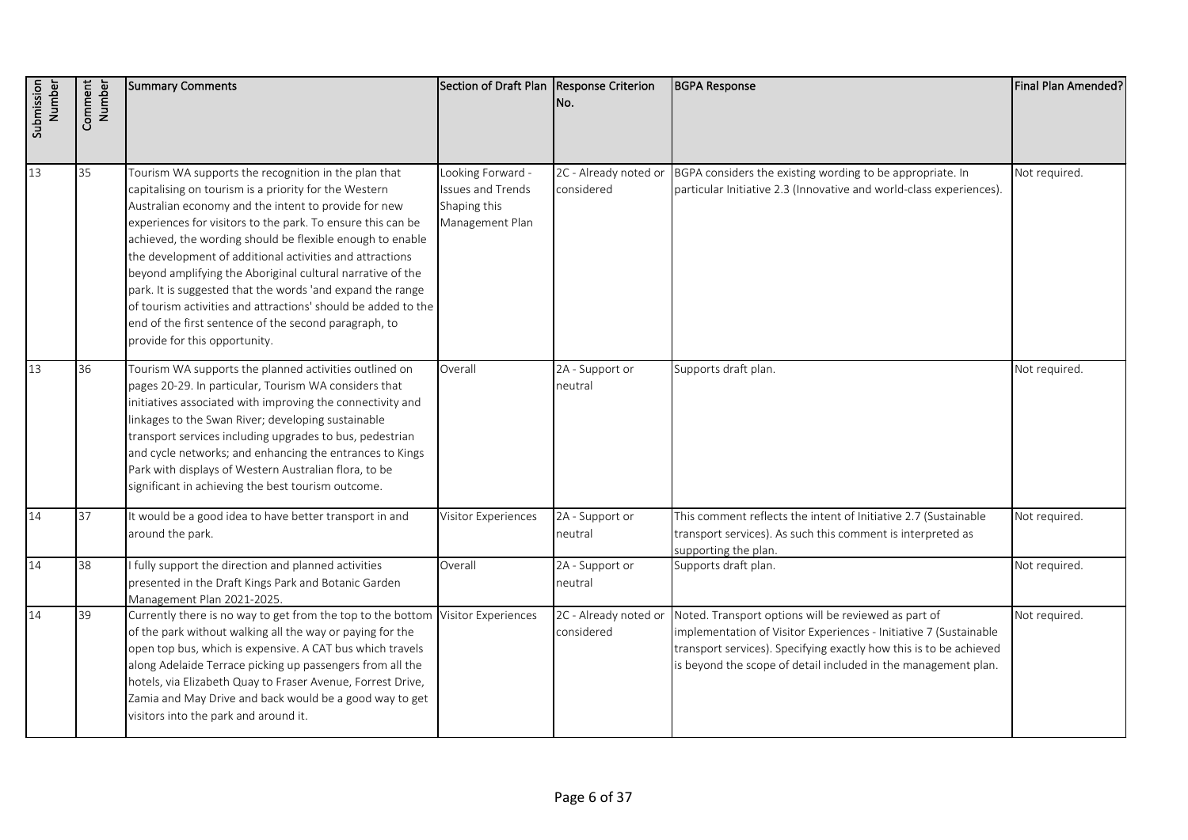| Submission Number | Comment Number | Summary Comments | Section of Draft Plan | Response Criterion No. | BGPA Response | Final Plan Amended? |
|---|---|---|---|---|---|---|
| 13 | 35 | Tourism WA supports the recognition in the plan that capitalising on tourism is a priority for the Western Australian economy and the intent to provide for new experiences for visitors to the park. To ensure this can be achieved, the wording should be flexible enough to enable the development of additional activities and attractions beyond amplifying the Aboriginal cultural narrative of the park. It is suggested that the words 'and expand the range of tourism activities and attractions' should be added to the end of the first sentence of the second paragraph, to provide for this opportunity. | Looking Forward - Issues and Trends Shaping this Management Plan | 2C - Already noted or considered | BGPA considers the existing wording to be appropriate. In particular Initiative 2.3 (Innovative and world-class experiences). | Not required. |
| 13 | 36 | Tourism WA supports the planned activities outlined on pages 20-29. In particular, Tourism WA considers that initiatives associated with improving the connectivity and linkages to the Swan River; developing sustainable transport services including upgrades to bus, pedestrian and cycle networks; and enhancing the entrances to Kings Park with displays of Western Australian flora, to be significant in achieving the best tourism outcome. | Overall | 2A - Support or neutral | Supports draft plan. | Not required. |
| 14 | 37 | It would be a good idea to have better transport in and around the park. | Visitor Experiences | 2A - Support or neutral | This comment reflects the intent of Initiative 2.7 (Sustainable transport services). As such this comment is interpreted as supporting the plan. | Not required. |
| 14 | 38 | I fully support the direction and planned activities presented in the Draft Kings Park and Botanic Garden Management Plan 2021-2025. | Overall | 2A - Support or neutral | Supports draft plan. | Not required. |
| 14 | 39 | Currently there is no way to get from the top to the bottom of the park without walking all the way or paying for the open top bus, which is expensive. A CAT bus which travels along Adelaide Terrace picking up passengers from all the hotels, via Elizabeth Quay to Fraser Avenue, Forrest Drive, Zamia and May Drive and back would be a good way to get visitors into the park and around it. | Visitor Experiences | 2C - Already noted or considered | Noted. Transport options will be reviewed as part of implementation of Visitor Experiences - Initiative 7 (Sustainable transport services). Specifying exactly how this is to be achieved is beyond the scope of detail included in the management plan. | Not required. |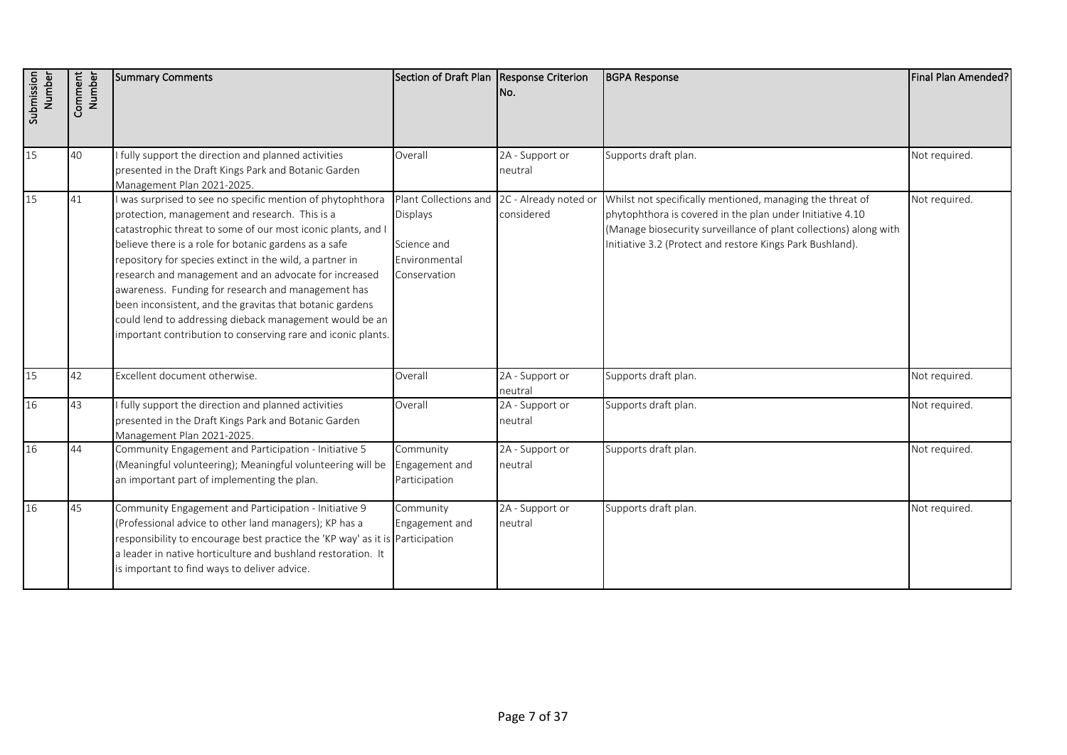| Submission Number | Comment Number | Summary Comments | Section of Draft Plan | Response Criterion No. | BGPA Response | Final Plan Amended? |
|---|---|---|---|---|---|---|
| 15 | 40 | I fully support the direction and planned activities presented in the Draft Kings Park and Botanic Garden Management Plan 2021-2025. | Overall | 2A - Support or neutral | Supports draft plan. | Not required. |
| 15 | 41 | I was surprised to see no specific mention of phytophthora protection, management and research. This is a catastrophic threat to some of our most iconic plants, and I believe there is a role for botanic gardens as a safe repository for species extinct in the wild, a partner in research and management and an advocate for increased awareness. Funding for research and management has been inconsistent, and the gravitas that botanic gardens could lend to addressing dieback management would be an important contribution to conserving rare and iconic plants. | Plant Collections and Displays<br><br>Science and Environmental Conservation | 2C - Already noted or considered | Whilst not specifically mentioned, managing the threat of phytophthora is covered in the plan under Initiative 4.10 (Manage biosecurity surveillance of plant collections) along with Initiative 3.2 (Protect and restore Kings Park Bushland). | Not required. |
| 15 | 42 | Excellent document otherwise. | Overall | 2A - Support or neutral | Supports draft plan. | Not required. |
| 16 | 43 | I fully support the direction and planned activities presented in the Draft Kings Park and Botanic Garden Management Plan 2021-2025. | Overall | 2A - Support or neutral | Supports draft plan. | Not required. |
| 16 | 44 | Community Engagement and Participation - Initiative 5 (Meaningful volunteering); Meaningful volunteering will be an important part of implementing the plan. | Community Engagement and Participation | 2A - Support or neutral | Supports draft plan. | Not required. |
| 16 | 45 | Community Engagement and Participation - Initiative 9 (Professional advice to other land managers); KP has a responsibility to encourage best practice the 'KP way' as it is a leader in native horticulture and bushland restoration. It is important to find ways to deliver advice. | Community Engagement and Participation | 2A - Support or neutral | Supports draft plan. | Not required. |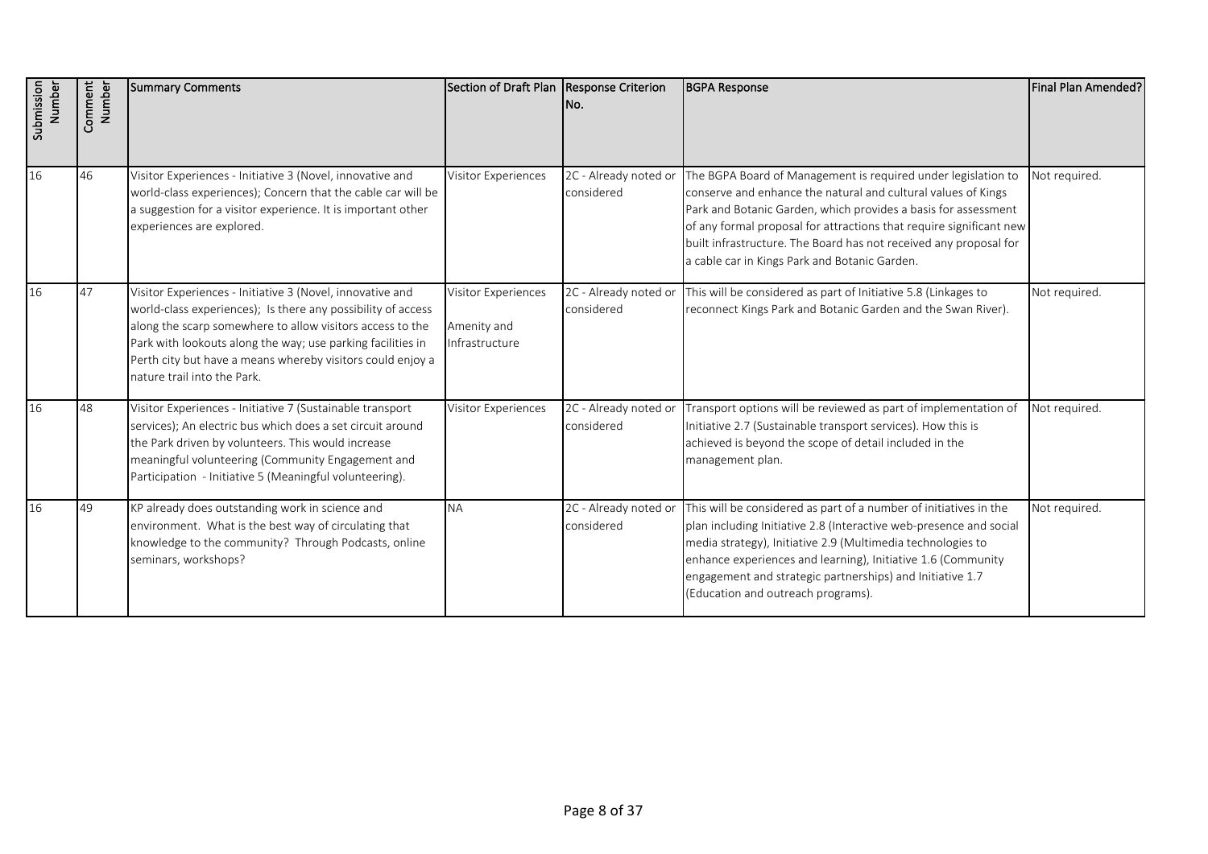| Submission Number | Comment Number | Summary Comments | Section of Draft Plan | Response Criterion No. | BGPA Response | Final Plan Amended? |
|---|---|---|---|---|---|---|
| 16 | 46 | Visitor Experiences - Initiative 3 (Novel, innovative and world-class experiences); Concern that the cable car will be a suggestion for a visitor experience. It is important other experiences are explored. | Visitor Experiences | 2C - Already noted or considered | The BGPA Board of Management is required under legislation to conserve and enhance the natural and cultural values of Kings Park and Botanic Garden, which provides a basis for assessment of any formal proposal for attractions that require significant new built infrastructure. The Board has not received any proposal for a cable car in Kings Park and Botanic Garden. | Not required. |
| 16 | 47 | Visitor Experiences - Initiative 3 (Novel, innovative and world-class experiences); Is there any possibility of access along the scarp somewhere to allow visitors access to the Park with lookouts along the way; use parking facilities in Perth city but have a means whereby visitors could enjoy a nature trail into the Park. | Visitor Experiences<br><br>Amenity and Infrastructure | 2C - Already noted or considered | This will be considered as part of Initiative 5.8 (Linkages to reconnect Kings Park and Botanic Garden and the Swan River). | Not required. |
| 16 | 48 | Visitor Experiences - Initiative 7 (Sustainable transport services); An electric bus which does a set circuit around the Park driven by volunteers. This would increase meaningful volunteering (Community Engagement and Participation - Initiative 5 (Meaningful volunteering). | Visitor Experiences | 2C - Already noted or considered | Transport options will be reviewed as part of implementation of Initiative 2.7 (Sustainable transport services). How this is achieved is beyond the scope of detail included in the management plan. | Not required. |
| 16 | 49 | KP already does outstanding work in science and environment. What is the best way of circulating that knowledge to the community? Through Podcasts, online seminars, workshops? | NA | 2C - Already noted or considered | This will be considered as part of a number of initiatives in the plan including Initiative 2.8 (Interactive web-presence and social media strategy), Initiative 2.9 (Multimedia technologies to enhance experiences and learning), Initiative 1.6 (Community engagement and strategic partnerships) and Initiative 1.7 (Education and outreach programs). | Not required. |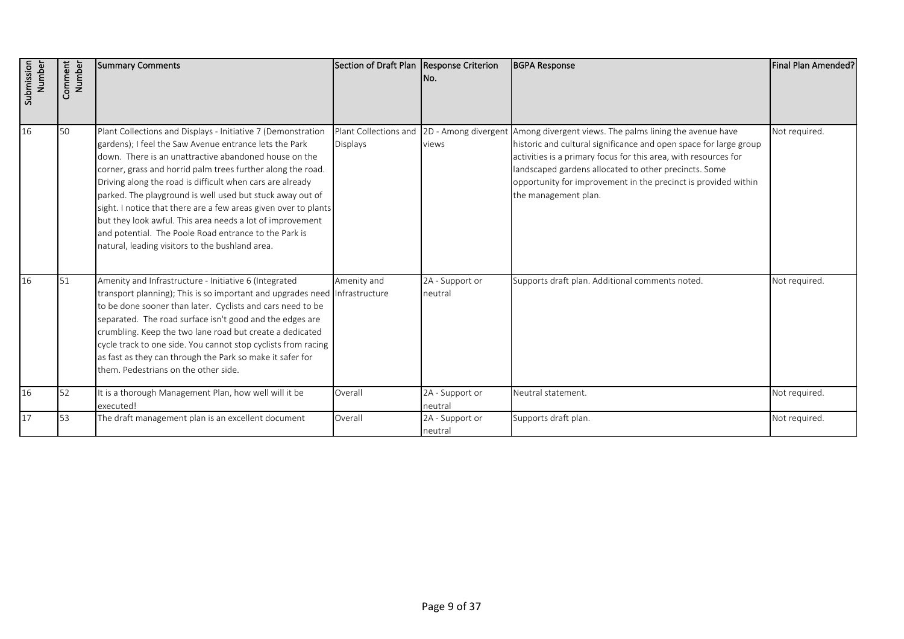| Submission Number | Comment Number | Summary Comments | Section of Draft Plan | Response Criterion No. | BGPA Response | Final Plan Amended? |
|---|---|---|---|---|---|---|
| 16 | 50 | Plant Collections and Displays - Initiative 7 (Demonstration gardens); I feel the Saw Avenue entrance lets the Park down. There is an unattractive abandoned house on the corner, grass and horrid palm trees further along the road. Driving along the road is difficult when cars are already parked. The playground is well used but stuck away out of sight. I notice that there are a few areas given over to plants but they look awful. This area needs a lot of improvement and potential. The Poole Road entrance to the Park is natural, leading visitors to the bushland area. | Plant Collections and Displays | 2D - Among divergent views | Among divergent views. The palms lining the avenue have historic and cultural significance and open space for large group activities is a primary focus for this area, with resources for landscaped gardens allocated to other precincts. Some opportunity for improvement in the precinct is provided within the management plan. | Not required. |
| 16 | 51 | Amenity and Infrastructure - Initiative 6 (Integrated transport planning); This is so important and upgrades need to be done sooner than later. Cyclists and cars need to be separated. The road surface isn't good and the edges are crumbling. Keep the two lane road but create a dedicated cycle track to one side. You cannot stop cyclists from racing as fast as they can through the Park so make it safer for them. Pedestrians on the other side. | Amenity and Infrastructure | 2A - Support or neutral | Supports draft plan. Additional comments noted. | Not required. |
| 16 | 52 | It is a thorough Management Plan, how well will it be executed! | Overall | 2A - Support or neutral | Neutral statement. | Not required. |
| 17 | 53 | The draft management plan is an excellent document | Overall | 2A - Support or neutral | Supports draft plan. | Not required. |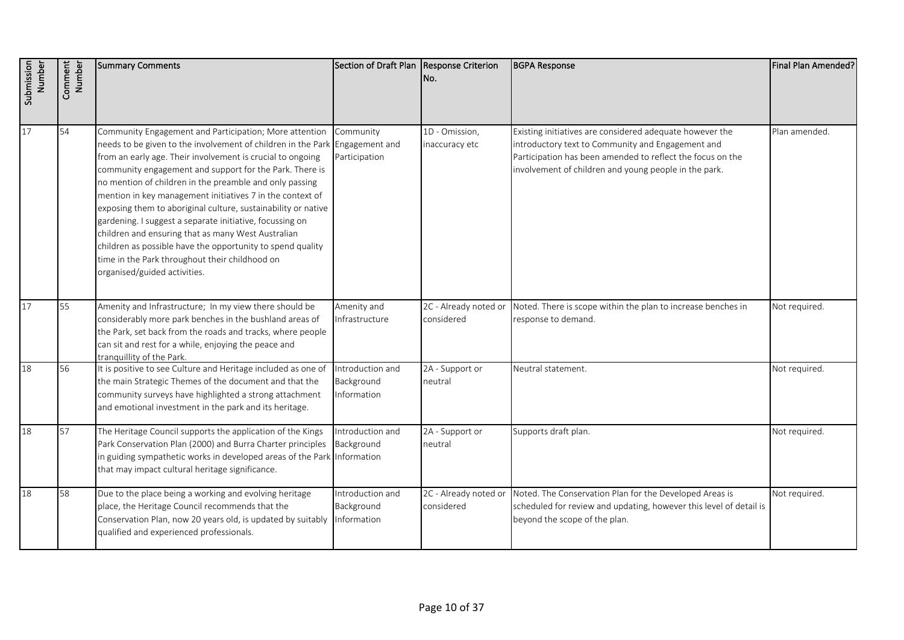| Submission Number | Comment Number | Summary Comments | Section of Draft Plan | Response Criterion No. | BGPA Response | Final Plan Amended? |
|---|---|---|---|---|---|---|
| 17 | 54 | Community Engagement and Participation; More attention needs to be given to the involvement of children in the Park from an early age. Their involvement is crucial to ongoing community engagement and support for the Park. There is no mention of children in the preamble and only passing mention in key management initiatives 7 in the context of exposing them to aboriginal culture, sustainability or native gardening. I suggest a separate initiative, focussing on children and ensuring that as many West Australian children as possible have the opportunity to spend quality time in the Park throughout their childhood on organised/guided activities. | Community Engagement and Participation | 1D - Omission, inaccuracy etc | Existing initiatives are considered adequate however the introductory text to Community and Engagement and Participation has been amended to reflect the focus on the involvement of children and young people in the park. | Plan amended. |
| 17 | 55 | Amenity and Infrastructure; In my view there should be considerably more park benches in the bushland areas of the Park, set back from the roads and tracks, where people can sit and rest for a while, enjoying the peace and tranquillity of the Park. | Amenity and Infrastructure | 2C - Already noted or considered | Noted. There is scope within the plan to increase benches in response to demand. | Not required. |
| 18 | 56 | It is positive to see Culture and Heritage included as one of the main Strategic Themes of the document and that the community surveys have highlighted a strong attachment and emotional investment in the park and its heritage. | Introduction and Background Information | 2A - Support or neutral | Neutral statement. | Not required. |
| 18 | 57 | The Heritage Council supports the application of the Kings Park Conservation Plan (2000) and Burra Charter principles in guiding sympathetic works in developed areas of the Park that may impact cultural heritage significance. | Introduction and Background Information | 2A - Support or neutral | Supports draft plan. | Not required. |
| 18 | 58 | Due to the place being a working and evolving heritage place, the Heritage Council recommends that the Conservation Plan, now 20 years old, is updated by suitably qualified and experienced professionals. | Introduction and Background Information | 2C - Already noted or considered | Noted. The Conservation Plan for the Developed Areas is scheduled for review and updating, however this level of detail is beyond the scope of the plan. | Not required. |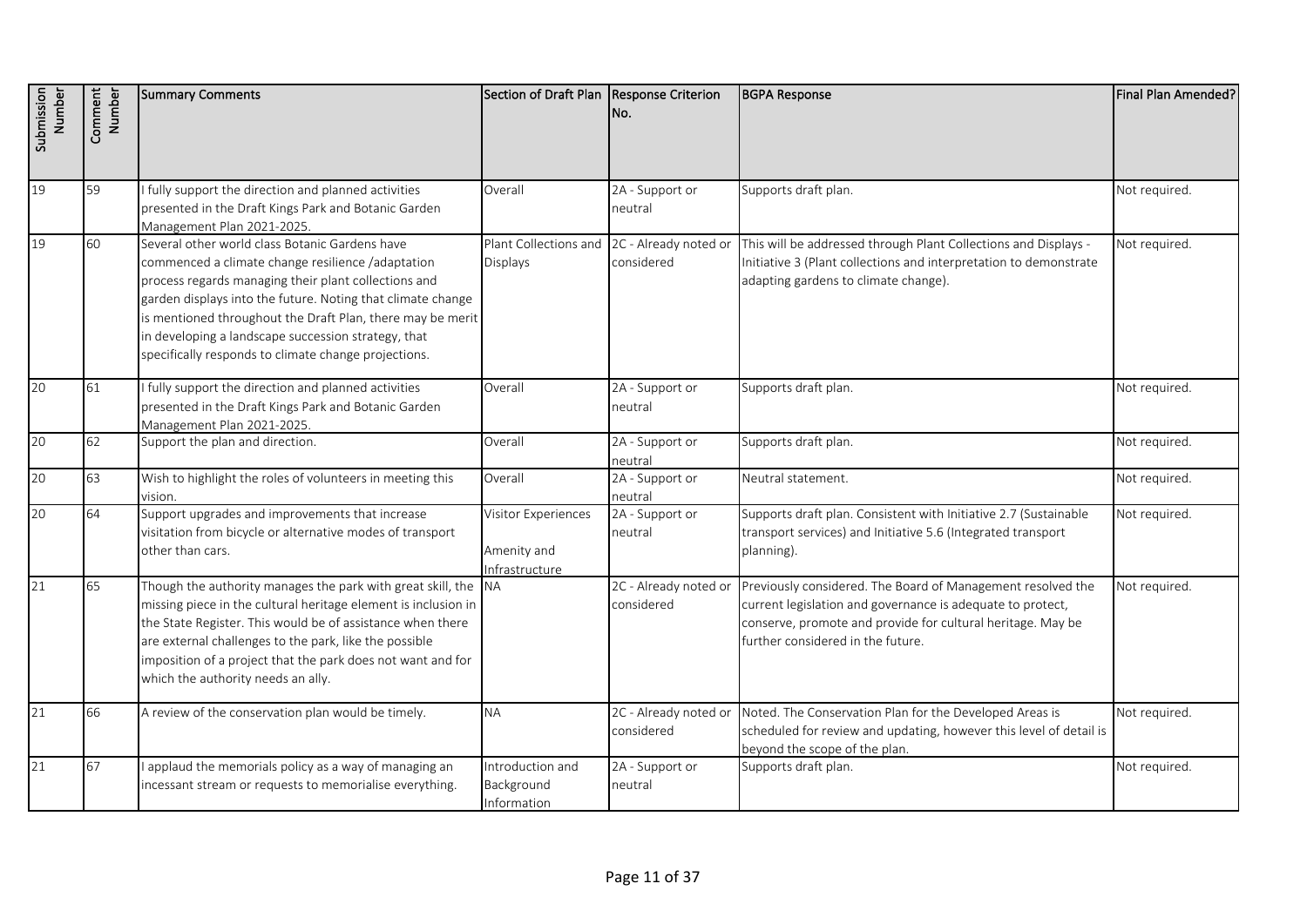| Submission Number | Comment Number | Summary Comments | Section of Draft Plan | Response Criterion No. | BGPA Response | Final Plan Amended? |
|---|---|---|---|---|---|---|
| 19 | 59 | I fully support the direction and planned activities presented in the Draft Kings Park and Botanic Garden Management Plan 2021-2025. | Overall | 2A - Support or neutral | Supports draft plan. | Not required. |
| 19 | 60 | Several other world class Botanic Gardens have commenced a climate change resilience /adaptation process regards managing their plant collections and garden displays into the future. Noting that climate change is mentioned throughout the Draft Plan, there may be merit in developing a landscape succession strategy, that specifically responds to climate change projections. | Plant Collections and Displays | 2C - Already noted or considered | This will be addressed through Plant Collections and Displays - Initiative 3 (Plant collections and interpretation to demonstrate adapting gardens to climate change). | Not required. |
| 20 | 61 | I fully support the direction and planned activities presented in the Draft Kings Park and Botanic Garden Management Plan 2021-2025. | Overall | 2A - Support or neutral | Supports draft plan. | Not required. |
| 20 | 62 | Support the plan and direction. | Overall | 2A - Support or neutral | Supports draft plan. | Not required. |
| 20 | 63 | Wish to highlight the roles of volunteers in meeting this vision. | Overall | 2A - Support or neutral | Neutral statement. | Not required. |
| 20 | 64 | Support upgrades and improvements that increase visitation from bicycle or alternative modes of transport other than cars. | Visitor Experiences<br><br>Amenity and Infrastructure | 2A - Support or neutral | Supports draft plan. Consistent with Initiative 2.7 (Sustainable transport services) and Initiative 5.6 (Integrated transport planning). | Not required. |
| 21 | 65 | Though the authority manages the park with great skill, the missing piece in the cultural heritage element is inclusion in the State Register. This would be of assistance when there are external challenges to the park, like the possible imposition of a project that the park does not want and for which the authority needs an ally. | NA | 2C - Already noted or considered | Previously considered. The Board of Management resolved the current legislation and governance is adequate to protect, conserve, promote and provide for cultural heritage. May be further considered in the future. | Not required. |
| 21 | 66 | A review of the conservation plan would be timely. | NA | 2C - Already noted or considered | Noted. The Conservation Plan for the Developed Areas is scheduled for review and updating, however this level of detail is beyond the scope of the plan. | Not required. |
| 21 | 67 | I applaud the memorials policy as a way of managing an incessant stream or requests to memorialise everything. | Introduction and Background Information | 2A - Support or neutral | Supports draft plan. | Not required. |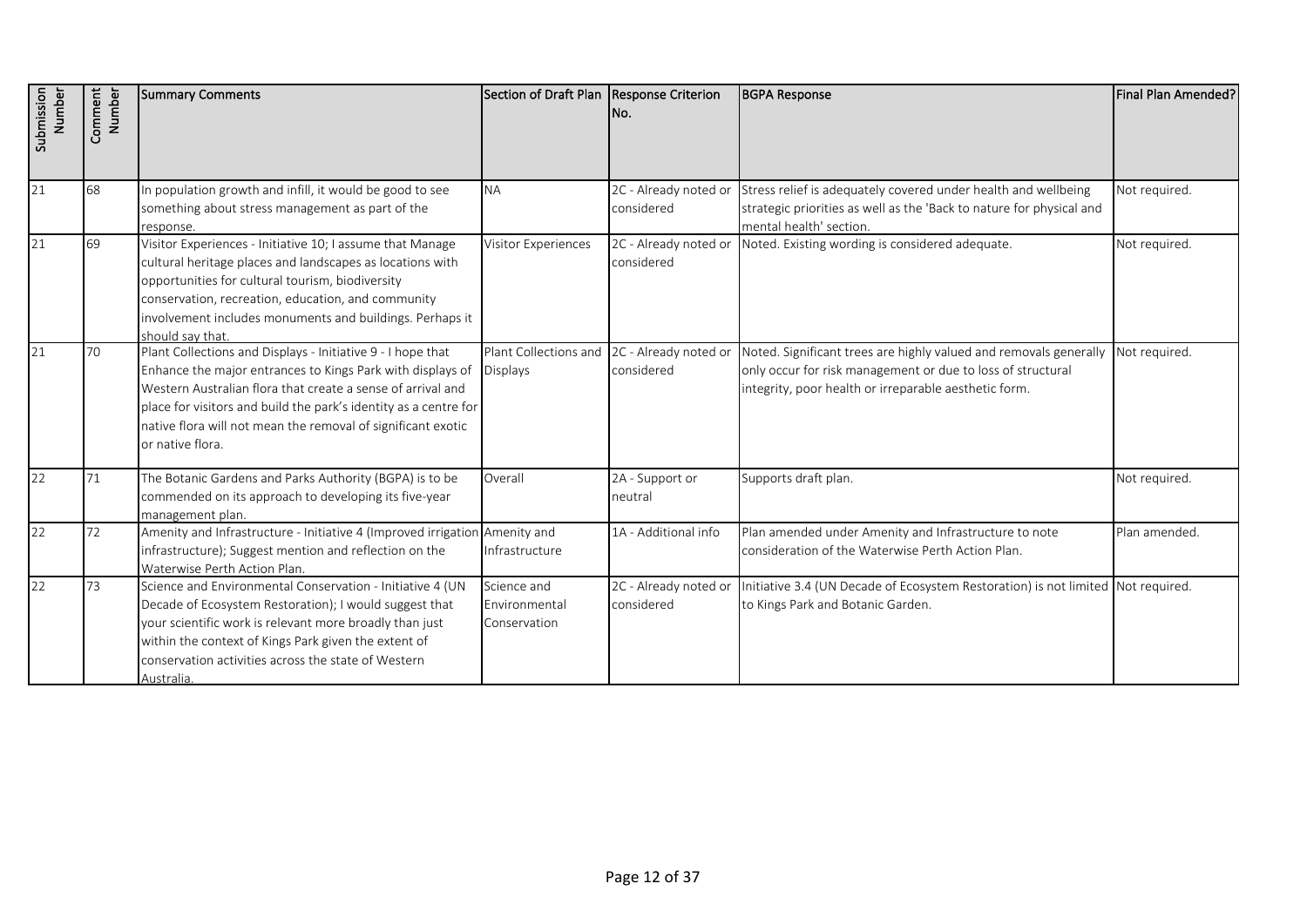| Submission Number | Comment Number | Summary Comments | Section of Draft Plan | Response Criterion No. | BGPA Response | Final Plan Amended? |
|---|---|---|---|---|---|---|
| 21 | 68 | In population growth and infill, it would be good to see something about stress management as part of the response. | NA | 2C - Already noted or considered | Stress relief is adequately covered under health and wellbeing strategic priorities as well as the 'Back to nature for physical and mental health' section. | Not required. |
| 21 | 69 | Visitor Experiences - Initiative 10; I assume that Manage cultural heritage places and landscapes as locations with opportunities for cultural tourism, biodiversity conservation, recreation, education, and community involvement includes monuments and buildings. Perhaps it should say that. | Visitor Experiences | 2C - Already noted or considered | Noted. Existing wording is considered adequate. | Not required. |
| 21 | 70 | Plant Collections and Displays - Initiative 9 - I hope that Enhance the major entrances to Kings Park with displays of Western Australian flora that create a sense of arrival and place for visitors and build the park's identity as a centre for native flora will not mean the removal of significant exotic or native flora. | Plant Collections and Displays | 2C - Already noted or considered | Noted. Significant trees are highly valued and removals generally only occur for risk management or due to loss of structural integrity, poor health or irreparable aesthetic form. | Not required. |
| 22 | 71 | The Botanic Gardens and Parks Authority (BGPA) is to be commended on its approach to developing its five-year management plan. | Overall | 2A - Support or neutral | Supports draft plan. | Not required. |
| 22 | 72 | Amenity and Infrastructure - Initiative 4 (Improved irrigation infrastructure); Suggest mention and reflection on the Waterwise Perth Action Plan. | Amenity and Infrastructure | 1A - Additional info | Plan amended under Amenity and Infrastructure to note consideration of the Waterwise Perth Action Plan. | Plan amended. |
| 22 | 73 | Science and Environmental Conservation - Initiative 4 (UN Decade of Ecosystem Restoration); I would suggest that your scientific work is relevant more broadly than just within the context of Kings Park given the extent of conservation activities across the state of Western Australia. | Science and Environmental Conservation | 2C - Already noted or considered | Initiative 3.4 (UN Decade of Ecosystem Restoration) is not limited to Kings Park and Botanic Garden. | Not required. |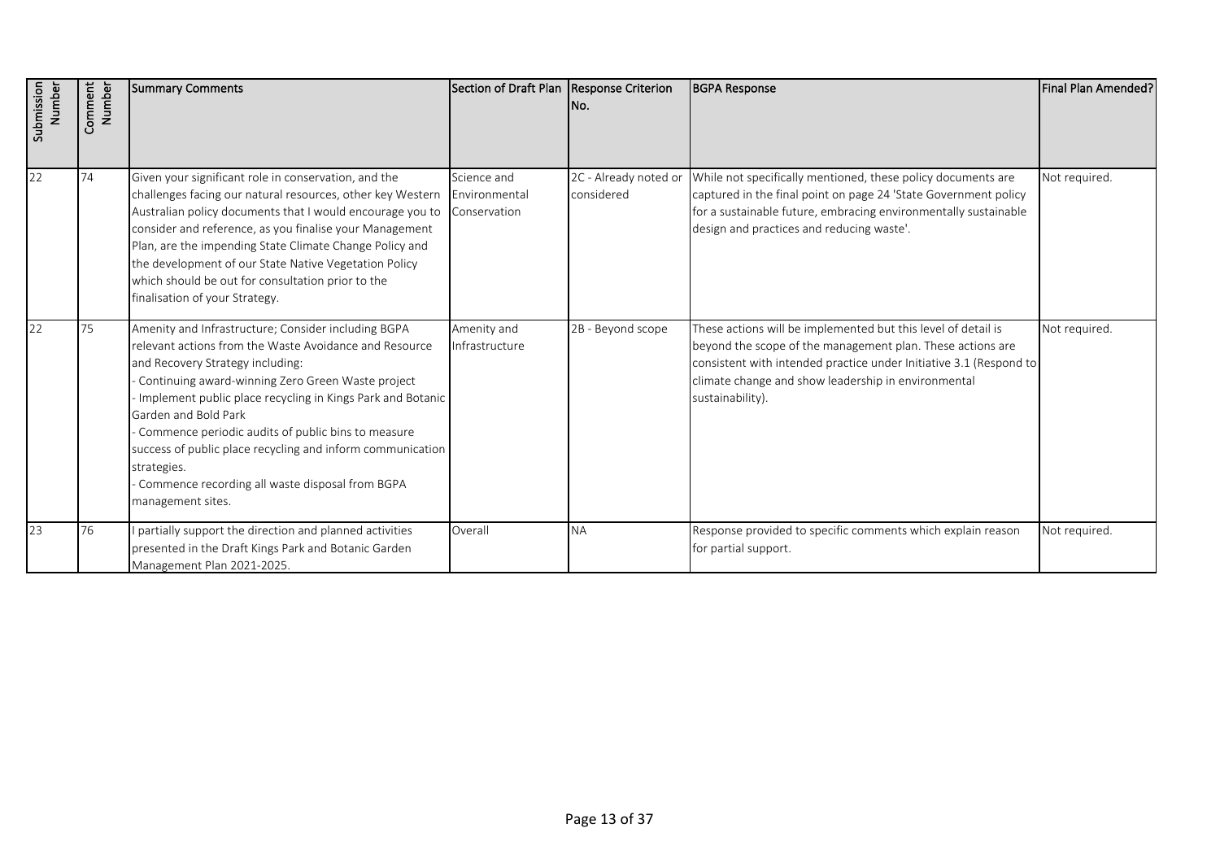| Submission Number | Comment Number | Summary Comments | Section of Draft Plan | Response Criterion No. | BGPA Response | Final Plan Amended? |
|---|---|---|---|---|---|---|
| 22 | 74 | Given your significant role in conservation, and the challenges facing our natural resources, other key Western Australian policy documents that I would encourage you to consider and reference, as you finalise your Management Plan, are the impending State Climate Change Policy and the development of our State Native Vegetation Policy which should be out for consultation prior to the finalisation of your Strategy. | Science and Environmental Conservation | 2C - Already noted or considered | While not specifically mentioned, these policy documents are captured in the final point on page 24 'State Government policy for a sustainable future, embracing environmentally sustainable design and practices and reducing waste'. | Not required. |
| 22 | 75 | Amenity and Infrastructure; Consider including BGPA relevant actions from the Waste Avoidance and Resource and Recovery Strategy including:<br>- Continuing award-winning Zero Green Waste project<br>- Implement public place recycling in Kings Park and Botanic Garden and Bold Park<br>- Commence periodic audits of public bins to measure success of public place recycling and inform communication strategies.<br>- Commence recording all waste disposal from BGPA management sites. | Amenity and Infrastructure | 2B - Beyond scope | These actions will be implemented but this level of detail is beyond the scope of the management plan. These actions are consistent with intended practice under Initiative 3.1 (Respond to climate change and show leadership in environmental sustainability). | Not required. |
| 23 | 76 | I partially support the direction and planned activities presented in the Draft Kings Park and Botanic Garden Management Plan 2021-2025. | Overall | NA | Response provided to specific comments which explain reason for partial support. | Not required. |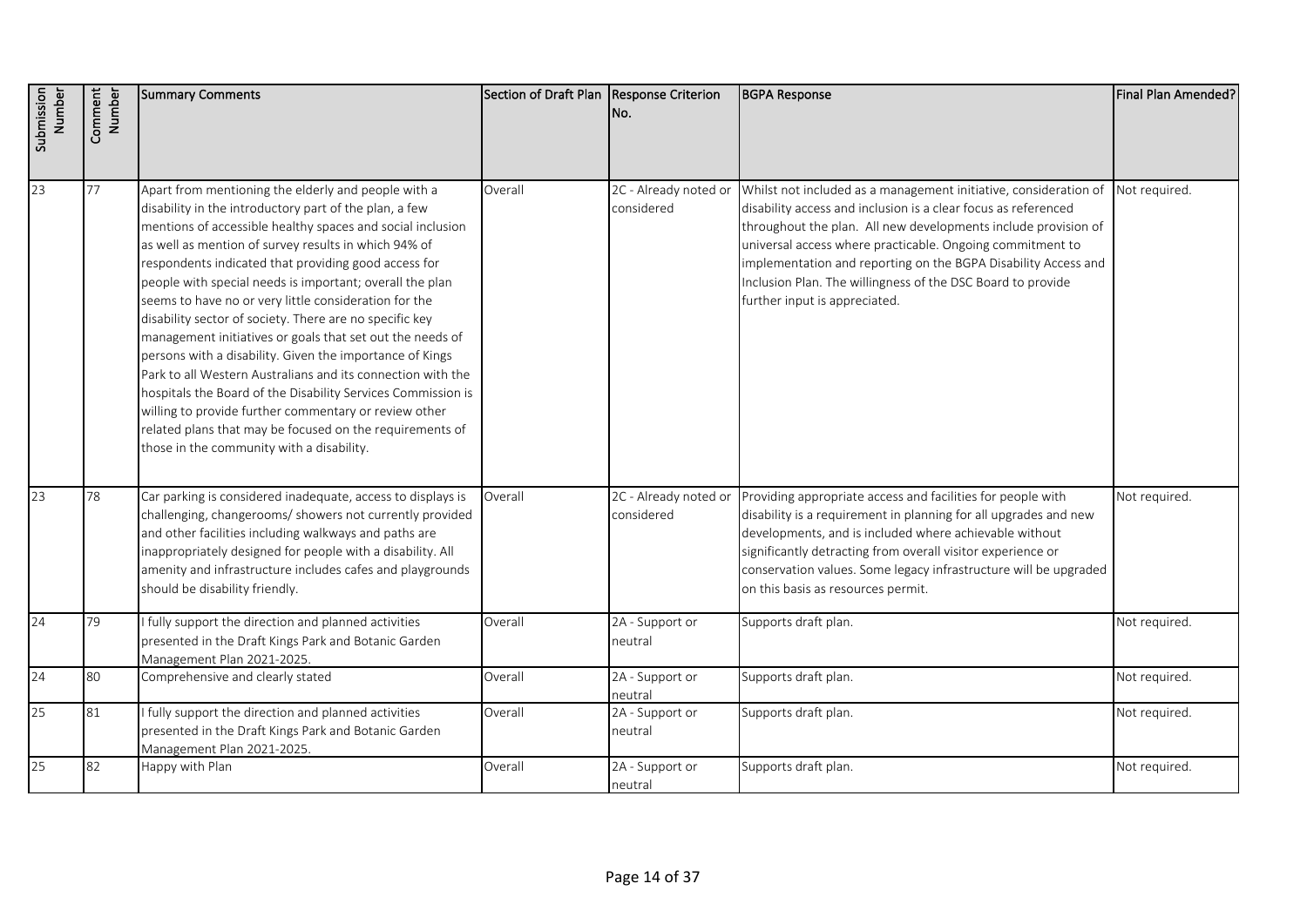| Submission Number | Comment Number | Summary Comments | Section of Draft Plan | Response Criterion No. | BGPA Response | Final Plan Amended? |
|---|---|---|---|---|---|---|
| 23 | 77 | Apart from mentioning the elderly and people with a disability in the introductory part of the plan, a few mentions of accessible healthy spaces and social inclusion as well as mention of survey results in which 94% of respondents indicated that providing good access for people with special needs is important; overall the plan seems to have no or very little consideration for the disability sector of society. There are no specific key management initiatives or goals that set out the needs of persons with a disability. Given the importance of Kings Park to all Western Australians and its connection with the hospitals the Board of the Disability Services Commission is willing to provide further commentary or review other related plans that may be focused on the requirements of those in the community with a disability. | Overall | 2C - Already noted or considered | Whilst not included as a management initiative, consideration of disability access and inclusion is a clear focus as referenced throughout the plan. All new developments include provision of universal access where practicable. Ongoing commitment to implementation and reporting on the BGPA Disability Access and Inclusion Plan. The willingness of the DSC Board to provide further input is appreciated. | Not required. |
| 23 | 78 | Car parking is considered inadequate, access to displays is challenging, changerooms/ showers not currently provided and other facilities including walkways and paths are inappropriately designed for people with a disability. All amenity and infrastructure includes cafes and playgrounds should be disability friendly. | Overall | 2C - Already noted or considered | Providing appropriate access and facilities for people with disability is a requirement in planning for all upgrades and new developments, and is included where achievable without significantly detracting from overall visitor experience or conservation values. Some legacy infrastructure will be upgraded on this basis as resources permit. | Not required. |
| 24 | 79 | I fully support the direction and planned activities presented in the Draft Kings Park and Botanic Garden Management Plan 2021-2025. | Overall | 2A - Support or neutral | Supports draft plan. | Not required. |
| 24 | 80 | Comprehensive and clearly stated | Overall | 2A - Support or neutral | Supports draft plan. | Not required. |
| 25 | 81 | I fully support the direction and planned activities presented in the Draft Kings Park and Botanic Garden Management Plan 2021-2025. | Overall | 2A - Support or neutral | Supports draft plan. | Not required. |
| 25 | 82 | Happy with Plan | Overall | 2A - Support or neutral | Supports draft plan. | Not required. |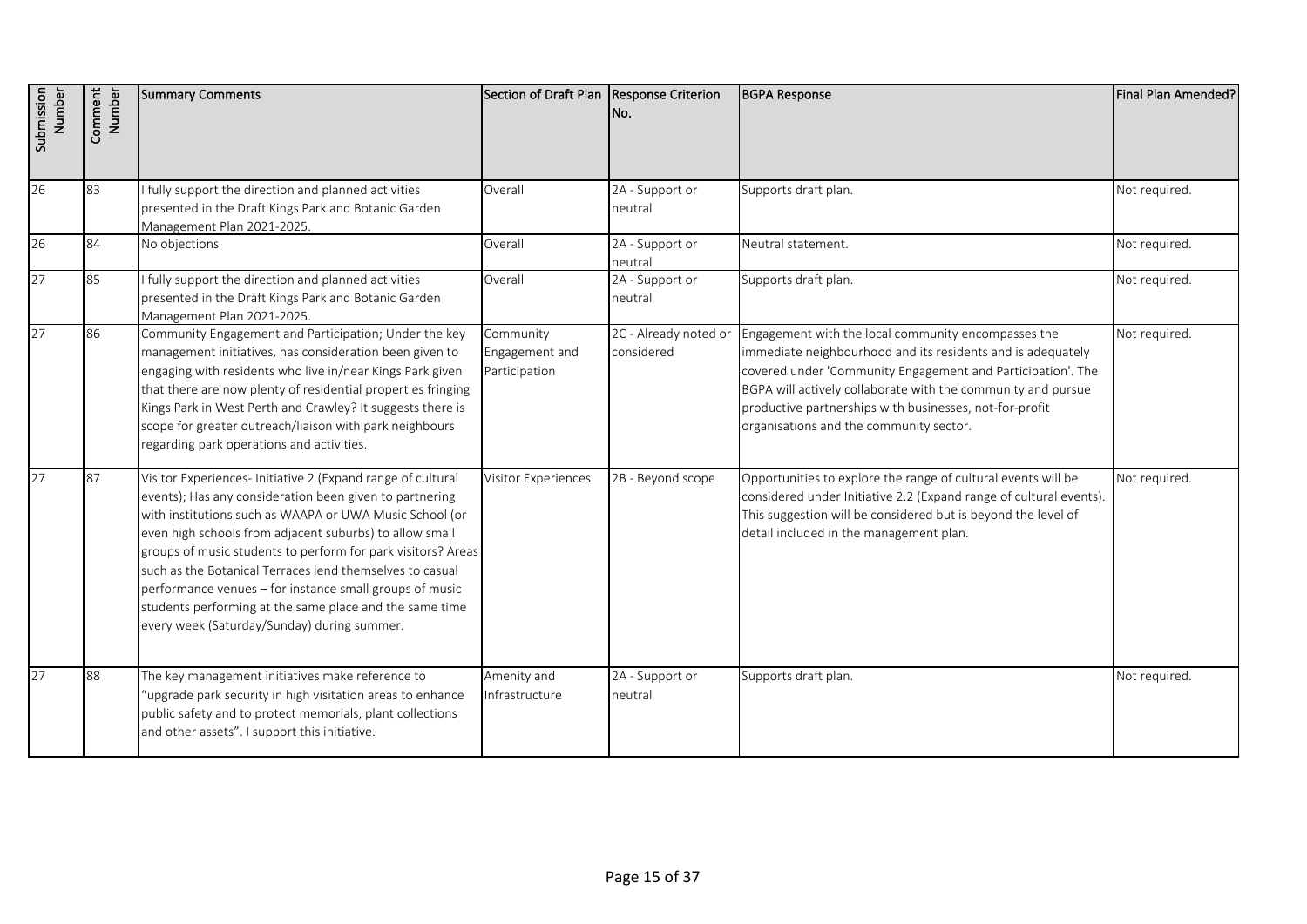| Submission Number | Comment Number | Summary Comments | Section of Draft Plan | Response Criterion No. | BGPA Response | Final Plan Amended? |
|---|---|---|---|---|---|---|
| 26 | 83 | I fully support the direction and planned activities presented in the Draft Kings Park and Botanic Garden Management Plan 2021-2025. | Overall | 2A - Support or neutral | Supports draft plan. | Not required. |
| 26 | 84 | No objections | Overall | 2A - Support or neutral | Neutral statement. | Not required. |
| 27 | 85 | I fully support the direction and planned activities presented in the Draft Kings Park and Botanic Garden Management Plan 2021-2025. | Overall | 2A - Support or neutral | Supports draft plan. | Not required. |
| 27 | 86 | Community Engagement and Participation; Under the key management initiatives, has consideration been given to engaging with residents who live in/near Kings Park given that there are now plenty of residential properties fringing Kings Park in West Perth and Crawley? It suggests there is scope for greater outreach/liaison with park neighbours regarding park operations and activities. | Community Engagement and Participation | 2C - Already noted or considered | Engagement with the local community encompasses the immediate neighbourhood and its residents and is adequately covered under 'Community Engagement and Participation'. The BGPA will actively collaborate with the community and pursue productive partnerships with businesses, not-for-profit organisations and the community sector. | Not required. |
| 27 | 87 | Visitor Experiences- Initiative 2 (Expand range of cultural events); Has any consideration been given to partnering with institutions such as WAAPA or UWA Music School (or even high schools from adjacent suburbs) to allow small groups of music students to perform for park visitors? Areas such as the Botanical Terraces lend themselves to casual performance venues – for instance small groups of music students performing at the same place and the same time every week (Saturday/Sunday) during summer. | Visitor Experiences | 2B - Beyond scope | Opportunities to explore the range of cultural events will be considered under Initiative 2.2 (Expand range of cultural events). This suggestion will be considered but is beyond the level of detail included in the management plan. | Not required. |
| 27 | 88 | The key management initiatives make reference to "upgrade park security in high visitation areas to enhance public safety and to protect memorials, plant collections and other assets". I support this initiative. | Amenity and Infrastructure | 2A - Support or neutral | Supports draft plan. | Not required. |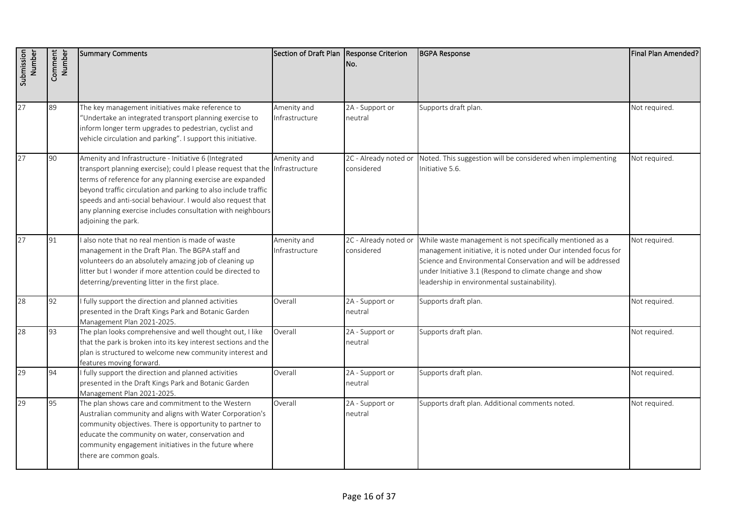| Submission Number | Comment Number | Summary Comments | Section of Draft Plan | Response Criterion No. | BGPA Response | Final Plan Amended? |
|---|---|---|---|---|---|---|
| 27 | 89 | The key management initiatives make reference to "Undertake an integrated transport planning exercise to inform longer term upgrades to pedestrian, cyclist and vehicle circulation and parking". I support this initiative. | Amenity and Infrastructure | 2A - Support or neutral | Supports draft plan. | Not required. |
| 27 | 90 | Amenity and Infrastructure - Initiative 6 (Integrated transport planning exercise); could I please request that the terms of reference for any planning exercise are expanded beyond traffic circulation and parking to also include traffic speeds and anti-social behaviour. I would also request that any planning exercise includes consultation with neighbours adjoining the park. | Amenity and Infrastructure | 2C - Already noted or considered | Noted. This suggestion will be considered when implementing Initiative 5.6. | Not required. |
| 27 | 91 | I also note that no real mention is made of waste management in the Draft Plan. The BGPA staff and volunteers do an absolutely amazing job of cleaning up litter but I wonder if more attention could be directed to deterring/preventing litter in the first place. | Amenity and Infrastructure | 2C - Already noted or considered | While waste management is not specifically mentioned as a management initiative, it is noted under Our intended focus for Science and Environmental Conservation and will be addressed under Initiative 3.1 (Respond to climate change and show leadership in environmental sustainability). | Not required. |
| 28 | 92 | I fully support the direction and planned activities presented in the Draft Kings Park and Botanic Garden Management Plan 2021-2025. | Overall | 2A - Support or neutral | Supports draft plan. | Not required. |
| 28 | 93 | The plan looks comprehensive and well thought out, I like that the park is broken into its key interest sections and the plan is structured to welcome new community interest and features moving forward. | Overall | 2A - Support or neutral | Supports draft plan. | Not required. |
| 29 | 94 | I fully support the direction and planned activities presented in the Draft Kings Park and Botanic Garden Management Plan 2021-2025. | Overall | 2A - Support or neutral | Supports draft plan. | Not required. |
| 29 | 95 | The plan shows care and commitment to the Western Australian community and aligns with Water Corporation's community objectives. There is opportunity to partner to educate the community on water, conservation and community engagement initiatives in the future where there are common goals. | Overall | 2A - Support or neutral | Supports draft plan. Additional comments noted. | Not required. |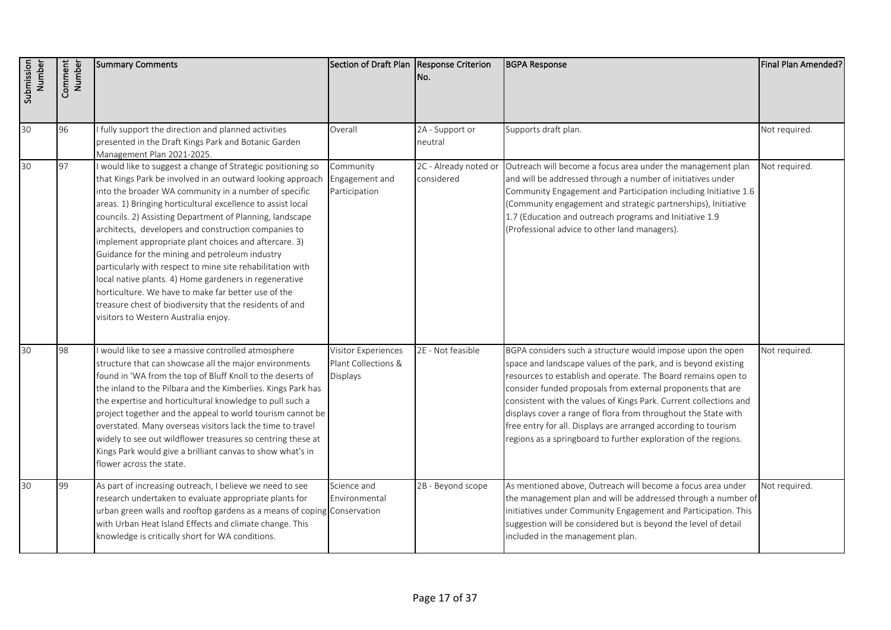| Submission Number | Comment Number | Summary Comments | Section of Draft Plan | Response Criterion No. | BGPA Response | Final Plan Amended? |
|---|---|---|---|---|---|---|
| 30 | 96 | I fully support the direction and planned activities presented in the Draft Kings Park and Botanic Garden Management Plan 2021-2025. | Overall | 2A - Support or neutral | Supports draft plan. | Not required. |
| 30 | 97 | I would like to suggest a change of Strategic positioning so that Kings Park be involved in an outward looking approach into the broader WA community in a number of specific areas. 1) Bringing horticultural excellence to assist local councils. 2) Assisting Department of Planning, landscape architects, developers and construction companies to implement appropriate plant choices and aftercare. 3) Guidance for the mining and petroleum industry particularly with respect to mine site rehabilitation with local native plants. 4) Home gardeners in regenerative horticulture. We have to make far better use of the treasure chest of biodiversity that the residents of and visitors to Western Australia enjoy. | Community Engagement and Participation | 2C - Already noted or considered | Outreach will become a focus area under the management plan and will be addressed through a number of initiatives under Community Engagement and Participation including Initiative 1.6 (Community engagement and strategic partnerships), Initiative 1.7 (Education and outreach programs and Initiative 1.9 (Professional advice to other land managers). | Not required. |
| 30 | 98 | I would like to see a massive controlled atmosphere structure that can showcase all the major environments found in 'WA from the top of Bluff Knoll to the deserts of the inland to the Pilbara and the Kimberlies. Kings Park has the expertise and horticultural knowledge to pull such a project together and the appeal to world tourism cannot be overstated. Many overseas visitors lack the time to travel widely to see out wildflower treasures so centring these at Kings Park would give a brilliant canvas to show what's in flower across the state. | Visitor Experiences Plant Collections & Displays | 2E - Not feasible | BGPA considers such a structure would impose upon the open space and landscape values of the park, and is beyond existing resources to establish and operate. The Board remains open to consider funded proposals from external proponents that are consistent with the values of Kings Park. Current collections and displays cover a range of flora from throughout the State with free entry for all. Displays are arranged according to tourism regions as a springboard to further exploration of the regions. | Not required. |
| 30 | 99 | As part of increasing outreach, I believe we need to see research undertaken to evaluate appropriate plants for urban green walls and rooftop gardens as a means of coping with Urban Heat Island Effects and climate change. This knowledge is critically short for WA conditions. | Science and Environmental Conservation | 2B - Beyond scope | As mentioned above, Outreach will become a focus area under the management plan and will be addressed through a number of initiatives under Community Engagement and Participation. This suggestion will be considered but is beyond the level of detail included in the management plan. | Not required. |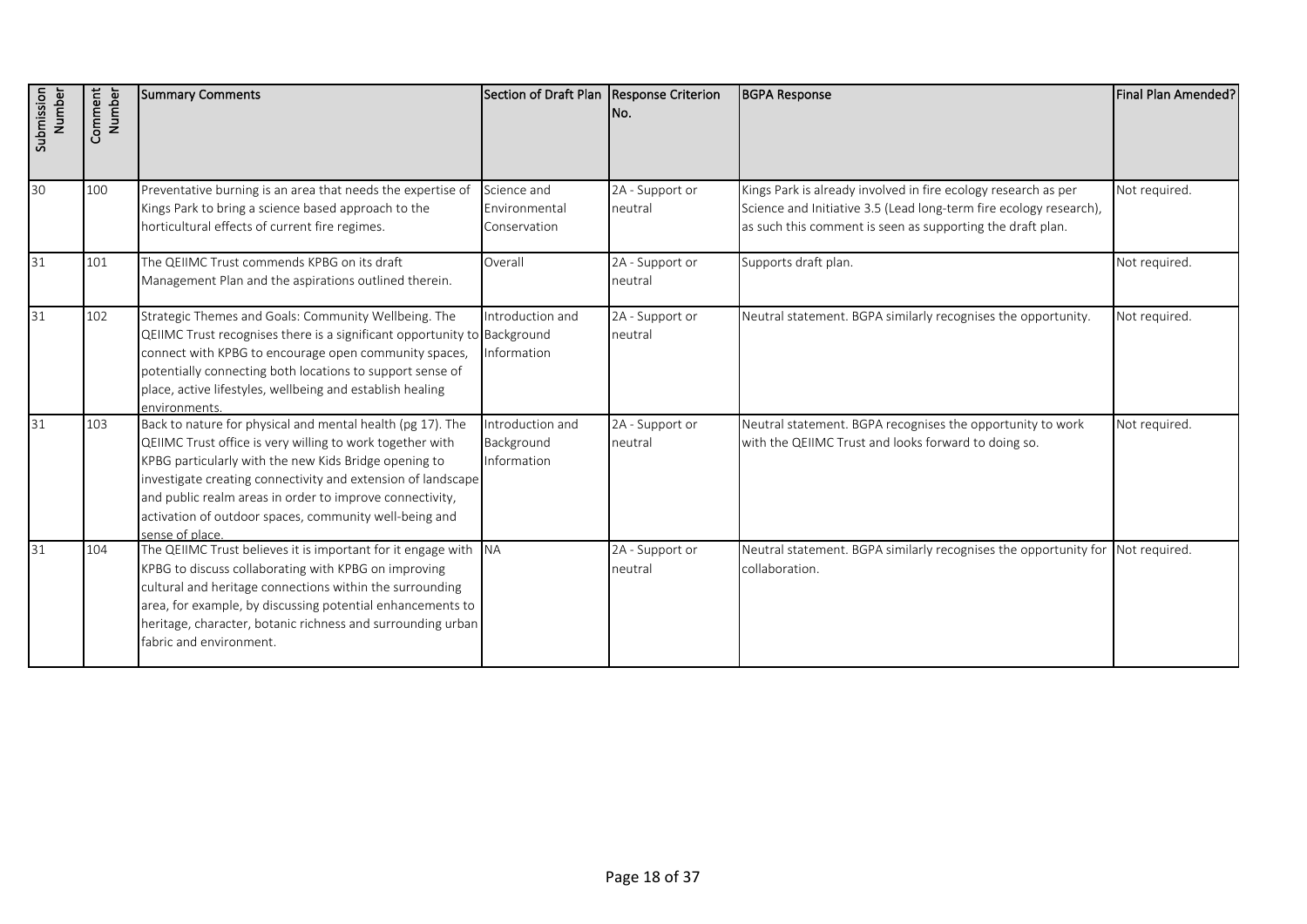| Submission Number | Comment Number | Summary Comments | Section of Draft Plan | Response Criterion No. | BGPA Response | Final Plan Amended? |
|---|---|---|---|---|---|---|
| 30 | 100 | Preventative burning is an area that needs the expertise of Kings Park to bring a science based approach to the horticultural effects of current fire regimes. | Science and Environmental Conservation | 2A - Support or neutral | Kings Park is already involved in fire ecology research as per Science and Initiative 3.5 (Lead long-term fire ecology research), as such this comment is seen as supporting the draft plan. | Not required. |
| 31 | 101 | The QEIIMC Trust commends KPBG on its draft Management Plan and the aspirations outlined therein. | Overall | 2A - Support or neutral | Supports draft plan. | Not required. |
| 31 | 102 | Strategic Themes and Goals: Community Wellbeing. The QEIIMC Trust recognises there is a significant opportunity to connect with KPBG to encourage open community spaces, potentially connecting both locations to support sense of place, active lifestyles, wellbeing and establish healing environments. | Introduction and Background Information | 2A - Support or neutral | Neutral statement. BGPA similarly recognises the opportunity. | Not required. |
| 31 | 103 | Back to nature for physical and mental health (pg 17). The QEIIMC Trust office is very willing to work together with KPBG particularly with the new Kids Bridge opening to investigate creating connectivity and extension of landscape and public realm areas in order to improve connectivity, activation of outdoor spaces, community well-being and sense of place. | Introduction and Background Information | 2A - Support or neutral | Neutral statement. BGPA recognises the opportunity to work with the QEIIMC Trust and looks forward to doing so. | Not required. |
| 31 | 104 | The QEIIMC Trust believes it is important for it engage with KPBG to discuss collaborating with KPBG on improving cultural and heritage connections within the surrounding area, for example, by discussing potential enhancements to heritage, character, botanic richness and surrounding urban fabric and environment. | NA | 2A - Support or neutral | Neutral statement. BGPA similarly recognises the opportunity for collaboration. | Not required. |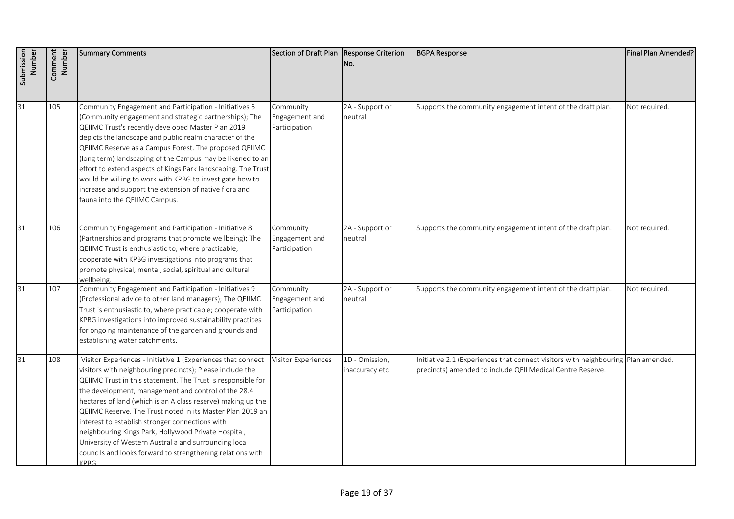| Submission Number | Comment Number | Summary Comments | Section of Draft Plan | Response Criterion No. | BGPA Response | Final Plan Amended? |
|---|---|---|---|---|---|---|
| 31 | 105 | Community Engagement and Participation - Initiatives 6 (Community engagement and strategic partnerships); The QEIIMC Trust's recently developed Master Plan 2019 depicts the landscape and public realm character of the QEIIMC Reserve as a Campus Forest. The proposed QEIIMC (long term) landscaping of the Campus may be likened to an effort to extend aspects of Kings Park landscaping. The Trust would be willing to work with KPBG to investigate how to increase and support the extension of native flora and fauna into the QEIIMC Campus. | Community Engagement and Participation | 2A - Support or neutral | Supports the community engagement intent of the draft plan. | Not required. |
| 31 | 106 | Community Engagement and Participation - Initiative 8 (Partnerships and programs that promote wellbeing); The QEIIMC Trust is enthusiastic to, where practicable; cooperate with KPBG investigations into programs that promote physical, mental, social, spiritual and cultural wellbeing. | Community Engagement and Participation | 2A - Support or neutral | Supports the community engagement intent of the draft plan. | Not required. |
| 31 | 107 | Community Engagement and Participation - Initiatives 9 (Professional advice to other land managers); The QEIIMC Trust is enthusiastic to, where practicable; cooperate with KPBG investigations into improved sustainability practices for ongoing maintenance of the garden and grounds and establishing water catchments. | Community Engagement and Participation | 2A - Support or neutral | Supports the community engagement intent of the draft plan. | Not required. |
| 31 | 108 | Visitor Experiences - Initiative 1 (Experiences that connect visitors with neighbouring precincts); Please include the QEIIMC Trust in this statement. The Trust is responsible for the development, management and control of the 28.4 hectares of land (which is an A class reserve) making up the QEIIMC Reserve. The Trust noted in its Master Plan 2019 an interest to establish stronger connections with neighbouring Kings Park, Hollywood Private Hospital, University of Western Australia and surrounding local councils and looks forward to strengthening relations with KPBG. | Visitor Experiences | 1D - Omission, inaccuracy etc | Initiative 2.1 (Experiences that connect visitors with neighbouring precincts) amended to include QEII Medical Centre Reserve. | Plan amended. |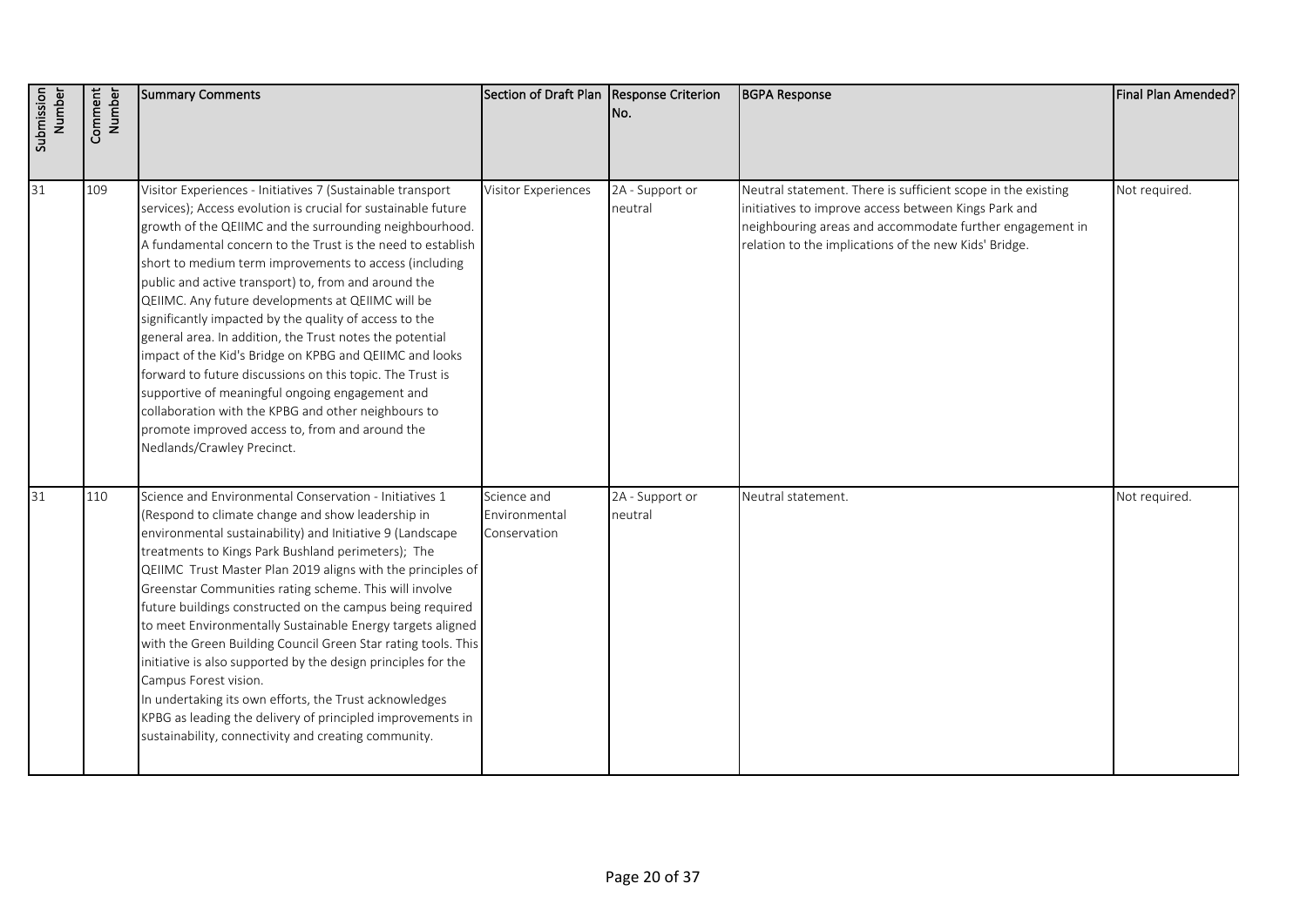| Submission Number | Comment Number | Summary Comments | Section of Draft Plan | Response Criterion No. | BGPA Response | Final Plan Amended? |
|---|---|---|---|---|---|---|
| 31 | 109 | Visitor Experiences - Initiatives 7 (Sustainable transport services); Access evolution is crucial for sustainable future growth of the QEIIMC and the surrounding neighbourhood. A fundamental concern to the Trust is the need to establish short to medium term improvements to access (including public and active transport) to, from and around the QEIIMC. Any future developments at QEIIMC will be significantly impacted by the quality of access to the general area. In addition, the Trust notes the potential impact of the Kid's Bridge on KPBG and QEIIMC and looks forward to future discussions on this topic. The Trust is supportive of meaningful ongoing engagement and collaboration with the KPBG and other neighbours to promote improved access to, from and around the Nedlands/Crawley Precinct. | Visitor Experiences | 2A - Support or neutral | Neutral statement. There is sufficient scope in the existing initiatives to improve access between Kings Park and neighbouring areas and accommodate further engagement in relation to the implications of the new Kids' Bridge. | Not required. |
| 31 | 110 | Science and Environmental Conservation - Initiatives 1 (Respond to climate change and show leadership in environmental sustainability) and Initiative 9 (Landscape treatments to Kings Park Bushland perimeters); The QEIIMC Trust Master Plan 2019 aligns with the principles of Greenstar Communities rating scheme. This will involve future buildings constructed on the campus being required to meet Environmentally Sustainable Energy targets aligned with the Green Building Council Green Star rating tools. This initiative is also supported by the design principles for the Campus Forest vision.<br>In undertaking its own efforts, the Trust acknowledges KPBG as leading the delivery of principled improvements in sustainability, connectivity and creating community. | Science and Environmental Conservation | 2A - Support or neutral | Neutral statement. | Not required. |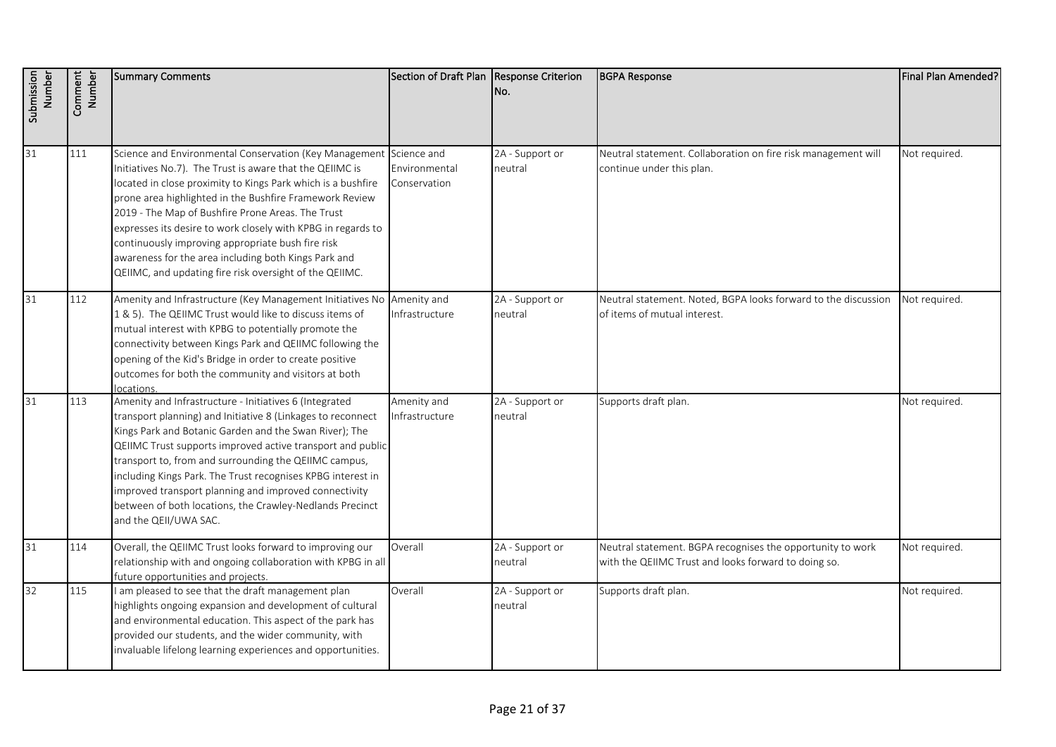| Submission Number | Comment Number | Summary Comments | Section of Draft Plan | Response Criterion No. | BGPA Response | Final Plan Amended? |
|---|---|---|---|---|---|---|
| 31 | 111 | Science and Environmental Conservation (Key Management Initiatives No.7). The Trust is aware that the QEIIMC is located in close proximity to Kings Park which is a bushfire prone area highlighted in the Bushfire Framework Review 2019 - The Map of Bushfire Prone Areas. The Trust expresses its desire to work closely with KPBG in regards to continuously improving appropriate bush fire risk awareness for the area including both Kings Park and QEIIMC, and updating fire risk oversight of the QEIIMC. | Science and Environmental Conservation | 2A - Support or neutral | Neutral statement. Collaboration on fire risk management will continue under this plan. | Not required. |
| 31 | 112 | Amenity and Infrastructure (Key Management Initiatives No 1 & 5). The QEIIMC Trust would like to discuss items of mutual interest with KPBG to potentially promote the connectivity between Kings Park and QEIIMC following the opening of the Kid's Bridge in order to create positive outcomes for both the community and visitors at both locations. | Amenity and Infrastructure | 2A - Support or neutral | Neutral statement. Noted, BGPA looks forward to the discussion of items of mutual interest. | Not required. |
| 31 | 113 | Amenity and Infrastructure - Initiatives 6 (Integrated transport planning) and Initiative 8 (Linkages to reconnect Kings Park and Botanic Garden and the Swan River); The QEIIMC Trust supports improved active transport and public transport to, from and surrounding the QEIIMC campus, including Kings Park. The Trust recognises KPBG interest in improved transport planning and improved connectivity between of both locations, the Crawley-Nedlands Precinct and the QEII/UWA SAC. | Amenity and Infrastructure | 2A - Support or neutral | Supports draft plan. | Not required. |
| 31 | 114 | Overall, the QEIIMC Trust looks forward to improving our relationship with and ongoing collaboration with KPBG in all future opportunities and projects. | Overall | 2A - Support or neutral | Neutral statement. BGPA recognises the opportunity to work with the QEIIMC Trust and looks forward to doing so. | Not required. |
| 32 | 115 | I am pleased to see that the draft management plan highlights ongoing expansion and development of cultural and environmental education. This aspect of the park has provided our students, and the wider community, with invaluable lifelong learning experiences and opportunities. | Overall | 2A - Support or neutral | Supports draft plan. | Not required. |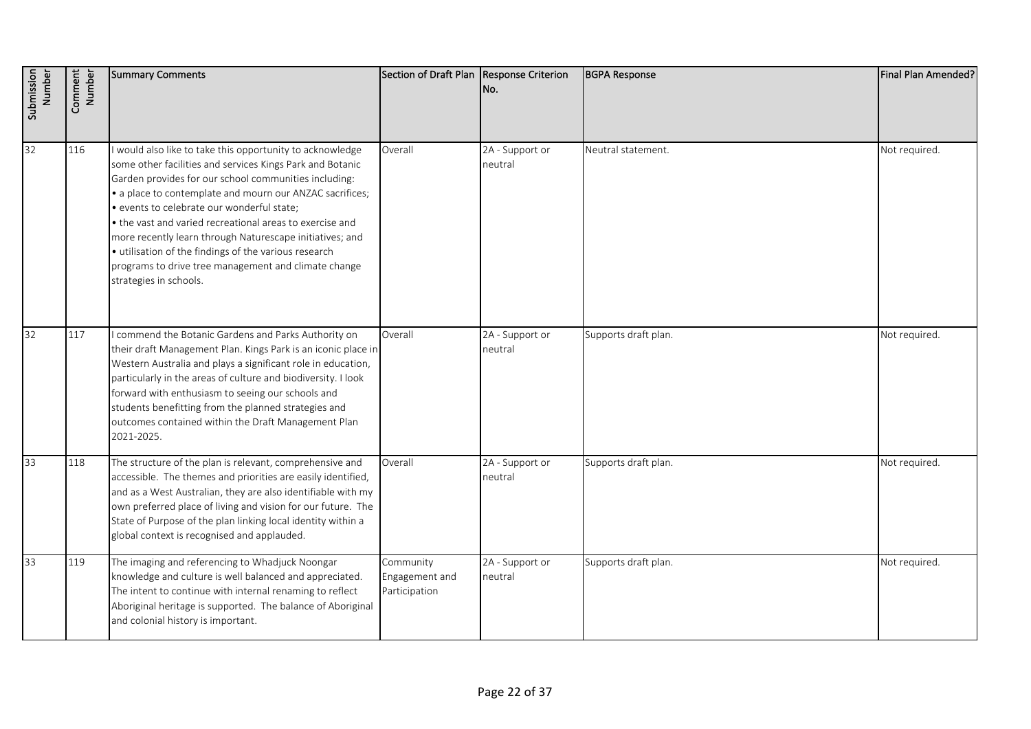| Submission Number | Comment Number | Summary Comments | Section of Draft Plan | Response Criterion No. | BGPA Response | Final Plan Amended? |
|---|---|---|---|---|---|---|
| 32 | 116 | I would also like to take this opportunity to acknowledge some other facilities and services Kings Park and Botanic Garden provides for our school communities including:<br>• a place to contemplate and mourn our ANZAC sacrifices;<br>• events to celebrate our wonderful state;<br>• the vast and varied recreational areas to exercise and more recently learn through Naturescape initiatives; and<br>• utilisation of the findings of the various research programs to drive tree management and climate change strategies in schools. | Overall | 2A - Support or neutral | Neutral statement. | Not required. |
| 32 | 117 | I commend the Botanic Gardens and Parks Authority on their draft Management Plan. Kings Park is an iconic place in Western Australia and plays a significant role in education, particularly in the areas of culture and biodiversity. I look forward with enthusiasm to seeing our schools and students benefitting from the planned strategies and outcomes contained within the Draft Management Plan 2021-2025. | Overall | 2A - Support or neutral | Supports draft plan. | Not required. |
| 33 | 118 | The structure of the plan is relevant, comprehensive and accessible. The themes and priorities are easily identified, and as a West Australian, they are also identifiable with my own preferred place of living and vision for our future. The State of Purpose of the plan linking local identity within a global context is recognised and applauded. | Overall | 2A - Support or neutral | Supports draft plan. | Not required. |
| 33 | 119 | The imaging and referencing to Whadjuck Noongar knowledge and culture is well balanced and appreciated. The intent to continue with internal renaming to reflect Aboriginal heritage is supported. The balance of Aboriginal and colonial history is important. | Community Engagement and Participation | 2A - Support or neutral | Supports draft plan. | Not required. |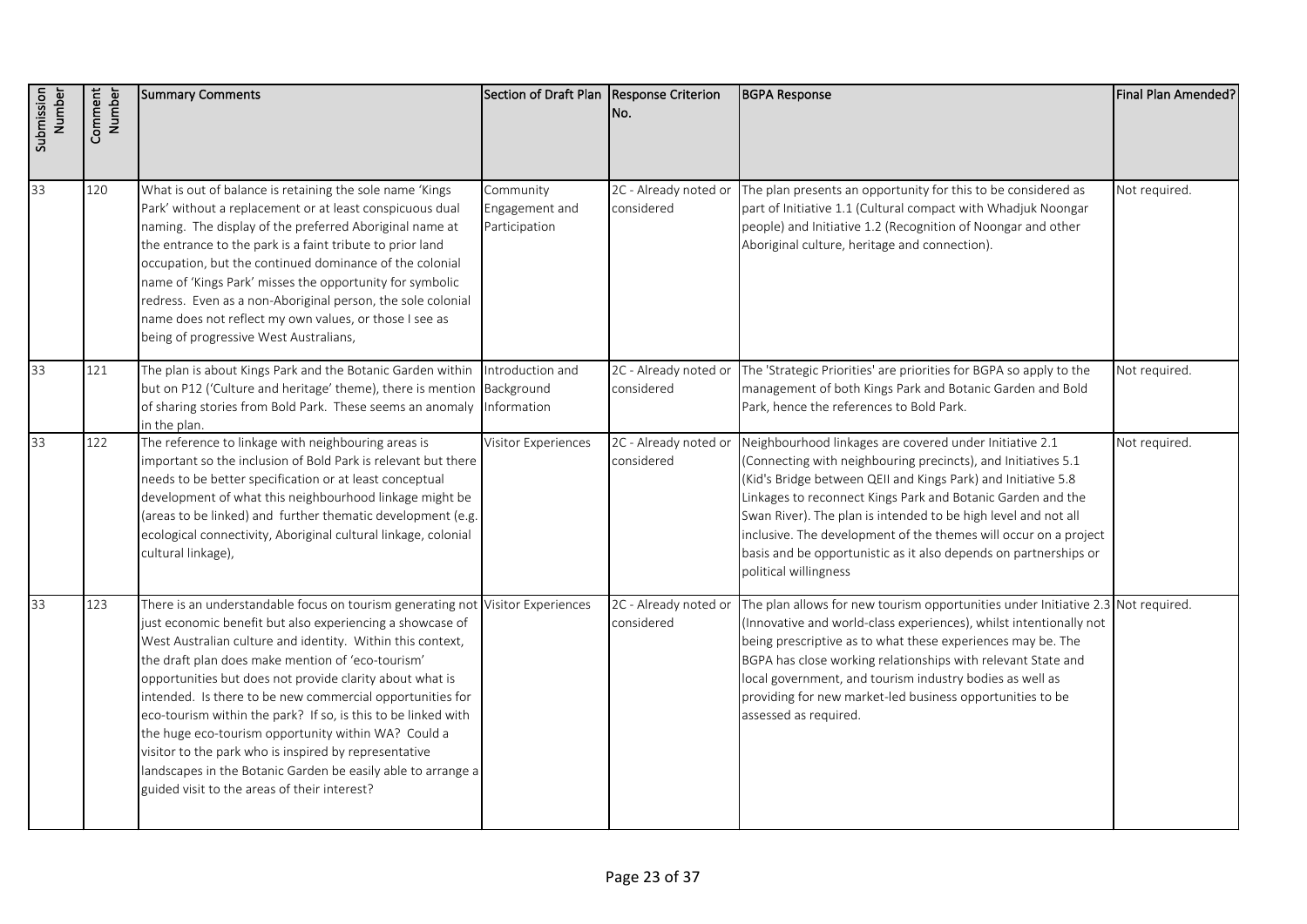| Submission Number | Comment Number | Summary Comments | Section of Draft Plan | Response Criterion No. | BGPA Response | Final Plan Amended? |
|---|---|---|---|---|---|---|
| 33 | 120 | What is out of balance is retaining the sole name 'Kings Park' without a replacement or at least conspicuous dual naming. The display of the preferred Aboriginal name at the entrance to the park is a faint tribute to prior land occupation, but the continued dominance of the colonial name of 'Kings Park' misses the opportunity for symbolic redress. Even as a non-Aboriginal person, the sole colonial name does not reflect my own values, or those I see as being of progressive West Australians, | Community Engagement and Participation | 2C - Already noted or considered | The plan presents an opportunity for this to be considered as part of Initiative 1.1 (Cultural compact with Whadjuk Noongar people) and Initiative 1.2 (Recognition of Noongar and other Aboriginal culture, heritage and connection). | Not required. |
| 33 | 121 | The plan is about Kings Park and the Botanic Garden within but on P12 ('Culture and heritage' theme), there is mention of sharing stories from Bold Park. These seems an anomaly in the plan. | Introduction and Background Information | 2C - Already noted or considered | The 'Strategic Priorities' are priorities for BGPA so apply to the management of both Kings Park and Botanic Garden and Bold Park, hence the references to Bold Park. | Not required. |
| 33 | 122 | The reference to linkage with neighbouring areas is important so the inclusion of Bold Park is relevant but there needs to be better specification or at least conceptual development of what this neighbourhood linkage might be (areas to be linked) and further thematic development (e.g. ecological connectivity, Aboriginal cultural linkage, colonial cultural linkage), | Visitor Experiences | 2C - Already noted or considered | Neighbourhood linkages are covered under Initiative 2.1 (Connecting with neighbouring precincts), and Initiatives 5.1 (Kid's Bridge between QEII and Kings Park) and Initiative 5.8 Linkages to reconnect Kings Park and Botanic Garden and the Swan River). The plan is intended to be high level and not all inclusive. The development of the themes will occur on a project basis and be opportunistic as it also depends on partnerships or political willingness | Not required. |
| 33 | 123 | There is an understandable focus on tourism generating not just economic benefit but also experiencing a showcase of West Australian culture and identity. Within this context, the draft plan does make mention of 'eco-tourism' opportunities but does not provide clarity about what is intended. Is there to be new commercial opportunities for eco-tourism within the park? If so, is this to be linked with the huge eco-tourism opportunity within WA? Could a visitor to the park who is inspired by representative landscapes in the Botanic Garden be easily able to arrange a guided visit to the areas of their interest? | Visitor Experiences | 2C - Already noted or considered | The plan allows for new tourism opportunities under Initiative 2.3 (Innovative and world-class experiences), whilst intentionally not being prescriptive as to what these experiences may be. The BGPA has close working relationships with relevant State and local government, and tourism industry bodies as well as providing for new market-led business opportunities to be assessed as required. | Not required. |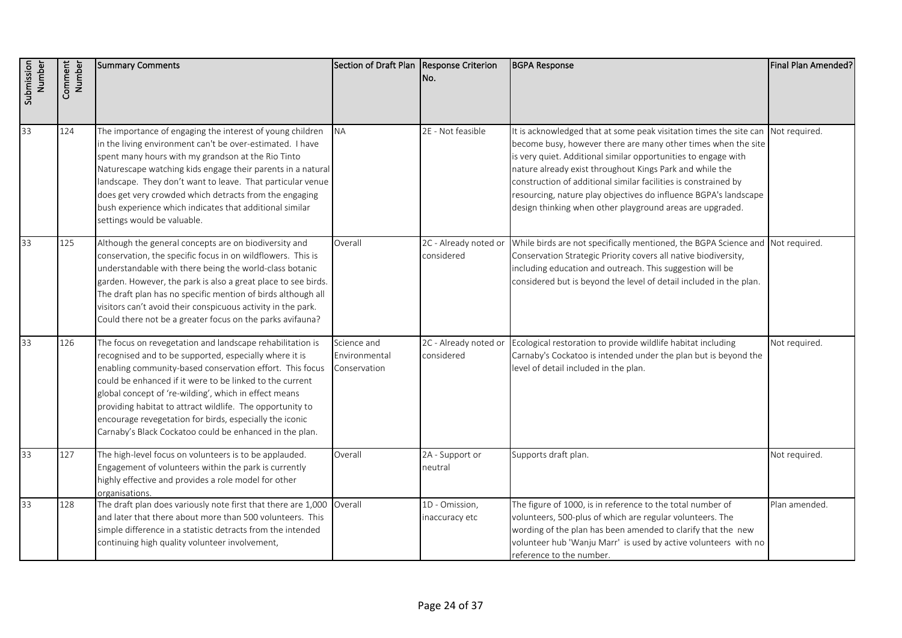| Submission Number | Comment Number | Summary Comments | Section of Draft Plan | Response Criterion No. | BGPA Response | Final Plan Amended? |
|---|---|---|---|---|---|---|
| 33 | 124 | The importance of engaging the interest of young children in the living environment can't be over-estimated. I have spent many hours with my grandson at the Rio Tinto Naturescape watching kids engage their parents in a natural landscape. They don't want to leave. That particular venue does get very crowded which detracts from the engaging bush experience which indicates that additional similar settings would be valuable. | NA | 2E - Not feasible | It is acknowledged that at some peak visitation times the site can become busy, however there are many other times when the site is very quiet. Additional similar opportunities to engage with nature already exist throughout Kings Park and while the construction of additional similar facilities is constrained by resourcing, nature play objectives do influence BGPA's landscape design thinking when other playground areas are upgraded. | Not required. |
| 33 | 125 | Although the general concepts are on biodiversity and conservation, the specific focus in on wildflowers. This is understandable with there being the world-class botanic garden. However, the park is also a great place to see birds. The draft plan has no specific mention of birds although all visitors can't avoid their conspicuous activity in the park. Could there not be a greater focus on the parks avifauna? | Overall | 2C - Already noted or considered | While birds are not specifically mentioned, the BGPA Science and Conservation Strategic Priority covers all native biodiversity, including education and outreach. This suggestion will be considered but is beyond the level of detail included in the plan. | Not required. |
| 33 | 126 | The focus on revegetation and landscape rehabilitation is recognised and to be supported, especially where it is enabling community-based conservation effort. This focus could be enhanced if it were to be linked to the current global concept of 're-wilding', which in effect means providing habitat to attract wildlife. The opportunity to encourage revegetation for birds, especially the iconic Carnaby's Black Cockatoo could be enhanced in the plan. | Science and Environmental Conservation | 2C - Already noted or considered | Ecological restoration to provide wildlife habitat including Carnaby's Cockatoo is intended under the plan but is beyond the level of detail included in the plan. | Not required. |
| 33 | 127 | The high-level focus on volunteers is to be applauded. Engagement of volunteers within the park is currently highly effective and provides a role model for other organisations. | Overall | 2A - Support or neutral | Supports draft plan. | Not required. |
| 33 | 128 | The draft plan does variously note first that there are 1,000 and later that there about more than 500 volunteers. This simple difference in a statistic detracts from the intended continuing high quality volunteer involvement, | Overall | 1D - Omission, inaccuracy etc | The figure of 1000, is in reference to the total number of volunteers, 500-plus of which are regular volunteers. The wording of the plan has been amended to clarify that the new volunteer hub 'Wanju Marr' is used by active volunteers with no reference to the number. | Plan amended. |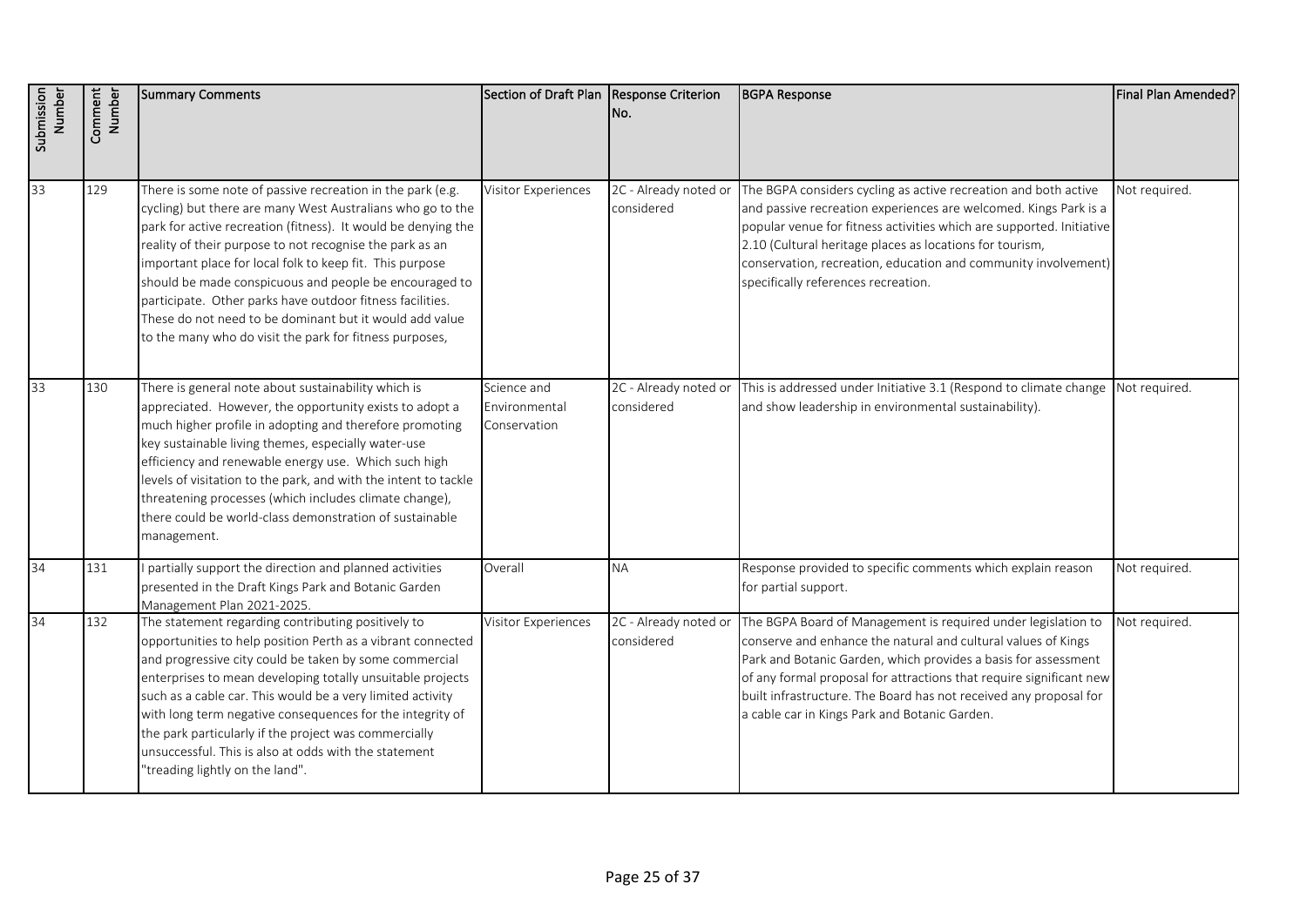| Submission Number | Comment Number | Summary Comments | Section of Draft Plan | Response Criterion No. | BGPA Response | Final Plan Amended? |
|---|---|---|---|---|---|---|
| 33 | 129 | There is some note of passive recreation in the park (e.g. cycling) but there are many West Australians who go to the park for active recreation (fitness). It would be denying the reality of their purpose to not recognise the park as an important place for local folk to keep fit. This purpose should be made conspicuous and people be encouraged to participate. Other parks have outdoor fitness facilities. These do not need to be dominant but it would add value to the many who do visit the park for fitness purposes, | Visitor Experiences | 2C - Already noted or considered | The BGPA considers cycling as active recreation and both active and passive recreation experiences are welcomed. Kings Park is a popular venue for fitness activities which are supported. Initiative 2.10 (Cultural heritage places as locations for tourism, conservation, recreation, education and community involvement) specifically references recreation. | Not required. |
| 33 | 130 | There is general note about sustainability which is appreciated. However, the opportunity exists to adopt a much higher profile in adopting and therefore promoting key sustainable living themes, especially water-use efficiency and renewable energy use. Which such high levels of visitation to the park, and with the intent to tackle threatening processes (which includes climate change), there could be world-class demonstration of sustainable management. | Science and Environmental Conservation | 2C - Already noted or considered | This is addressed under Initiative 3.1 (Respond to climate change and show leadership in environmental sustainability). | Not required. |
| 34 | 131 | I partially support the direction and planned activities presented in the Draft Kings Park and Botanic Garden Management Plan 2021-2025. | Overall | NA | Response provided to specific comments which explain reason for partial support. | Not required. |
| 34 | 132 | The statement regarding contributing positively to opportunities to help position Perth as a vibrant connected and progressive city could be taken by some commercial enterprises to mean developing totally unsuitable projects such as a cable car. This would be a very limited activity with long term negative consequences for the integrity of the park particularly if the project was commercially unsuccessful. This is also at odds with the statement "treading lightly on the land". | Visitor Experiences | 2C - Already noted or considered | The BGPA Board of Management is required under legislation to conserve and enhance the natural and cultural values of Kings Park and Botanic Garden, which provides a basis for assessment of any formal proposal for attractions that require significant new built infrastructure. The Board has not received any proposal for a cable car in Kings Park and Botanic Garden. | Not required. |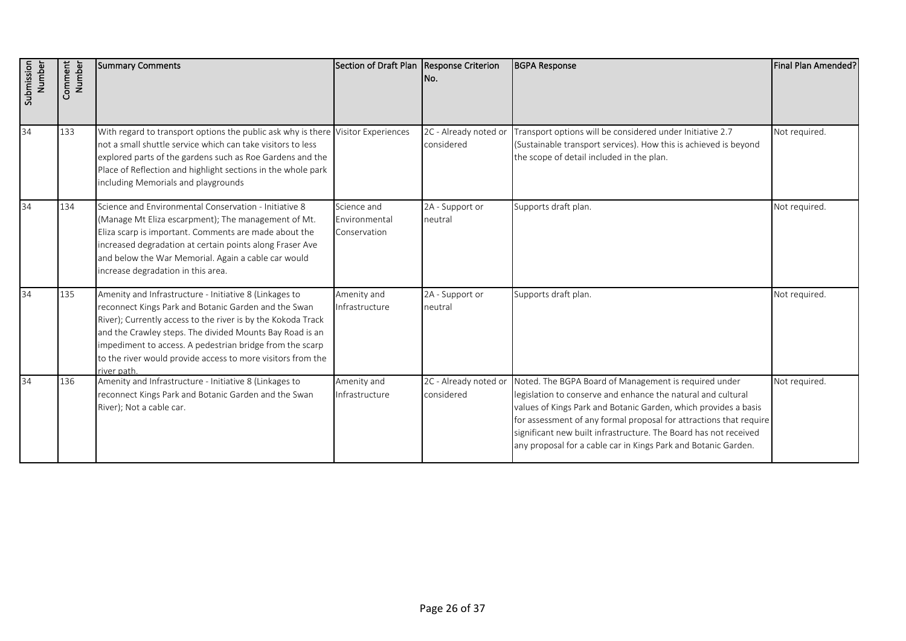| Submission Number | Comment Number | Summary Comments | Section of Draft Plan | Response Criterion No. | BGPA Response | Final Plan Amended? |
|---|---|---|---|---|---|---|
| 34 | 133 | With regard to transport options the public ask why is there not a small shuttle service which can take visitors to less explored parts of the gardens such as Roe Gardens and the Place of Reflection and highlight sections in the whole park including Memorials and playgrounds | Visitor Experiences | 2C - Already noted or considered | Transport options will be considered under Initiative 2.7 (Sustainable transport services). How this is achieved is beyond the scope of detail included in the plan. | Not required. |
| 34 | 134 | Science and Environmental Conservation - Initiative 8 (Manage Mt Eliza escarpment); The management of Mt. Eliza scarp is important. Comments are made about the increased degradation at certain points along Fraser Ave and below the War Memorial. Again a cable car would increase degradation in this area. | Science and Environmental Conservation | 2A - Support or neutral | Supports draft plan. | Not required. |
| 34 | 135 | Amenity and Infrastructure - Initiative 8 (Linkages to reconnect Kings Park and Botanic Garden and the Swan River); Currently access to the river is by the Kokoda Track and the Crawley steps. The divided Mounts Bay Road is an impediment to access. A pedestrian bridge from the scarp to the river would provide access to more visitors from the river path. | Amenity and Infrastructure | 2A - Support or neutral | Supports draft plan. | Not required. |
| 34 | 136 | Amenity and Infrastructure - Initiative 8 (Linkages to reconnect Kings Park and Botanic Garden and the Swan River); Not a cable car. | Amenity and Infrastructure | 2C - Already noted or considered | Noted. The BGPA Board of Management is required under legislation to conserve and enhance the natural and cultural values of Kings Park and Botanic Garden, which provides a basis for assessment of any formal proposal for attractions that require significant new built infrastructure. The Board has not received any proposal for a cable car in Kings Park and Botanic Garden. | Not required. |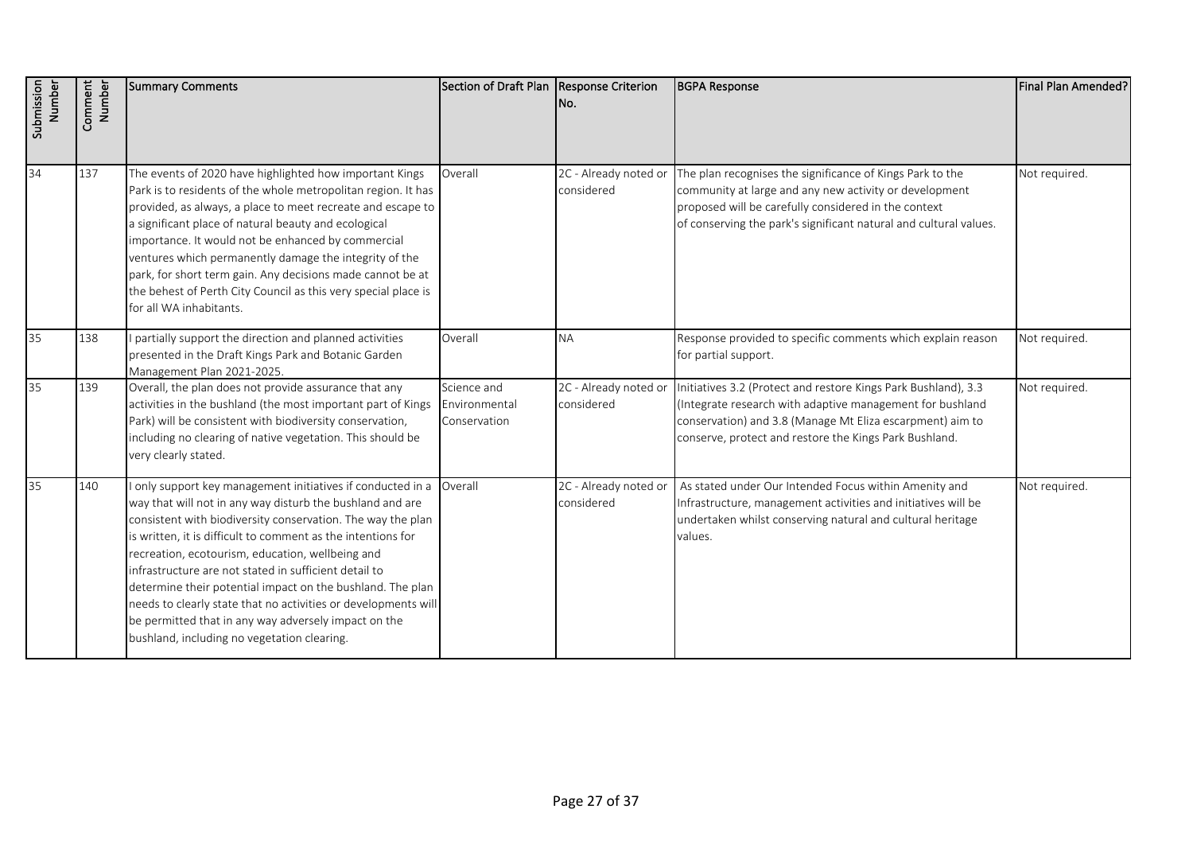| Submission Number | Comment Number | Summary Comments | Section of Draft Plan | Response Criterion No. | BGPA Response | Final Plan Amended? |
|---|---|---|---|---|---|---|
| 34 | 137 | The events of 2020 have highlighted how important Kings Park is to residents of the whole metropolitan region. It has provided, as always, a place to meet recreate and escape to a significant place of natural beauty and ecological importance. It would not be enhanced by commercial ventures which permanently damage the integrity of the park, for short term gain. Any decisions made cannot be at the behest of Perth City Council as this very special place is for all WA inhabitants. | Overall | 2C - Already noted or considered | The plan recognises the significance of Kings Park to the community at large and any new activity or development proposed will be carefully considered in the context of conserving the park's significant natural and cultural values. | Not required. |
| 35 | 138 | I partially support the direction and planned activities presented in the Draft Kings Park and Botanic Garden Management Plan 2021-2025. | Overall | NA | Response provided to specific comments which explain reason for partial support. | Not required. |
| 35 | 139 | Overall, the plan does not provide assurance that any activities in the bushland (the most important part of Kings Park) will be consistent with biodiversity conservation, including no clearing of native vegetation. This should be very clearly stated. | Science and Environmental Conservation | 2C - Already noted or considered | Initiatives 3.2 (Protect and restore Kings Park Bushland), 3.3 (Integrate research with adaptive management for bushland conservation) and 3.8 (Manage Mt Eliza escarpment) aim to conserve, protect and restore the Kings Park Bushland. | Not required. |
| 35 | 140 | I only support key management initiatives if conducted in a way that will not in any way disturb the bushland and are consistent with biodiversity conservation. The way the plan is written, it is difficult to comment as the intentions for recreation, ecotourism, education, wellbeing and infrastructure are not stated in sufficient detail to determine their potential impact on the bushland. The plan needs to clearly state that no activities or developments will be permitted that in any way adversely impact on the bushland, including no vegetation clearing. | Overall | 2C - Already noted or considered | As stated under Our Intended Focus within Amenity and Infrastructure, management activities and initiatives will be undertaken whilst conserving natural and cultural heritage values. | Not required. |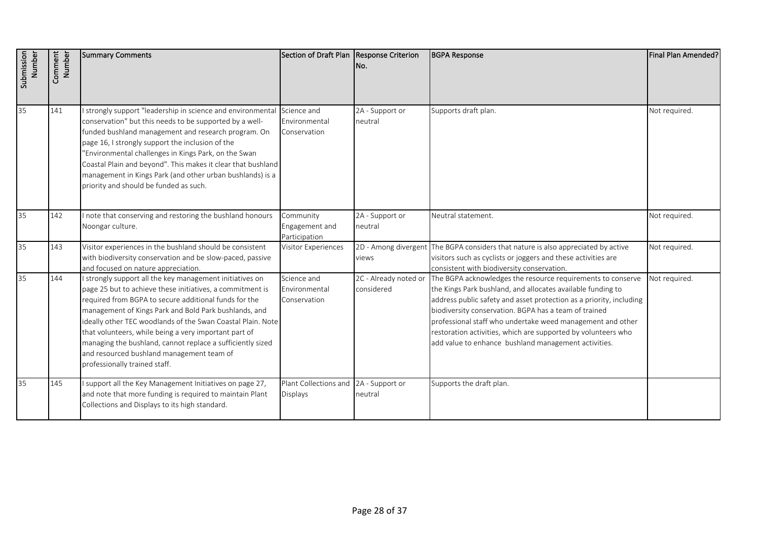| Submission Number | Comment Number | Summary Comments | Section of Draft Plan | Response Criterion No. | BGPA Response | Final Plan Amended? |
|---|---|---|---|---|---|---|
| 35 | 141 | I strongly support "leadership in science and environmental conservation" but this needs to be supported by a well-funded bushland management and research program. On page 16, I strongly support the inclusion of the "Environmental challenges in Kings Park, on the Swan Coastal Plain and beyond". This makes it clear that bushland management in Kings Park (and other urban bushlands) is a priority and should be funded as such. | Science and Environmental Conservation | 2A - Support or neutral | Supports draft plan. | Not required. |
| 35 | 142 | I note that conserving and restoring the bushland honours Noongar culture. | Community Engagement and Participation | 2A - Support or neutral | Neutral statement. | Not required. |
| 35 | 143 | Visitor experiences in the bushland should be consistent with biodiversity conservation and be slow-paced, passive and focused on nature appreciation. | Visitor Experiences | 2D - Among divergent views | The BGPA considers that nature is also appreciated by active visitors such as cyclists or joggers and these activities are consistent with biodiversity conservation. | Not required. |
| 35 | 144 | I strongly support all the key management initiatives on page 25 but to achieve these initiatives, a commitment is required from BGPA to secure additional funds for the management of Kings Park and Bold Park bushlands, and ideally other TEC woodlands of the Swan Coastal Plain. Note that volunteers, while being a very important part of managing the bushland, cannot replace a sufficiently sized and resourced bushland management team of professionally trained staff. | Science and Environmental Conservation | 2C - Already noted or considered | The BGPA acknowledges the resource requirements to conserve the Kings Park bushland, and allocates available funding to address public safety and asset protection as a priority, including biodiversity conservation. BGPA has a team of trained professional staff who undertake weed management and other restoration activities, which are supported by volunteers who add value to enhance bushland management activities. | Not required. |
| 35 | 145 | I support all the Key Management Initiatives on page 27, and note that more funding is required to maintain Plant Collections and Displays to its high standard. | Plant Collections and Displays | 2A - Support or neutral | Supports the draft plan. | |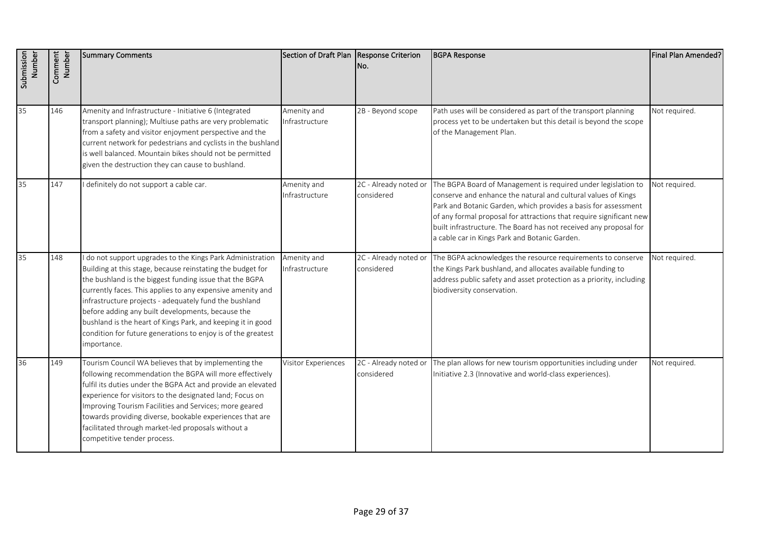| Submission Number | Comment Number | Summary Comments | Section of Draft Plan | Response Criterion No. | BGPA Response | Final Plan Amended? |
|---|---|---|---|---|---|---|
| 35 | 146 | Amenity and Infrastructure - Initiative 6 (Integrated transport planning); Multiuse paths are very problematic from a safety and visitor enjoyment perspective and the current network for pedestrians and cyclists in the bushland is well balanced. Mountain bikes should not be permitted given the destruction they can cause to bushland. | Amenity and Infrastructure | 2B - Beyond scope | Path uses will be considered as part of the transport planning process yet to be undertaken but this detail is beyond the scope of the Management Plan. | Not required. |
| 35 | 147 | I definitely do not support a cable car. | Amenity and Infrastructure | 2C - Already noted or considered | The BGPA Board of Management is required under legislation to conserve and enhance the natural and cultural values of Kings Park and Botanic Garden, which provides a basis for assessment of any formal proposal for attractions that require significant new built infrastructure. The Board has not received any proposal for a cable car in Kings Park and Botanic Garden. | Not required. |
| 35 | 148 | I do not support upgrades to the Kings Park Administration Building at this stage, because reinstating the budget for the bushland is the biggest funding issue that the BGPA currently faces. This applies to any expensive amenity and infrastructure projects - adequately fund the bushland before adding any built developments, because the bushland is the heart of Kings Park, and keeping it in good condition for future generations to enjoy is of the greatest importance. | Amenity and Infrastructure | 2C - Already noted or considered | The BGPA acknowledges the resource requirements to conserve the Kings Park bushland, and allocates available funding to address public safety and asset protection as a priority, including biodiversity conservation. | Not required. |
| 36 | 149 | Tourism Council WA believes that by implementing the following recommendation the BGPA will more effectively fulfil its duties under the BGPA Act and provide an elevated experience for visitors to the designated land; Focus on Improving Tourism Facilities and Services; more geared towards providing diverse, bookable experiences that are facilitated through market-led proposals without a competitive tender process. | Visitor Experiences | 2C - Already noted or considered | The plan allows for new tourism opportunities including under Initiative 2.3 (Innovative and world-class experiences). | Not required. |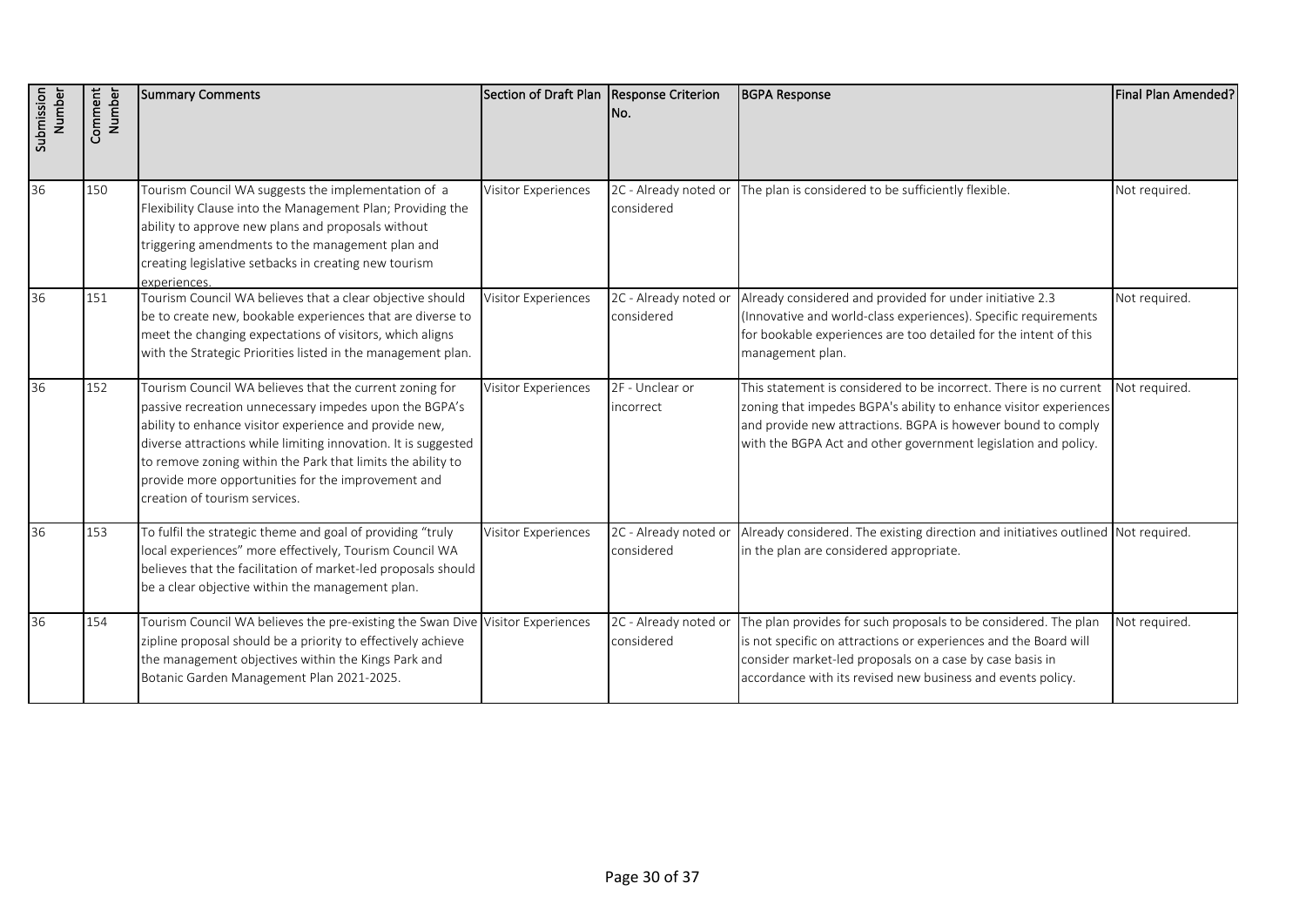| Submission Number | Comment Number | Summary Comments | Section of Draft Plan | Response Criterion No. | BGPA Response | Final Plan Amended? |
|---|---|---|---|---|---|---|
| 36 | 150 | Tourism Council WA suggests the implementation of a Flexibility Clause into the Management Plan; Providing the ability to approve new plans and proposals without triggering amendments to the management plan and creating legislative setbacks in creating new tourism experiences. | Visitor Experiences | 2C - Already noted or considered | The plan is considered to be sufficiently flexible. | Not required. |
| 36 | 151 | Tourism Council WA believes that a clear objective should be to create new, bookable experiences that are diverse to meet the changing expectations of visitors, which aligns with the Strategic Priorities listed in the management plan. | Visitor Experiences | 2C - Already noted or considered | Already considered and provided for under initiative 2.3 (Innovative and world-class experiences). Specific requirements for bookable experiences are too detailed for the intent of this management plan. | Not required. |
| 36 | 152 | Tourism Council WA believes that the current zoning for passive recreation unnecessary impedes upon the BGPA's ability to enhance visitor experience and provide new, diverse attractions while limiting innovation. It is suggested to remove zoning within the Park that limits the ability to provide more opportunities for the improvement and creation of tourism services. | Visitor Experiences | 2F - Unclear or incorrect | This statement is considered to be incorrect. There is no current zoning that impedes BGPA's ability to enhance visitor experiences and provide new attractions. BGPA is however bound to comply with the BGPA Act and other government legislation and policy. | Not required. |
| 36 | 153 | To fulfil the strategic theme and goal of providing "truly local experiences" more effectively, Tourism Council WA believes that the facilitation of market-led proposals should be a clear objective within the management plan. | Visitor Experiences | 2C - Already noted or considered | Already considered. The existing direction and initiatives outlined in the plan are considered appropriate. | Not required. |
| 36 | 154 | Tourism Council WA believes the pre-existing the Swan Dive zipline proposal should be a priority to effectively achieve the management objectives within the Kings Park and Botanic Garden Management Plan 2021-2025. | Visitor Experiences | 2C - Already noted or considered | The plan provides for such proposals to be considered. The plan is not specific on attractions or experiences and the Board will consider market-led proposals on a case by case basis in accordance with its revised new business and events policy. | Not required. |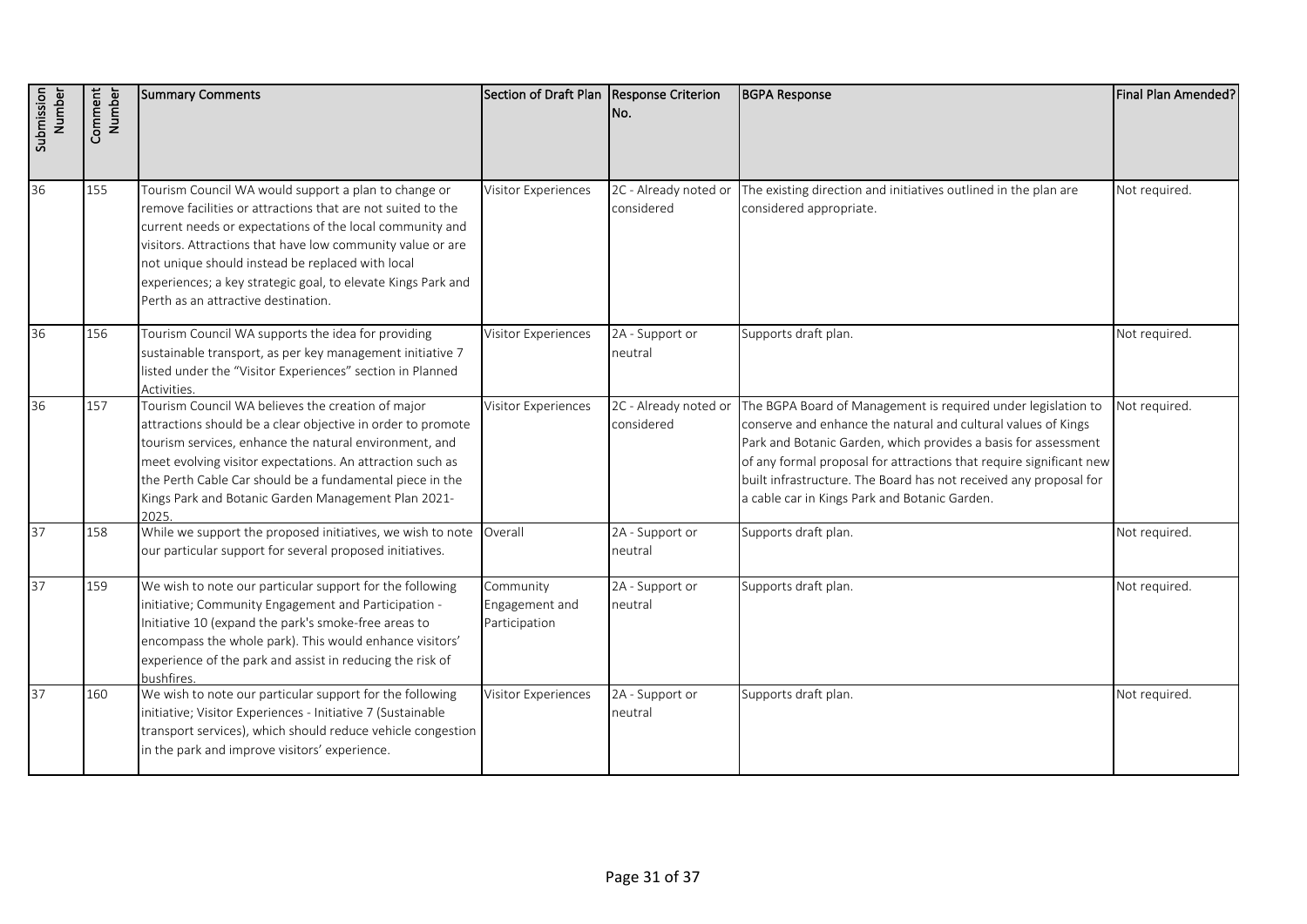| Submission Number | Comment Number | Summary Comments | Section of Draft Plan | Response Criterion No. | BGPA Response | Final Plan Amended? |
|---|---|---|---|---|---|---|
| 36 | 155 | Tourism Council WA would support a plan to change or remove facilities or attractions that are not suited to the current needs or expectations of the local community and visitors. Attractions that have low community value or are not unique should instead be replaced with local experiences; a key strategic goal, to elevate Kings Park and Perth as an attractive destination. | Visitor Experiences | 2C - Already noted or considered | The existing direction and initiatives outlined in the plan are considered appropriate. | Not required. |
| 36 | 156 | Tourism Council WA supports the idea for providing sustainable transport, as per key management initiative 7 listed under the "Visitor Experiences" section in Planned Activities. | Visitor Experiences | 2A - Support or neutral | Supports draft plan. | Not required. |
| 36 | 157 | Tourism Council WA believes the creation of major attractions should be a clear objective in order to promote tourism services, enhance the natural environment, and meet evolving visitor expectations. An attraction such as the Perth Cable Car should be a fundamental piece in the Kings Park and Botanic Garden Management Plan 2021-2025. | Visitor Experiences | 2C - Already noted or considered | The BGPA Board of Management is required under legislation to conserve and enhance the natural and cultural values of Kings Park and Botanic Garden, which provides a basis for assessment of any formal proposal for attractions that require significant new built infrastructure. The Board has not received any proposal for a cable car in Kings Park and Botanic Garden. | Not required. |
| 37 | 158 | While we support the proposed initiatives, we wish to note our particular support for several proposed initiatives. | Overall | 2A - Support or neutral | Supports draft plan. | Not required. |
| 37 | 159 | We wish to note our particular support for the following initiative; Community Engagement and Participation - Initiative 10 (expand the park's smoke-free areas to encompass the whole park). This would enhance visitors' experience of the park and assist in reducing the risk of bushfires. | Community Engagement and Participation | 2A - Support or neutral | Supports draft plan. | Not required. |
| 37 | 160 | We wish to note our particular support for the following initiative; Visitor Experiences - Initiative 7 (Sustainable transport services), which should reduce vehicle congestion in the park and improve visitors' experience. | Visitor Experiences | 2A - Support or neutral | Supports draft plan. | Not required. |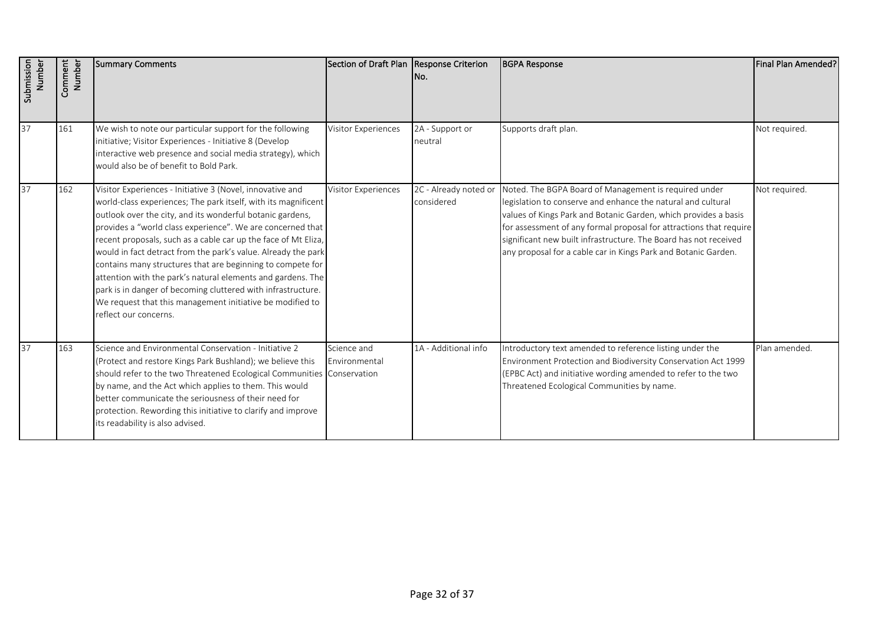| Submission Number | Comment Number | Summary Comments | Section of Draft Plan | Response Criterion No. | BGPA Response | Final Plan Amended? |
|---|---|---|---|---|---|---|
| 37 | 161 | We wish to note our particular support for the following initiative; Visitor Experiences - Initiative 8 (Develop interactive web presence and social media strategy), which would also be of benefit to Bold Park. | Visitor Experiences | 2A - Support or neutral | Supports draft plan. | Not required. |
| 37 | 162 | Visitor Experiences - Initiative 3 (Novel, innovative and world-class experiences; The park itself, with its magnificent outlook over the city, and its wonderful botanic gardens, provides a "world class experience". We are concerned that recent proposals, such as a cable car up the face of Mt Eliza, would in fact detract from the park's value. Already the park contains many structures that are beginning to compete for attention with the park's natural elements and gardens. The park is in danger of becoming cluttered with infrastructure. We request that this management initiative be modified to reflect our concerns. | Visitor Experiences | 2C - Already noted or considered | Noted. The BGPA Board of Management is required under legislation to conserve and enhance the natural and cultural values of Kings Park and Botanic Garden, which provides a basis for assessment of any formal proposal for attractions that require significant new built infrastructure. The Board has not received any proposal for a cable car in Kings Park and Botanic Garden. | Not required. |
| 37 | 163 | Science and Environmental Conservation - Initiative 2 (Protect and restore Kings Park Bushland); we believe this should refer to the two Threatened Ecological Communities by name, and the Act which applies to them. This would better communicate the seriousness of their need for protection. Rewording this initiative to clarify and improve its readability is also advised. | Science and Environmental Conservation | 1A - Additional info | Introductory text amended to reference listing under the Environment Protection and Biodiversity Conservation Act 1999 (EPBC Act) and initiative wording amended to refer to the two Threatened Ecological Communities by name. | Plan amended. |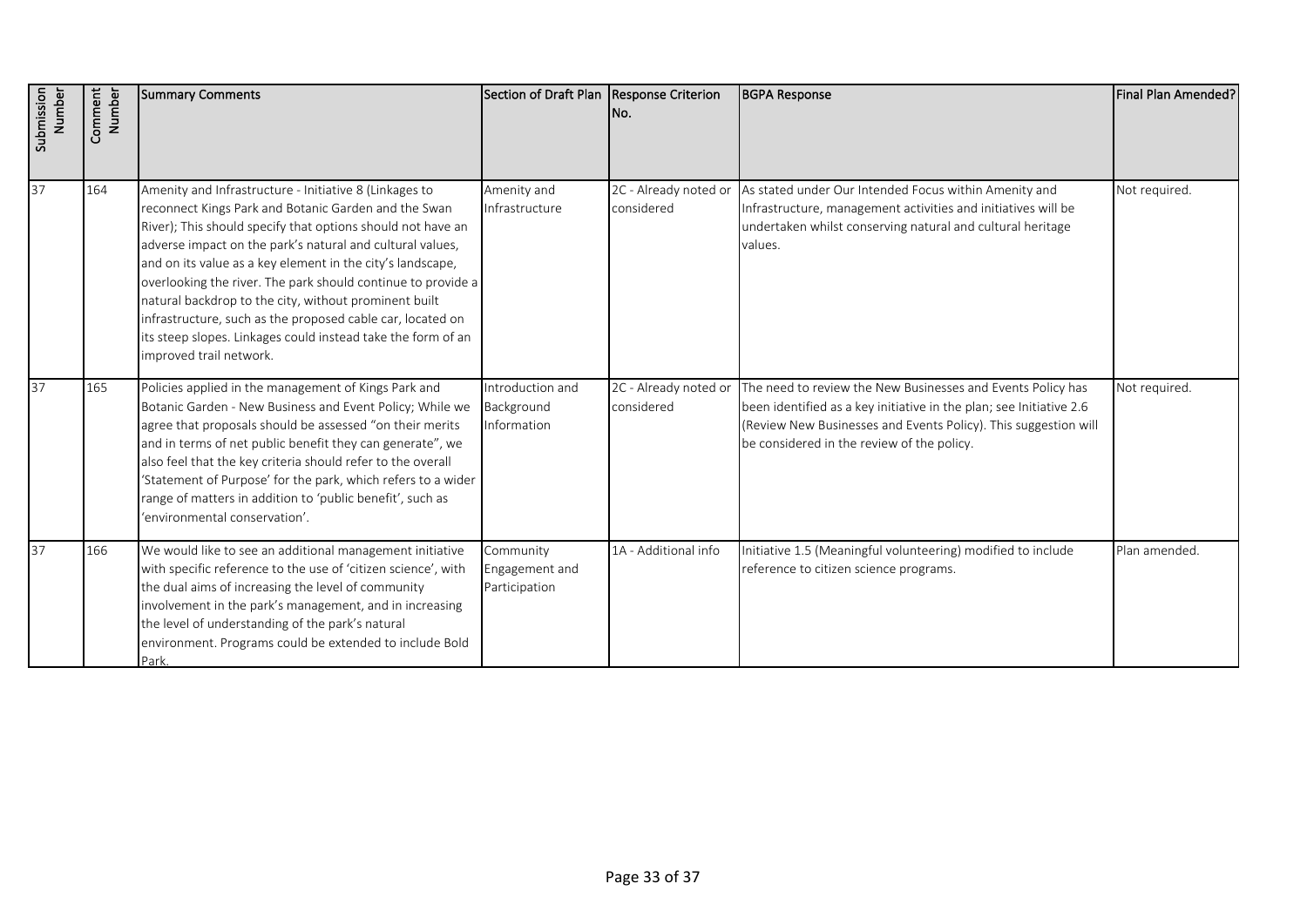| Submission Number | Comment Number | Summary Comments | Section of Draft Plan | Response Criterion No. | BGPA Response | Final Plan Amended? |
|---|---|---|---|---|---|---|
| 37 | 164 | Amenity and Infrastructure - Initiative 8 (Linkages to reconnect Kings Park and Botanic Garden and the Swan River); This should specify that options should not have an adverse impact on the park's natural and cultural values, and on its value as a key element in the city's landscape, overlooking the river. The park should continue to provide a natural backdrop to the city, without prominent built infrastructure, such as the proposed cable car, located on its steep slopes. Linkages could instead take the form of an improved trail network. | Amenity and Infrastructure | 2C - Already noted or considered | As stated under Our Intended Focus within Amenity and Infrastructure, management activities and initiatives will be undertaken whilst conserving natural and cultural heritage values. | Not required. |
| 37 | 165 | Policies applied in the management of Kings Park and Botanic Garden - New Business and Event Policy; While we agree that proposals should be assessed "on their merits and in terms of net public benefit they can generate", we also feel that the key criteria should refer to the overall 'Statement of Purpose' for the park, which refers to a wider range of matters in addition to 'public benefit', such as 'environmental conservation'. | Introduction and Background Information | 2C - Already noted or considered | The need to review the New Businesses and Events Policy has been identified as a key initiative in the plan; see Initiative 2.6 (Review New Businesses and Events Policy). This suggestion will be considered in the review of the policy. | Not required. |
| 37 | 166 | We would like to see an additional management initiative with specific reference to the use of 'citizen science', with the dual aims of increasing the level of community involvement in the park's management, and in increasing the level of understanding of the park's natural environment. Programs could be extended to include Bold Park. | Community Engagement and Participation | 1A - Additional info | Initiative 1.5 (Meaningful volunteering) modified to include reference to citizen science programs. | Plan amended. |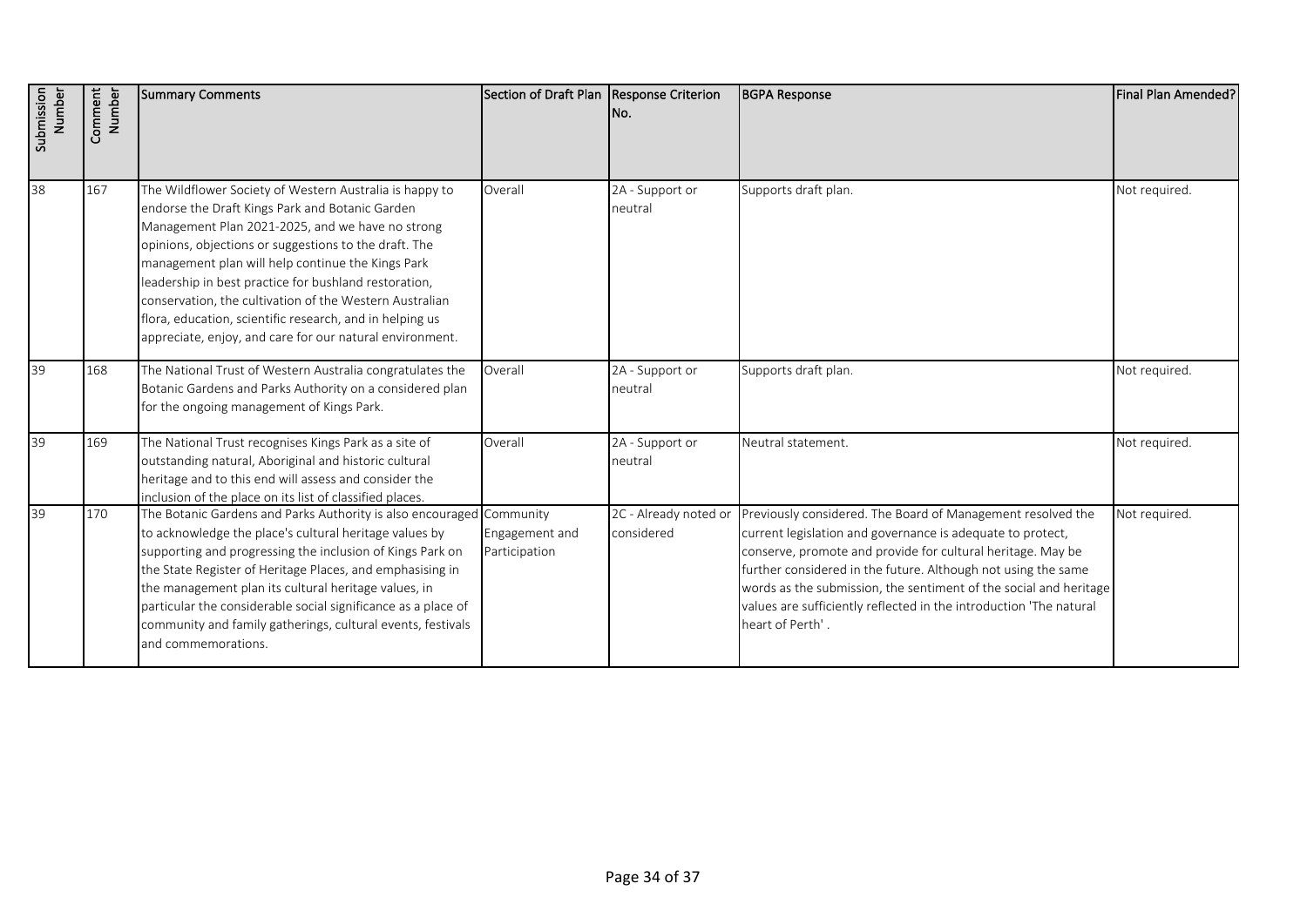| Submission Number | Comment Number | Summary Comments | Section of Draft Plan | Response Criterion No. | BGPA Response | Final Plan Amended? |
|---|---|---|---|---|---|---|
| 38 | 167 | The Wildflower Society of Western Australia is happy to endorse the Draft Kings Park and Botanic Garden Management Plan 2021-2025, and we have no strong opinions, objections or suggestions to the draft. The management plan will help continue the Kings Park leadership in best practice for bushland restoration, conservation, the cultivation of the Western Australian flora, education, scientific research, and in helping us appreciate, enjoy, and care for our natural environment. | Overall | 2A - Support or neutral | Supports draft plan. | Not required. |
| 39 | 168 | The National Trust of Western Australia congratulates the Botanic Gardens and Parks Authority on a considered plan for the ongoing management of Kings Park. | Overall | 2A - Support or neutral | Supports draft plan. | Not required. |
| 39 | 169 | The National Trust recognises Kings Park as a site of outstanding natural, Aboriginal and historic cultural heritage and to this end will assess and consider the inclusion of the place on its list of classified places. | Overall | 2A - Support or neutral | Neutral statement. | Not required. |
| 39 | 170 | The Botanic Gardens and Parks Authority is also encouraged to acknowledge the place's cultural heritage values by supporting and progressing the inclusion of Kings Park on the State Register of Heritage Places, and emphasising in the management plan its cultural heritage values, in particular the considerable social significance as a place of community and family gatherings, cultural events, festivals and commemorations. | Community Engagement and Participation | 2C - Already noted or considered | Previously considered. The Board of Management resolved the current legislation and governance is adequate to protect, conserve, promote and provide for cultural heritage. May be further considered in the future. Although not using the same words as the submission, the sentiment of the social and heritage values are sufficiently reflected in the introduction 'The natural heart of Perth' . | Not required. |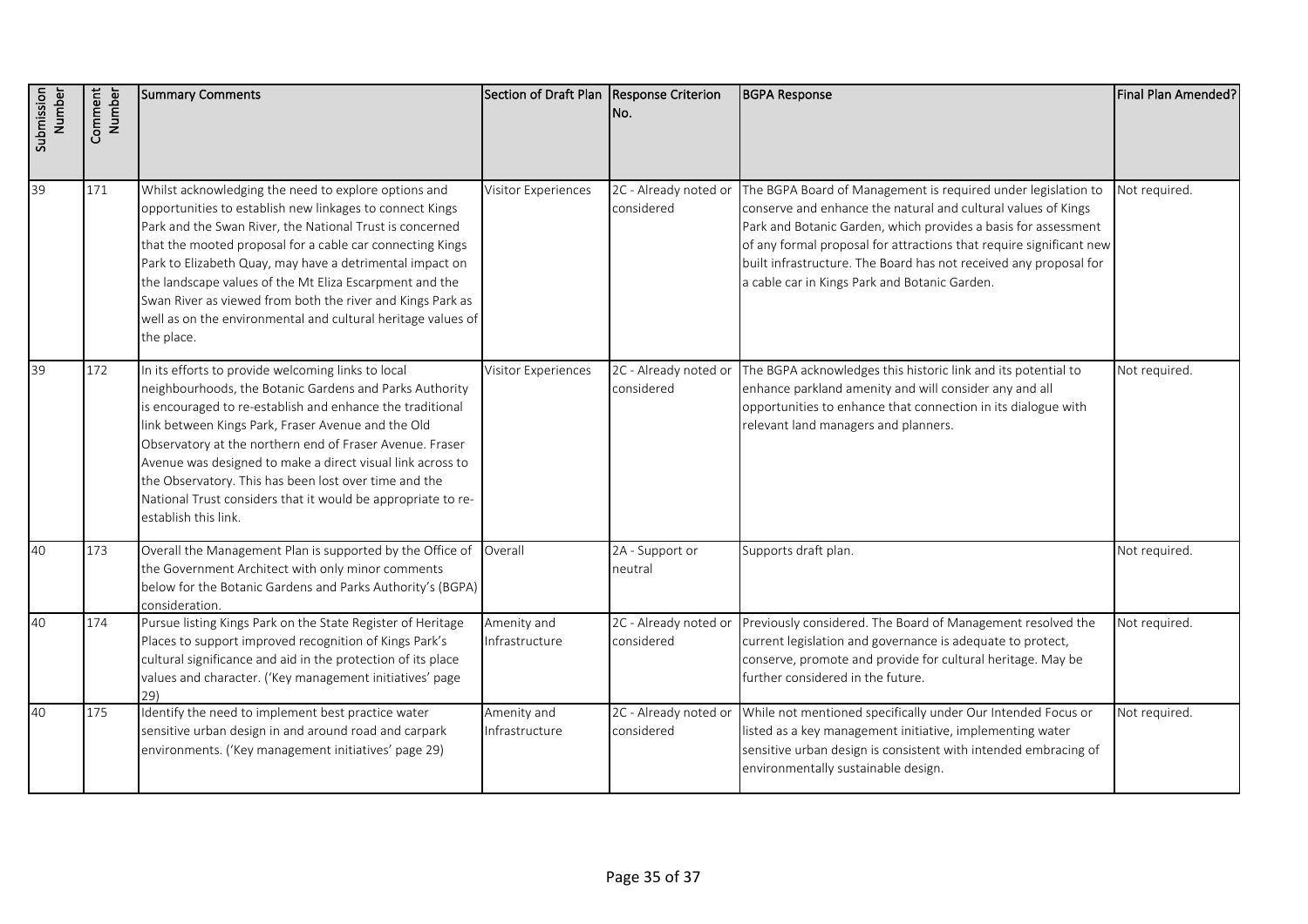| Submission Number | Comment Number | Summary Comments | Section of Draft Plan | Response Criterion No. | BGPA Response | Final Plan Amended? |
|---|---|---|---|---|---|---|
| 39 | 171 | Whilst acknowledging the need to explore options and opportunities to establish new linkages to connect Kings Park and the Swan River, the National Trust is concerned that the mooted proposal for a cable car connecting Kings Park to Elizabeth Quay, may have a detrimental impact on the landscape values of the Mt Eliza Escarpment and the Swan River as viewed from both the river and Kings Park as well as on the environmental and cultural heritage values of the place. | Visitor Experiences | 2C - Already noted or considered | The BGPA Board of Management is required under legislation to conserve and enhance the natural and cultural values of Kings Park and Botanic Garden, which provides a basis for assessment of any formal proposal for attractions that require significant new built infrastructure. The Board has not received any proposal for a cable car in Kings Park and Botanic Garden. | Not required. |
| 39 | 172 | In its efforts to provide welcoming links to local neighbourhoods, the Botanic Gardens and Parks Authority is encouraged to re-establish and enhance the traditional link between Kings Park, Fraser Avenue and the Old Observatory at the northern end of Fraser Avenue. Fraser Avenue was designed to make a direct visual link across to the Observatory. This has been lost over time and the National Trust considers that it would be appropriate to re-establish this link. | Visitor Experiences | 2C - Already noted or considered | The BGPA acknowledges this historic link and its potential to enhance parkland amenity and will consider any and all opportunities to enhance that connection in its dialogue with relevant land managers and planners. | Not required. |
| 40 | 173 | Overall the Management Plan is supported by the Office of the Government Architect with only minor comments below for the Botanic Gardens and Parks Authority's (BGPA) consideration. | Overall | 2A - Support or neutral | Supports draft plan. | Not required. |
| 40 | 174 | Pursue listing Kings Park on the State Register of Heritage Places to support improved recognition of Kings Park's cultural significance and aid in the protection of its place values and character. ('Key management initiatives' page 29) | Amenity and Infrastructure | 2C - Already noted or considered | Previously considered. The Board of Management resolved the current legislation and governance is adequate to protect, conserve, promote and provide for cultural heritage. May be further considered in the future. | Not required. |
| 40 | 175 | Identify the need to implement best practice water sensitive urban design in and around road and carpark environments. ('Key management initiatives' page 29) | Amenity and Infrastructure | 2C - Already noted or considered | While not mentioned specifically under Our Intended Focus or listed as a key management initiative, implementing water sensitive urban design is consistent with intended embracing of environmentally sustainable design. | Not required. |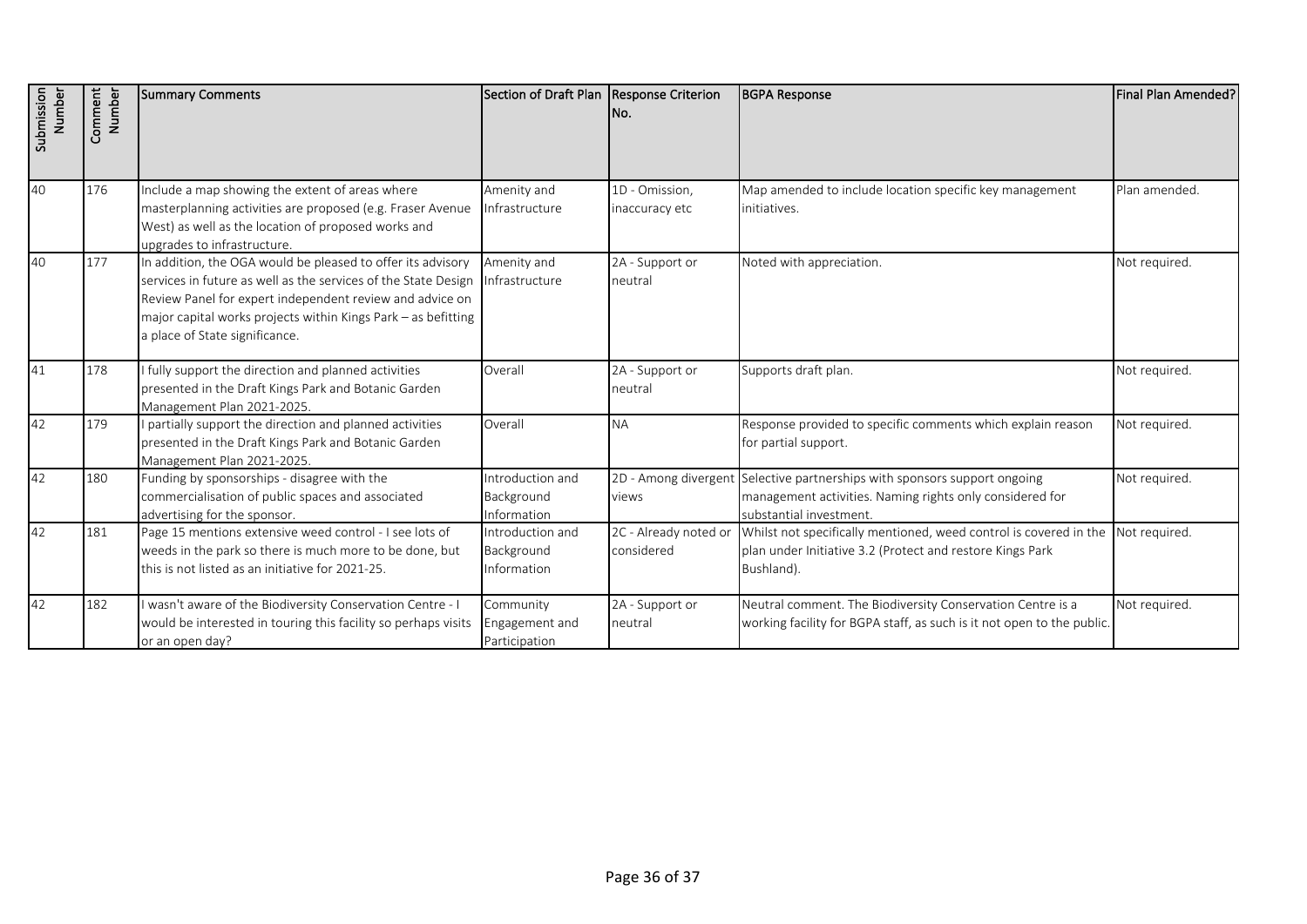| Submission Number | Comment Number | Summary Comments | Section of Draft Plan | Response Criterion No. | BGPA Response | Final Plan Amended? |
|---|---|---|---|---|---|---|
| 40 | 176 | Include a map showing the extent of areas where masterplanning activities are proposed (e.g. Fraser Avenue West) as well as the location of proposed works and upgrades to infrastructure. | Amenity and Infrastructure | 1D - Omission, inaccuracy etc | Map amended to include location specific key management initiatives. | Plan amended. |
| 40 | 177 | In addition, the OGA would be pleased to offer its advisory services in future as well as the services of the State Design Review Panel for expert independent review and advice on major capital works projects within Kings Park – as befitting a place of State significance. | Amenity and Infrastructure | 2A - Support or neutral | Noted with appreciation. | Not required. |
| 41 | 178 | I fully support the direction and planned activities presented in the Draft Kings Park and Botanic Garden Management Plan 2021-2025. | Overall | 2A - Support or neutral | Supports draft plan. | Not required. |
| 42 | 179 | I partially support the direction and planned activities presented in the Draft Kings Park and Botanic Garden Management Plan 2021-2025. | Overall | NA | Response provided to specific comments which explain reason for partial support. | Not required. |
| 42 | 180 | Funding by sponsorships - disagree with the commercialisation of public spaces and associated advertising for the sponsor. | Introduction and Background Information | 2D - Among divergent views | Selective partnerships with sponsors support ongoing management activities. Naming rights only considered for substantial investment. | Not required. |
| 42 | 181 | Page 15 mentions extensive weed control - I see lots of weeds in the park so there is much more to be done, but this is not listed as an initiative for 2021-25. | Introduction and Background Information | 2C - Already noted or considered | Whilst not specifically mentioned, weed control is covered in the plan under Initiative 3.2 (Protect and restore Kings Park Bushland). | Not required. |
| 42 | 182 | I wasn't aware of the Biodiversity Conservation Centre - I would be interested in touring this facility so perhaps visits or an open day? | Community Engagement and Participation | 2A - Support or neutral | Neutral comment. The Biodiversity Conservation Centre is a working facility for BGPA staff, as such is it not open to the public. | Not required. |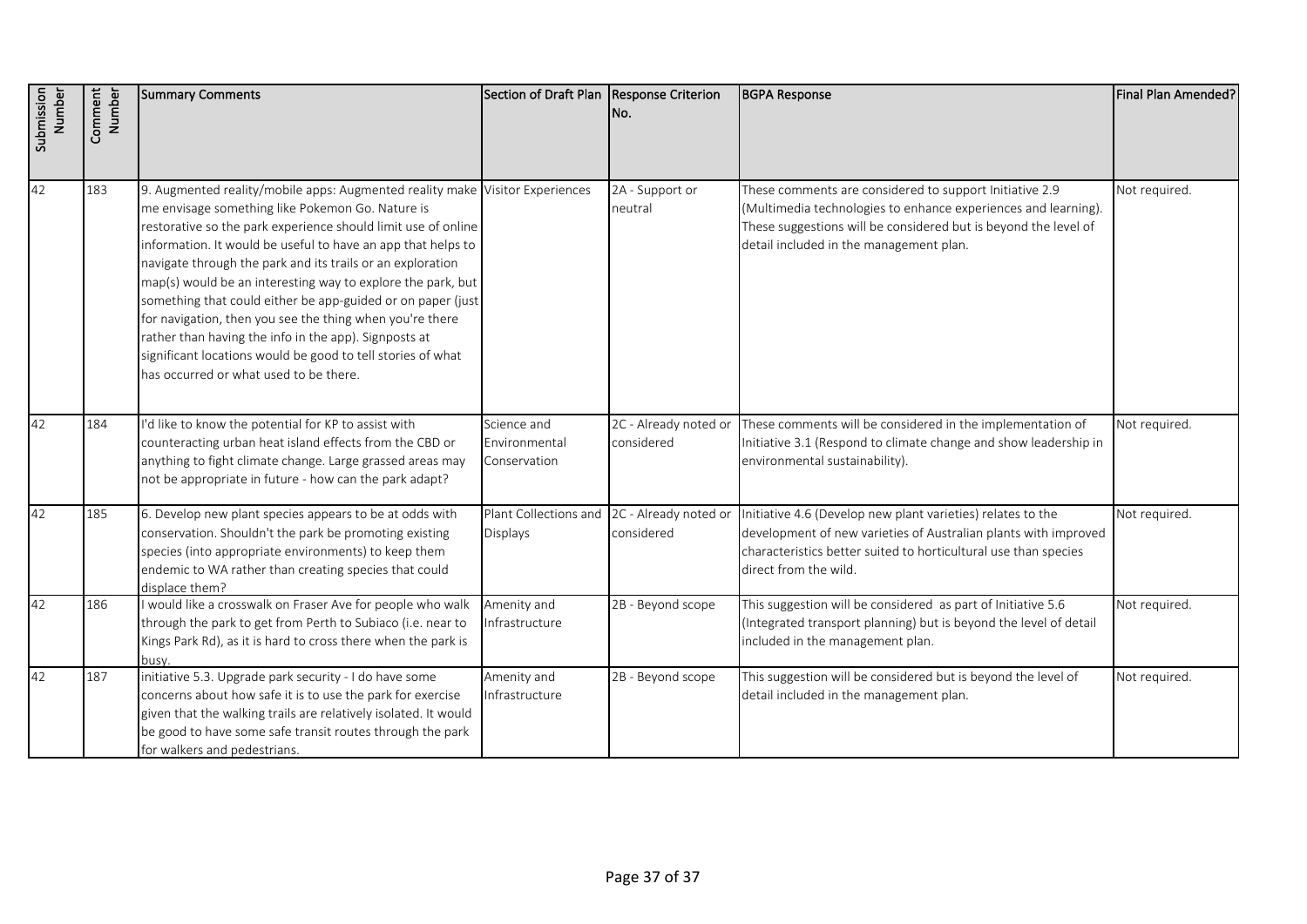| Submission Number | Comment Number | Summary Comments | Section of Draft Plan | Response Criterion No. | BGPA Response | Final Plan Amended? |
|---|---|---|---|---|---|---|
| 42 | 183 | 9. Augmented reality/mobile apps: Augmented reality make me envisage something like Pokemon Go. Nature is restorative so the park experience should limit use of online information. It would be useful to have an app that helps to navigate through the park and its trails or an exploration map(s) would be an interesting way to explore the park, but something that could either be app-guided or on paper (just for navigation, then you see the thing when you're there rather than having the info in the app). Signposts at significant locations would be good to tell stories of what has occurred or what used to be there. | Visitor Experiences | 2A - Support or neutral | These comments are considered to support Initiative 2.9 (Multimedia technologies to enhance experiences and learning). These suggestions will be considered but is beyond the level of detail included in the management plan. | Not required. |
| 42 | 184 | I'd like to know the potential for KP to assist with counteracting urban heat island effects from the CBD or anything to fight climate change. Large grassed areas may not be appropriate in future - how can the park adapt? | Science and Environmental Conservation | 2C - Already noted or considered | These comments will be considered in the implementation of Initiative 3.1 (Respond to climate change and show leadership in environmental sustainability). | Not required. |
| 42 | 185 | 6. Develop new plant species appears to be at odds with conservation. Shouldn't the park be promoting existing species (into appropriate environments) to keep them endemic to WA rather than creating species that could displace them? | Plant Collections and Displays | 2C - Already noted or considered | Initiative 4.6 (Develop new plant varieties) relates to the development of new varieties of Australian plants with improved characteristics better suited to horticultural use than species direct from the wild. | Not required. |
| 42 | 186 | I would like a crosswalk on Fraser Ave for people who walk through the park to get from Perth to Subiaco (i.e. near to Kings Park Rd), as it is hard to cross there when the park is busy. | Amenity and Infrastructure | 2B - Beyond scope | This suggestion will be considered as part of Initiative 5.6 (Integrated transport planning) but is beyond the level of detail included in the management plan. | Not required. |
| 42 | 187 | initiative 5.3. Upgrade park security - I do have some concerns about how safe it is to use the park for exercise given that the walking trails are relatively isolated. It would be good to have some safe transit routes through the park for walkers and pedestrians. | Amenity and Infrastructure | 2B - Beyond scope | This suggestion will be considered but is beyond the level of detail included in the management plan. | Not required. |